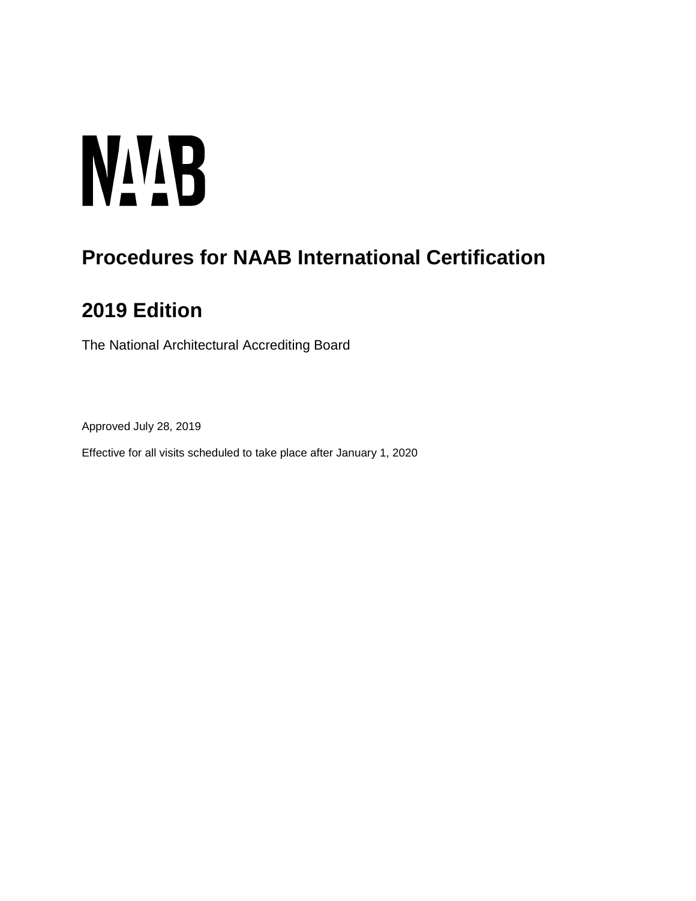NAAB

# Procedures for NAAB International Certification

# 2019 Edition

The National Architectural Accrediting Board

Approved July 28, 2019

Effective for all visits scheduled to take place after January 1, 2020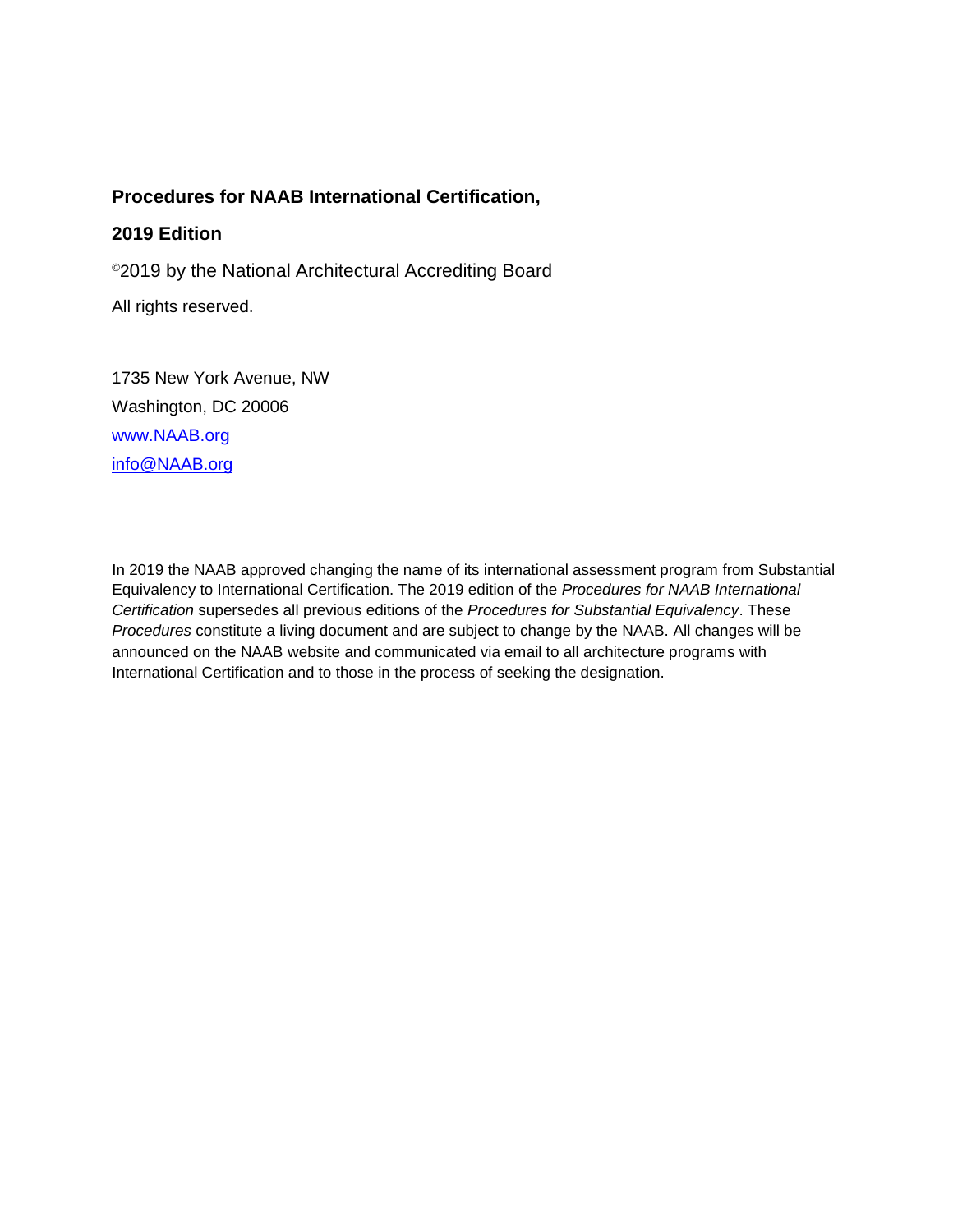**Procedures for NAAB International Certification,**

**2019 Edition**

©2019 by the National Architectural Accrediting Board

All rights reserved.

1735 New York Avenue, NW
Washington, DC 20006
www.NAAB.org
info@NAAB.org

In 2019 the NAAB approved changing the name of its international assessment program from Substantial Equivalency to International Certification. The 2019 edition of the *Procedures for NAAB International Certification* supersedes all previous editions of the *Procedures for Substantial Equivalency*. These *Procedures* constitute a living document and are subject to change by the NAAB. All changes will be announced on the NAAB website and communicated via email to all architecture programs with International Certification and to those in the process of seeking the designation.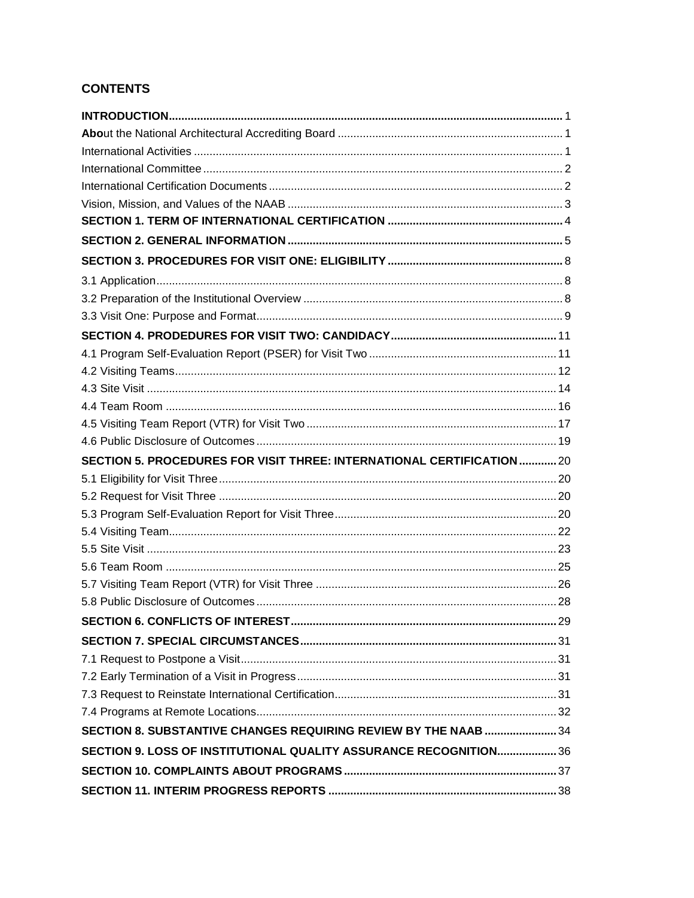## CONTENTS

**INTRODUCTION** ... 1
**Abo**ut the National Architectural Accrediting Board ... 1
International Activities ... 1
International Committee ... 2
International Certification Documents ... 2
Vision, Mission, and Values of the NAAB ... 3
**SECTION 1. TERM OF INTERNATIONAL CERTIFICATION** ... 4
**SECTION 2. GENERAL INFORMATION** ... 5
**SECTION 3. PROCEDURES FOR VISIT ONE: ELIGIBILITY** ... 8
3.1 Application ... 8
3.2 Preparation of the Institutional Overview ... 8
3.3 Visit One: Purpose and Format ... 9
**SECTION 4. PRODEDURES FOR VISIT TWO: CANDIDACY** ... 11
4.1 Program Self-Evaluation Report (PSER) for Visit Two ... 11
4.2 Visiting Teams ... 12
4.3 Site Visit ... 14
4.4 Team Room ... 16
4.5 Visiting Team Report (VTR) for Visit Two ... 17
4.6 Public Disclosure of Outcomes ... 19
**SECTION 5. PROCEDURES FOR VISIT THREE: INTERNATIONAL CERTIFICATION** ... 20
5.1 Eligibility for Visit Three ... 20
5.2 Request for Visit Three ... 20
5.3 Program Self-Evaluation Report for Visit Three ... 20
5.4 Visiting Team ... 22
5.5 Site Visit ... 23
5.6 Team Room ... 25
5.7 Visiting Team Report (VTR) for Visit Three ... 26
5.8 Public Disclosure of Outcomes ... 28
**SECTION 6. CONFLICTS OF INTEREST** ... 29
**SECTION 7. SPECIAL CIRCUMSTANCES** ... 31
7.1 Request to Postpone a Visit ... 31
7.2 Early Termination of a Visit in Progress ... 31
7.3 Request to Reinstate International Certification ... 31
7.4 Programs at Remote Locations ... 32
**SECTION 8. SUBSTANTIVE CHANGES REQUIRING REVIEW BY THE NAAB** ... 34
**SECTION 9. LOSS OF INSTITUTIONAL QUALITY ASSURANCE RECOGNITION** ... 36
**SECTION 10. COMPLAINTS ABOUT PROGRAMS** ... 37
**SECTION 11. INTERIM PROGRESS REPORTS** ... 38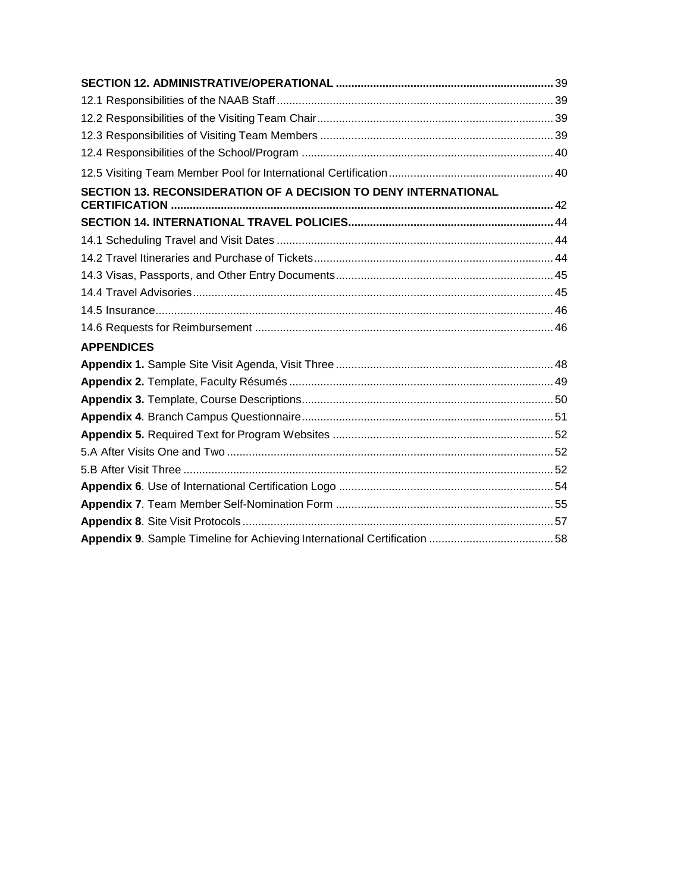**SECTION 12. ADMINISTRATIVE/OPERATIONAL** ..... 39

12.1 Responsibilities of the NAAB Staff ..... 39

12.2 Responsibilities of the Visiting Team Chair ..... 39

12.3 Responsibilities of Visiting Team Members ..... 39

12.4 Responsibilities of the School/Program ..... 40

12.5 Visiting Team Member Pool for International Certification ..... 40

**SECTION 13. RECONSIDERATION OF A DECISION TO DENY INTERNATIONAL CERTIFICATION** ..... 42

**SECTION 14. INTERNATIONAL TRAVEL POLICIES** ..... 44

14.1 Scheduling Travel and Visit Dates ..... 44

14.2 Travel Itineraries and Purchase of Tickets ..... 44

14.3 Visas, Passports, and Other Entry Documents ..... 45

14.4 Travel Advisories ..... 45

14.5 Insurance ..... 46

14.6 Requests for Reimbursement ..... 46

**APPENDICES**

**Appendix 1.** Sample Site Visit Agenda, Visit Three ..... 48

**Appendix 2.** Template, Faculty Résumés ..... 49

**Appendix 3.** Template, Course Descriptions ..... 50

**Appendix 4**. Branch Campus Questionnaire ..... 51

**Appendix 5.** Required Text for Program Websites ..... 52

5.A After Visits One and Two ..... 52

5.B After Visit Three ..... 52

**Appendix 6**. Use of International Certification Logo ..... 54

**Appendix 7**. Team Member Self-Nomination Form ..... 55

**Appendix 8**. Site Visit Protocols ..... 57

**Appendix 9**. Sample Timeline for Achieving International Certification ..... 58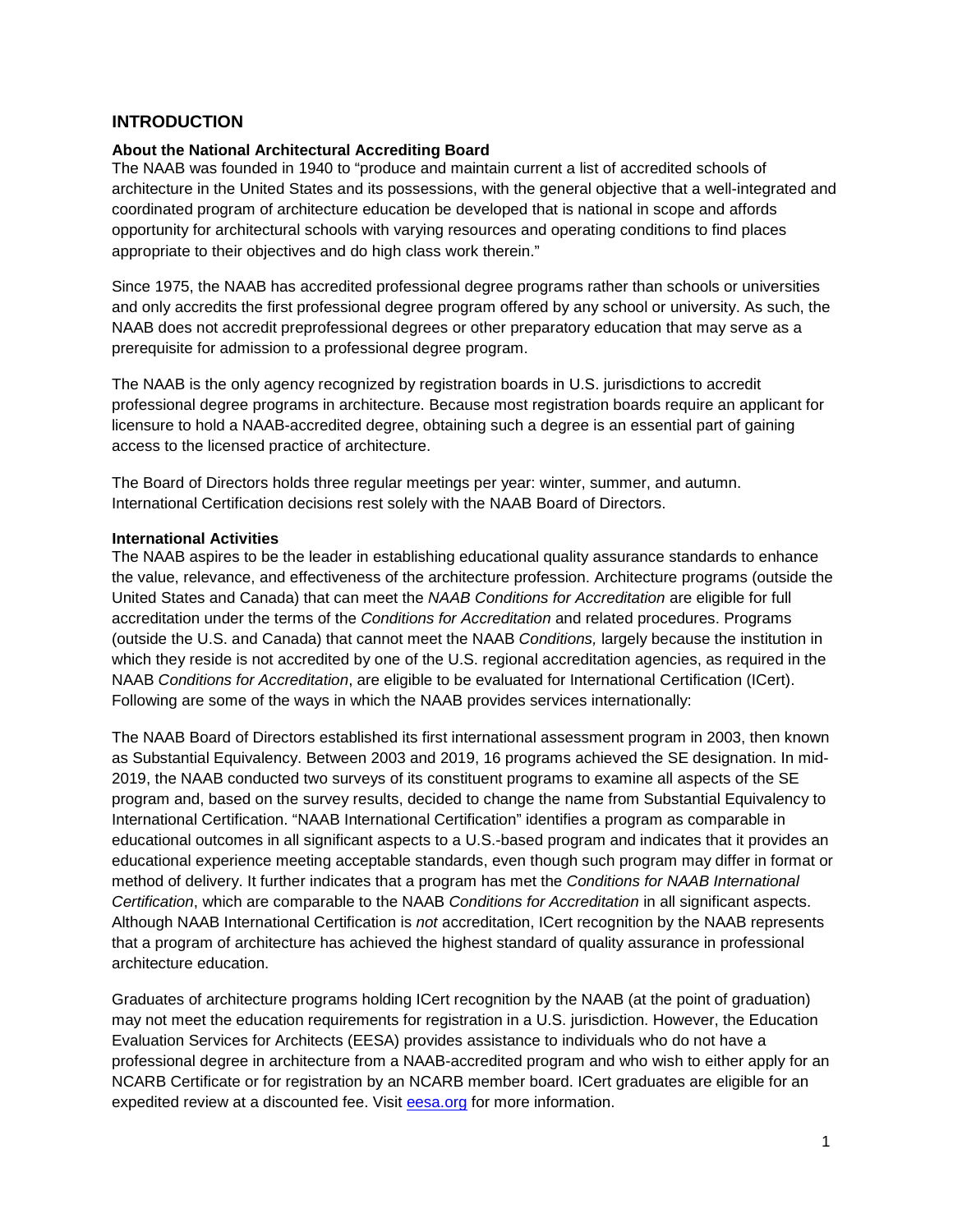## INTRODUCTION

### About the National Architectural Accrediting Board

The NAAB was founded in 1940 to "produce and maintain current a list of accredited schools of architecture in the United States and its possessions, with the general objective that a well-integrated and coordinated program of architecture education be developed that is national in scope and affords opportunity for architectural schools with varying resources and operating conditions to find places appropriate to their objectives and do high class work therein."

Since 1975, the NAAB has accredited professional degree programs rather than schools or universities and only accredits the first professional degree program offered by any school or university. As such, the NAAB does not accredit preprofessional degrees or other preparatory education that may serve as a prerequisite for admission to a professional degree program.

The NAAB is the only agency recognized by registration boards in U.S. jurisdictions to accredit professional degree programs in architecture. Because most registration boards require an applicant for licensure to hold a NAAB-accredited degree, obtaining such a degree is an essential part of gaining access to the licensed practice of architecture.

The Board of Directors holds three regular meetings per year: winter, summer, and autumn. International Certification decisions rest solely with the NAAB Board of Directors.

### International Activities

The NAAB aspires to be the leader in establishing educational quality assurance standards to enhance the value, relevance, and effectiveness of the architecture profession. Architecture programs (outside the United States and Canada) that can meet the *NAAB Conditions for Accreditation* are eligible for full accreditation under the terms of the *Conditions for Accreditation* and related procedures. Programs (outside the U.S. and Canada) that cannot meet the NAAB *Conditions,* largely because the institution in which they reside is not accredited by one of the U.S. regional accreditation agencies, as required in the NAAB *Conditions for Accreditation*, are eligible to be evaluated for International Certification (ICert). Following are some of the ways in which the NAAB provides services internationally:

The NAAB Board of Directors established its first international assessment program in 2003, then known as Substantial Equivalency. Between 2003 and 2019, 16 programs achieved the SE designation. In mid-2019, the NAAB conducted two surveys of its constituent programs to examine all aspects of the SE program and, based on the survey results, decided to change the name from Substantial Equivalency to International Certification. "NAAB International Certification" identifies a program as comparable in educational outcomes in all significant aspects to a U.S.-based program and indicates that it provides an educational experience meeting acceptable standards, even though such program may differ in format or method of delivery. It further indicates that a program has met the *Conditions for NAAB International Certification*, which are comparable to the NAAB *Conditions for Accreditation* in all significant aspects. Although NAAB International Certification is *not* accreditation, ICert recognition by the NAAB represents that a program of architecture has achieved the highest standard of quality assurance in professional architecture education.

Graduates of architecture programs holding ICert recognition by the NAAB (at the point of graduation) may not meet the education requirements for registration in a U.S. jurisdiction. However, the Education Evaluation Services for Architects (EESA) provides assistance to individuals who do not have a professional degree in architecture from a NAAB-accredited program and who wish to either apply for an NCARB Certificate or for registration by an NCARB member board. ICert graduates are eligible for an expedited review at a discounted fee. Visit [eesa.org](eesa.org) for more information.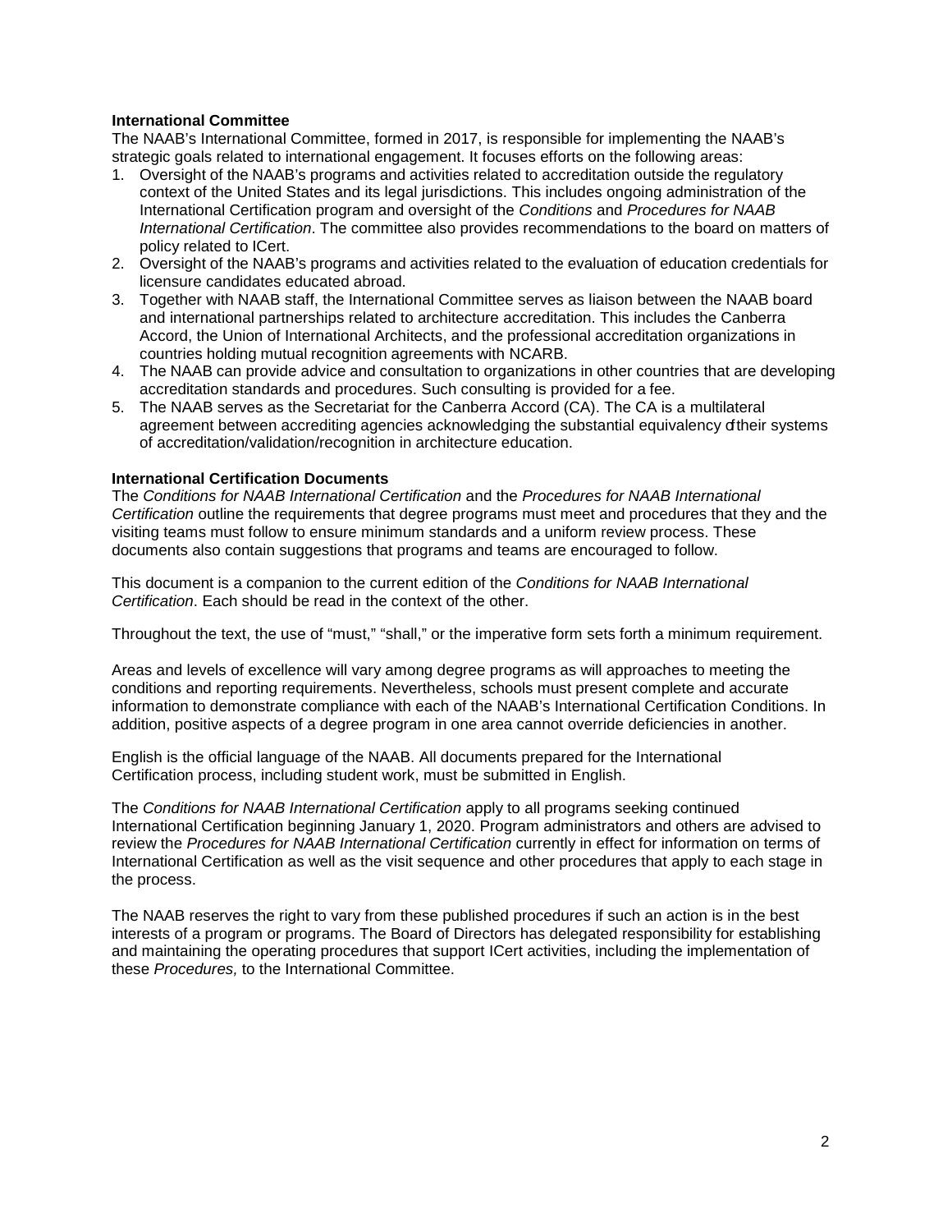**International Committee**

The NAAB's International Committee, formed in 2017, is responsible for implementing the NAAB's strategic goals related to international engagement. It focuses efforts on the following areas:

1. Oversight of the NAAB's programs and activities related to accreditation outside the regulatory context of the United States and its legal jurisdictions. This includes ongoing administration of the International Certification program and oversight of the *Conditions* and *Procedures for NAAB International Certification*. The committee also provides recommendations to the board on matters of policy related to ICert.
2. Oversight of the NAAB's programs and activities related to the evaluation of education credentials for licensure candidates educated abroad.
3. Together with NAAB staff, the International Committee serves as liaison between the NAAB board and international partnerships related to architecture accreditation. This includes the Canberra Accord, the Union of International Architects, and the professional accreditation organizations in countries holding mutual recognition agreements with NCARB.
4. The NAAB can provide advice and consultation to organizations in other countries that are developing accreditation standards and procedures. Such consulting is provided for a fee.
5. The NAAB serves as the Secretariat for the Canberra Accord (CA). The CA is a multilateral agreement between accrediting agencies acknowledging the substantial equivalency of their systems of accreditation/validation/recognition in architecture education.

**International Certification Documents**

The *Conditions for NAAB International Certification* and the *Procedures for NAAB International Certification* outline the requirements that degree programs must meet and procedures that they and the visiting teams must follow to ensure minimum standards and a uniform review process. These documents also contain suggestions that programs and teams are encouraged to follow.

This document is a companion to the current edition of the *Conditions for NAAB International Certification*. Each should be read in the context of the other.

Throughout the text, the use of "must," "shall," or the imperative form sets forth a minimum requirement.

Areas and levels of excellence will vary among degree programs as will approaches to meeting the conditions and reporting requirements. Nevertheless, schools must present complete and accurate information to demonstrate compliance with each of the NAAB's International Certification Conditions. In addition, positive aspects of a degree program in one area cannot override deficiencies in another.

English is the official language of the NAAB. All documents prepared for the International Certification process, including student work, must be submitted in English.

The *Conditions for NAAB International Certification* apply to all programs seeking continued International Certification beginning January 1, 2020. Program administrators and others are advised to review the *Procedures for NAAB International Certification* currently in effect for information on terms of International Certification as well as the visit sequence and other procedures that apply to each stage in the process.

The NAAB reserves the right to vary from these published procedures if such an action is in the best interests of a program or programs. The Board of Directors has delegated responsibility for establishing and maintaining the operating procedures that support ICert activities, including the implementation of these *Procedures,* to the International Committee.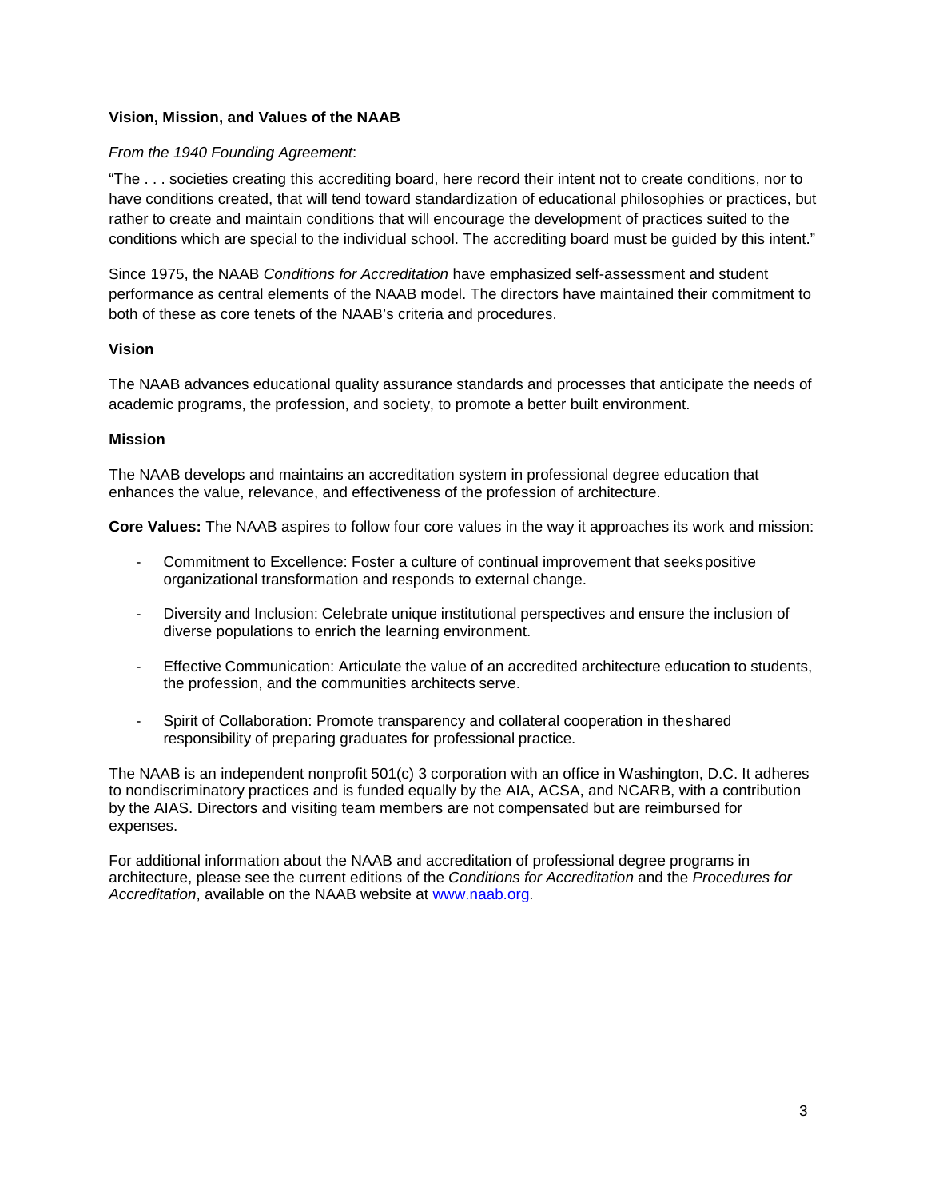### Vision, Mission, and Values of the NAAB

*From the 1940 Founding Agreement*:

"The . . . societies creating this accrediting board, here record their intent not to create conditions, nor to have conditions created, that will tend toward standardization of educational philosophies or practices, but rather to create and maintain conditions that will encourage the development of practices suited to the conditions which are special to the individual school. The accrediting board must be guided by this intent."

Since 1975, the NAAB *Conditions for Accreditation* have emphasized self-assessment and student performance as central elements of the NAAB model. The directors have maintained their commitment to both of these as core tenets of the NAAB's criteria and procedures.

### Vision

The NAAB advances educational quality assurance standards and processes that anticipate the needs of academic programs, the profession, and society, to promote a better built environment.

### Mission

The NAAB develops and maintains an accreditation system in professional degree education that enhances the value, relevance, and effectiveness of the profession of architecture.

**Core Values:** The NAAB aspires to follow four core values in the way it approaches its work and mission:

- Commitment to Excellence: Foster a culture of continual improvement that seeks positive organizational transformation and responds to external change.
- Diversity and Inclusion: Celebrate unique institutional perspectives and ensure the inclusion of diverse populations to enrich the learning environment.
- Effective Communication: Articulate the value of an accredited architecture education to students, the profession, and the communities architects serve.
- Spirit of Collaboration: Promote transparency and collateral cooperation in the shared responsibility of preparing graduates for professional practice.

The NAAB is an independent nonprofit 501(c) 3 corporation with an office in Washington, D.C. It adheres to nondiscriminatory practices and is funded equally by the AIA, ACSA, and NCARB, with a contribution by the AIAS. Directors and visiting team members are not compensated but are reimbursed for expenses.

For additional information about the NAAB and accreditation of professional degree programs in architecture, please see the current editions of the *Conditions for Accreditation* and the *Procedures for Accreditation*, available on the NAAB website at [www.naab.org](http://www.naab.org).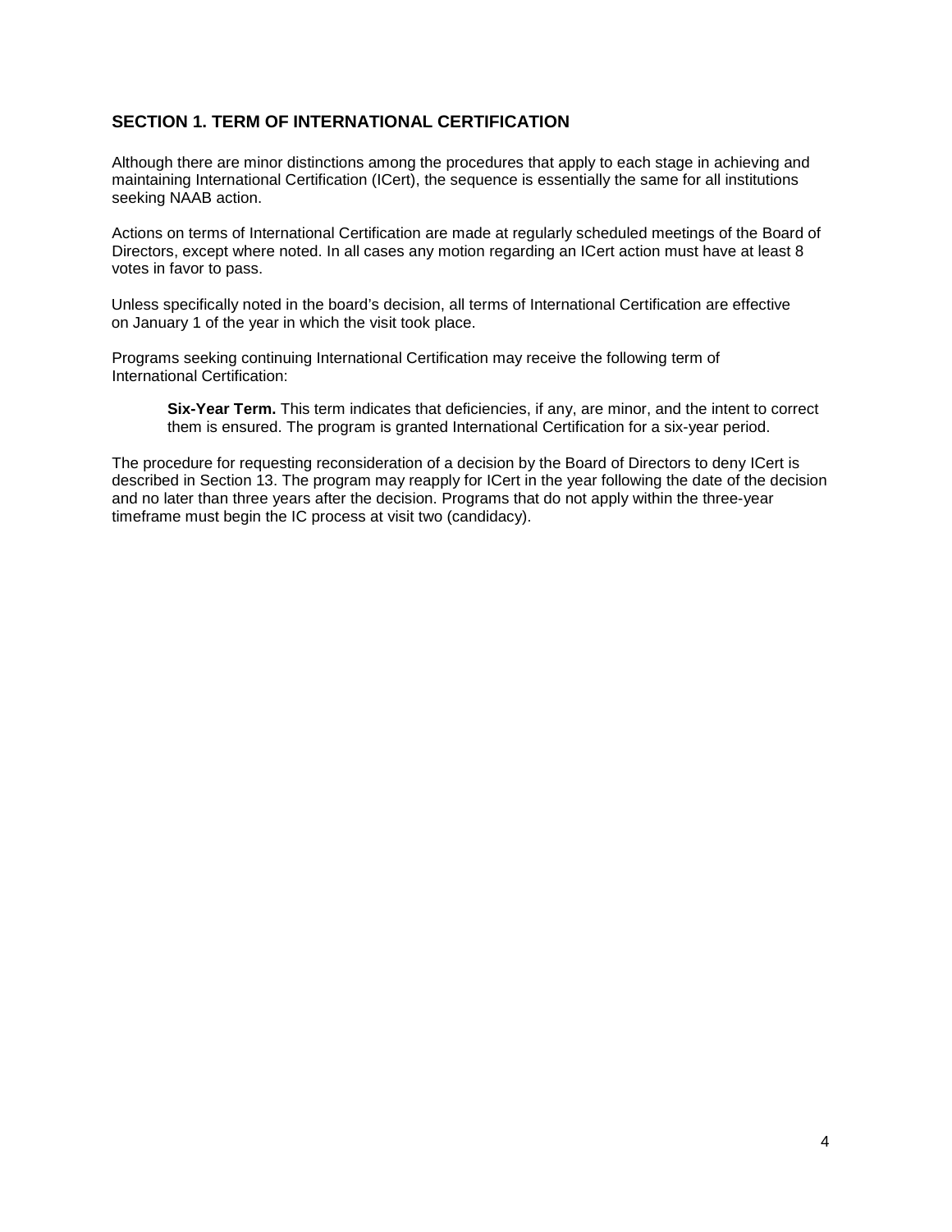## SECTION 1. TERM OF INTERNATIONAL CERTIFICATION

Although there are minor distinctions among the procedures that apply to each stage in achieving and maintaining International Certification (ICert), the sequence is essentially the same for all institutions seeking NAAB action.

Actions on terms of International Certification are made at regularly scheduled meetings of the Board of Directors, except where noted. In all cases any motion regarding an ICert action must have at least 8 votes in favor to pass.

Unless specifically noted in the board's decision, all terms of International Certification are effective on January 1 of the year in which the visit took place.

Programs seeking continuing International Certification may receive the following term of International Certification:

> **Six-Year Term.** This term indicates that deficiencies, if any, are minor, and the intent to correct them is ensured. The program is granted International Certification for a six-year period.

The procedure for requesting reconsideration of a decision by the Board of Directors to deny ICert is described in Section 13. The program may reapply for ICert in the year following the date of the decision and no later than three years after the decision. Programs that do not apply within the three-year timeframe must begin the IC process at visit two (candidacy).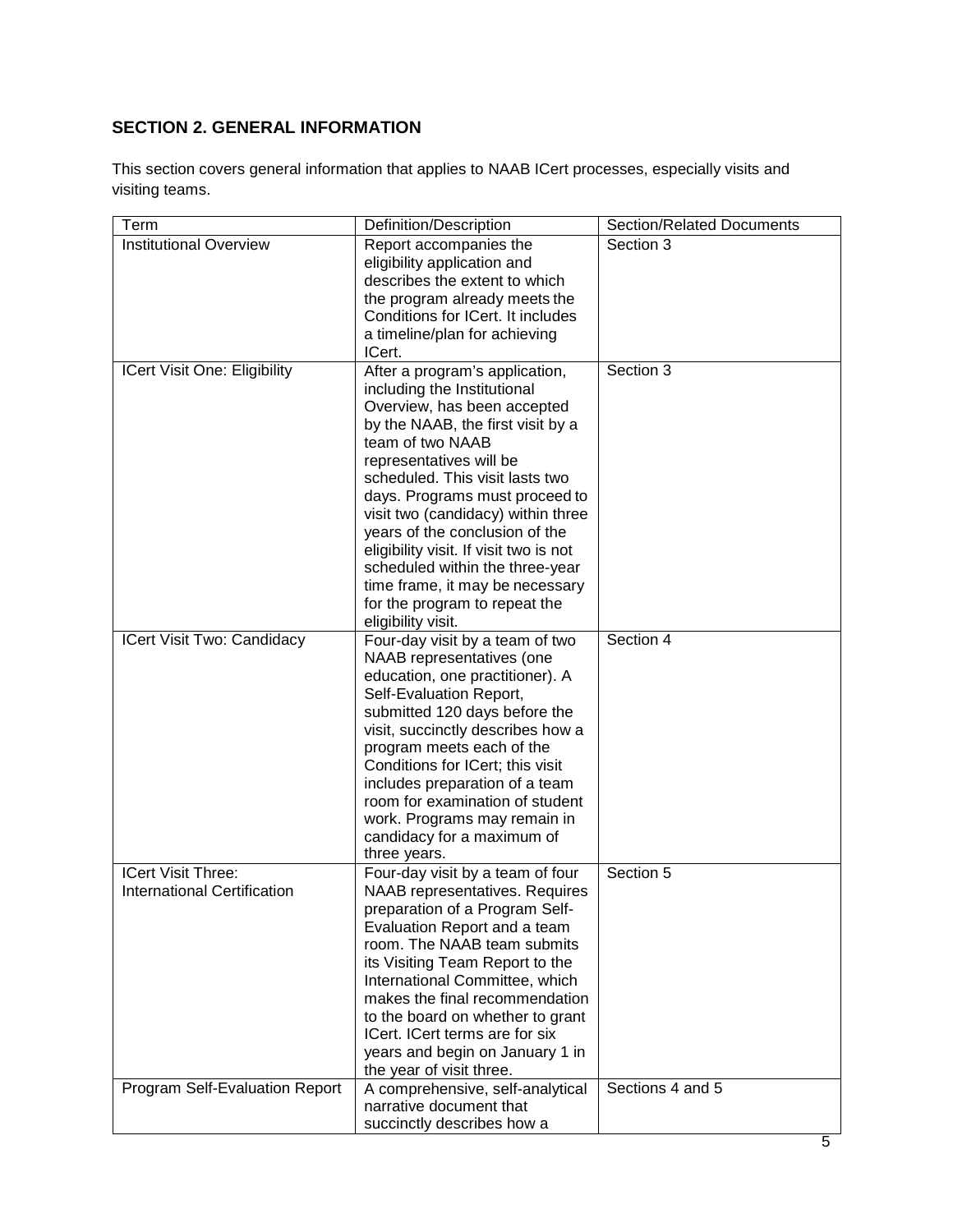## SECTION 2. GENERAL INFORMATION

This section covers general information that applies to NAAB ICert processes, especially visits and visiting teams.

| Term | Definition/Description | Section/Related Documents |
|---|---|---|
| Institutional Overview | Report accompanies the eligibility application and describes the extent to which the program already meets the Conditions for ICert. It includes a timeline/plan for achieving ICert. | Section 3 |
| ICert Visit One: Eligibility | After a program's application, including the Institutional Overview, has been accepted by the NAAB, the first visit by a team of two NAAB representatives will be scheduled. This visit lasts two days. Programs must proceed to visit two (candidacy) within three years of the conclusion of the eligibility visit. If visit two is not scheduled within the three-year time frame, it may be necessary for the program to repeat the eligibility visit. | Section 3 |
| ICert Visit Two: Candidacy | Four-day visit by a team of two NAAB representatives (one education, one practitioner). A Self-Evaluation Report, submitted 120 days before the visit, succinctly describes how a program meets each of the Conditions for ICert; this visit includes preparation of a team room for examination of student work. Programs may remain in candidacy for a maximum of three years. | Section 4 |
| ICert Visit Three: International Certification | Four-day visit by a team of four NAAB representatives. Requires preparation of a Program Self-Evaluation Report and a team room. The NAAB team submits its Visiting Team Report to the International Committee, which makes the final recommendation to the board on whether to grant ICert. ICert terms are for six years and begin on January 1 in the year of visit three. | Section 5 |
| Program Self-Evaluation Report | A comprehensive, self-analytical narrative document that succinctly describes how a | Sections 4 and 5 |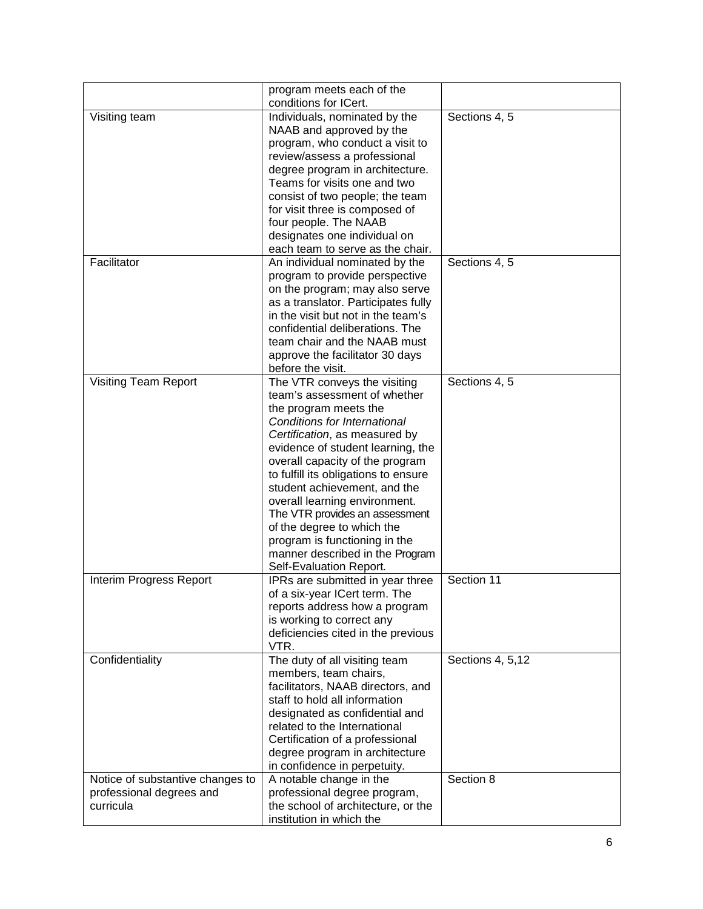| | | |
|---|---|---|
| | program meets each of the conditions for ICert. | |
| Visiting team | Individuals, nominated by the NAAB and approved by the program, who conduct a visit to review/assess a professional degree program in architecture. Teams for visits one and two consist of two people; the team for visit three is composed of four people. The NAAB designates one individual on each team to serve as the chair. | Sections 4, 5 |
| Facilitator | An individual nominated by the program to provide perspective on the program; may also serve as a translator. Participates fully in the visit but not in the team's confidential deliberations. The team chair and the NAAB must approve the facilitator 30 days before the visit. | Sections 4, 5 |
| Visiting Team Report | The VTR conveys the visiting team's assessment of whether the program meets the *Conditions for International Certification*, as measured by evidence of student learning, the overall capacity of the program to fulfill its obligations to ensure student achievement, and the overall learning environment. The VTR provides an assessment of the degree to which the program is functioning in the manner described in the *Program Self-Evaluation Report.* | Sections 4, 5 |
| Interim Progress Report | IPRs are submitted in year three of a six-year ICert term. The reports address how a program is working to correct any deficiencies cited in the previous VTR. | Section 11 |
| Confidentiality | The duty of all visiting team members, team chairs, facilitators, NAAB directors, and staff to hold all information designated as confidential and related to the International Certification of a professional degree program in architecture in confidence in perpetuity. | Sections 4, 5,12 |
| Notice of substantive changes to professional degrees and curricula | A notable change in the professional degree program, the school of architecture, or the institution in which the | Section 8 |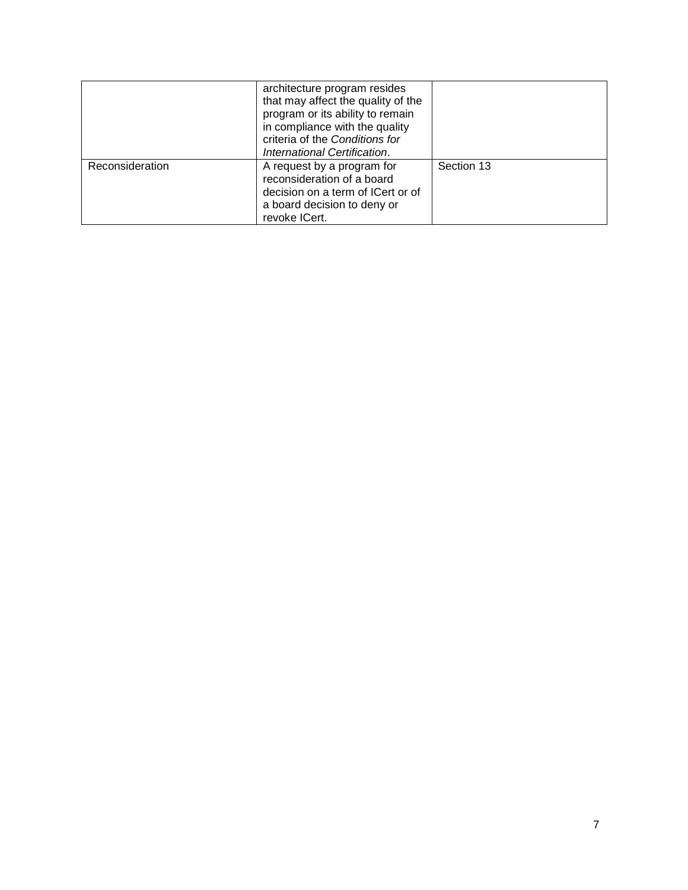| | | |
|---|---|---|
| | architecture program resides that may affect the quality of the program or its ability to remain in compliance with the quality criteria of the *Conditions for International Certification*. | |
| Reconsideration | A request by a program for reconsideration of a board decision on a term of ICert or of a board decision to deny or revoke ICert. | Section 13 |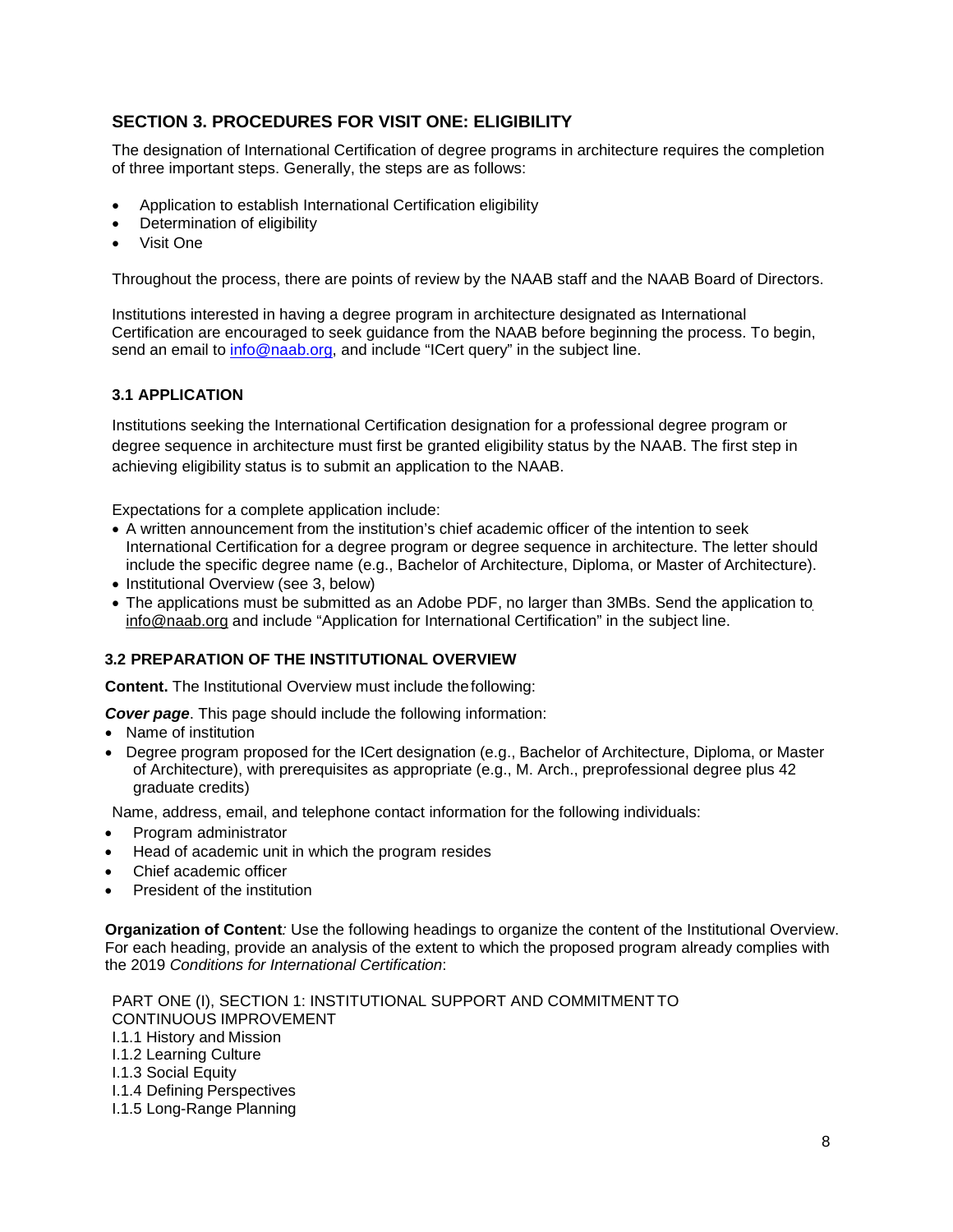## SECTION 3. PROCEDURES FOR VISIT ONE: ELIGIBILITY

The designation of International Certification of degree programs in architecture requires the completion of three important steps. Generally, the steps are as follows:

- Application to establish International Certification eligibility
- Determination of eligibility
- Visit One

Throughout the process, there are points of review by the NAAB staff and the NAAB Board of Directors.

Institutions interested in having a degree program in architecture designated as International Certification are encouraged to seek guidance from the NAAB before beginning the process. To begin, send an email to info@naab.org, and include "ICert query" in the subject line.

### 3.1 APPLICATION

Institutions seeking the International Certification designation for a professional degree program or degree sequence in architecture must first be granted eligibility status by the NAAB. The first step in achieving eligibility status is to submit an application to the NAAB.

Expectations for a complete application include:

- A written announcement from the institution's chief academic officer of the intention to seek International Certification for a degree program or degree sequence in architecture. The letter should include the specific degree name (e.g., Bachelor of Architecture, Diploma, or Master of Architecture).
- Institutional Overview (see 3, below)
- The applications must be submitted as an Adobe PDF, no larger than 3MBs. Send the application to info@naab.org and include "Application for International Certification" in the subject line.

### 3.2 PREPARATION OF THE INSTITUTIONAL OVERVIEW

**Content.** The Institutional Overview must include the following:

***Cover page***. This page should include the following information:

- Name of institution
- Degree program proposed for the ICert designation (e.g., Bachelor of Architecture, Diploma, or Master of Architecture), with prerequisites as appropriate (e.g., M. Arch., preprofessional degree plus 42 graduate credits)

Name, address, email, and telephone contact information for the following individuals:

- Program administrator
- Head of academic unit in which the program resides
- Chief academic officer
- President of the institution

**Organization of Content***:* Use the following headings to organize the content of the Institutional Overview. For each heading, provide an analysis of the extent to which the proposed program already complies with the 2019 *Conditions for International Certification*:

PART ONE (I), SECTION 1: INSTITUTIONAL SUPPORT AND COMMITMENT TO CONTINUOUS IMPROVEMENT
I.1.1 History and Mission
I.1.2 Learning Culture
I.1.3 Social Equity
I.1.4 Defining Perspectives
I.1.5 Long-Range Planning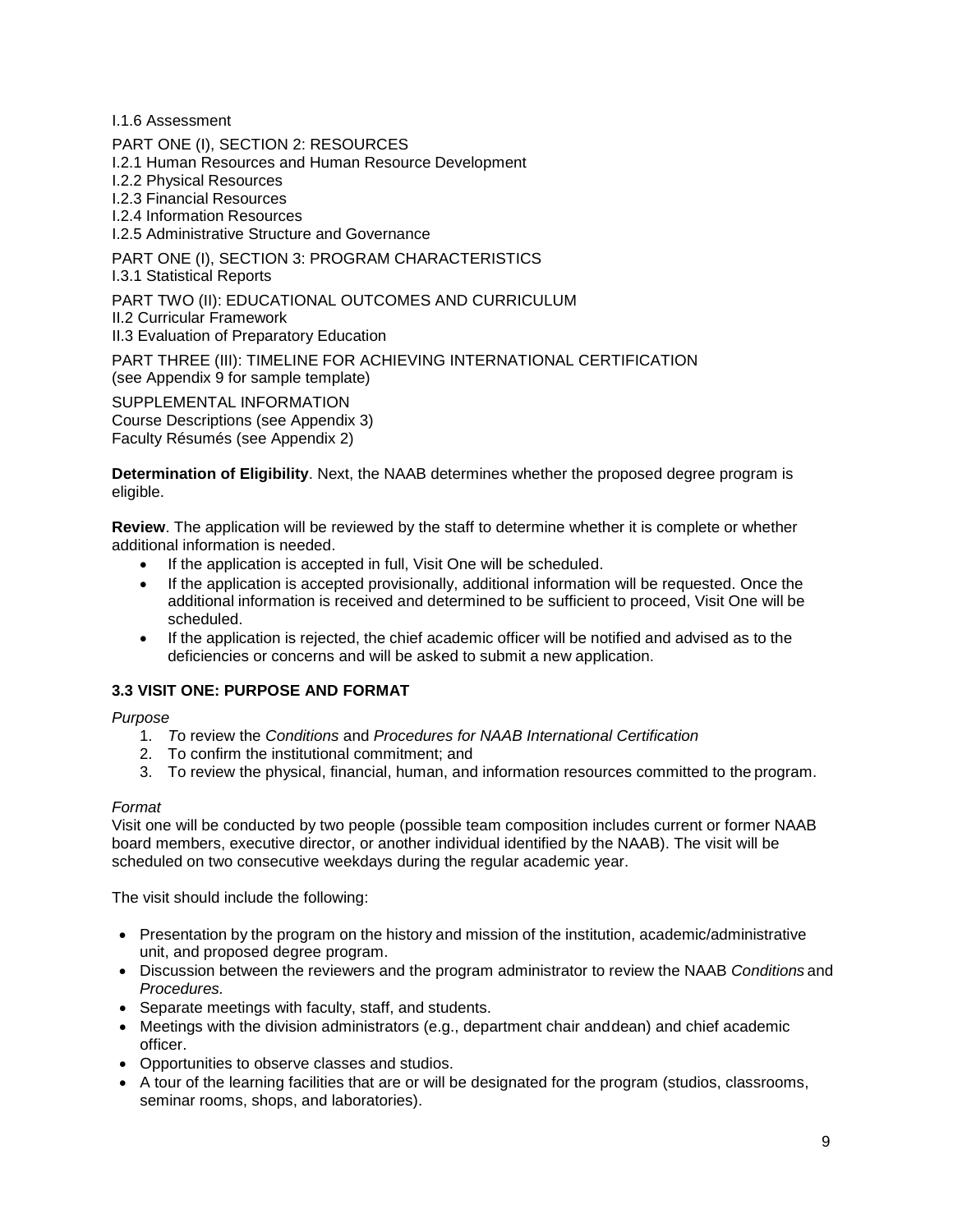I.1.6 Assessment

PART ONE (I), SECTION 2: RESOURCES
I.2.1 Human Resources and Human Resource Development
I.2.2 Physical Resources
I.2.3 Financial Resources
I.2.4 Information Resources
I.2.5 Administrative Structure and Governance

PART ONE (I), SECTION 3: PROGRAM CHARACTERISTICS
I.3.1 Statistical Reports

PART TWO (II): EDUCATIONAL OUTCOMES AND CURRICULUM
II.2 Curricular Framework
II.3 Evaluation of Preparatory Education

PART THREE (III): TIMELINE FOR ACHIEVING INTERNATIONAL CERTIFICATION
(see Appendix 9 for sample template)

SUPPLEMENTAL INFORMATION
Course Descriptions (see Appendix 3)
Faculty Résumés (see Appendix 2)

**Determination of Eligibility**. Next, the NAAB determines whether the proposed degree program is eligible.

**Review**. The application will be reviewed by the staff to determine whether it is complete or whether additional information is needed.

- If the application is accepted in full, Visit One will be scheduled.
- If the application is accepted provisionally, additional information will be requested. Once the additional information is received and determined to be sufficient to proceed, Visit One will be scheduled.
- If the application is rejected, the chief academic officer will be notified and advised as to the deficiencies or concerns and will be asked to submit a new application.

### 3.3 VISIT ONE: PURPOSE AND FORMAT

*Purpose*

1. *T*o review the *Conditions* and *Procedures for NAAB International Certification*
2. To confirm the institutional commitment; and
3. To review the physical, financial, human, and information resources committed to the program.

*Format*

Visit one will be conducted by two people (possible team composition includes current or former NAAB board members, executive director, or another individual identified by the NAAB). The visit will be scheduled on two consecutive weekdays during the regular academic year.

The visit should include the following:

- Presentation by the program on the history and mission of the institution, academic/administrative unit, and proposed degree program.
- Discussion between the reviewers and the program administrator to review the NAAB *Conditions* and *Procedures.*
- Separate meetings with faculty, staff, and students.
- Meetings with the division administrators (e.g., department chair anddean) and chief academic officer.
- Opportunities to observe classes and studios.
- A tour of the learning facilities that are or will be designated for the program (studios, classrooms, seminar rooms, shops, and laboratories).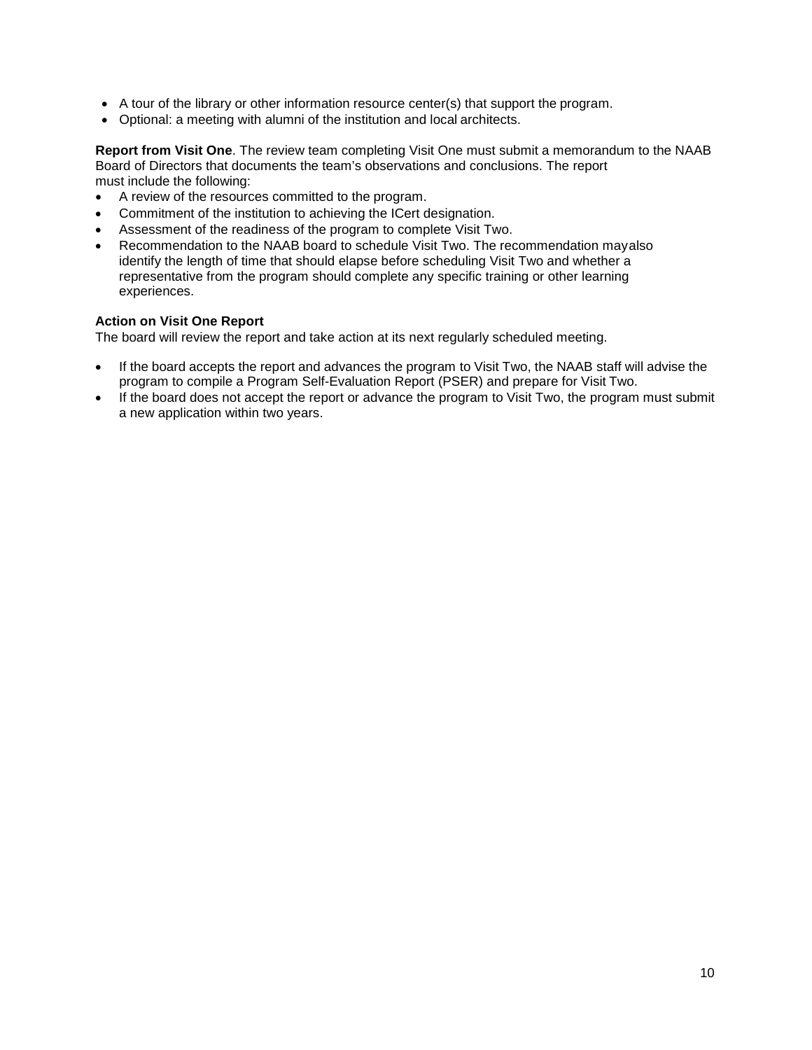- A tour of the library or other information resource center(s) that support the program.
- Optional: a meeting with alumni of the institution and local architects.

**Report from Visit One**. The review team completing Visit One must submit a memorandum to the NAAB Board of Directors that documents the team's observations and conclusions. The report must include the following:

- A review of the resources committed to the program.
- Commitment of the institution to achieving the ICert designation.
- Assessment of the readiness of the program to complete Visit Two.
- Recommendation to the NAAB board to schedule Visit Two. The recommendation mayalso identify the length of time that should elapse before scheduling Visit Two and whether a representative from the program should complete any specific training or other learning experiences.

**Action on Visit One Report**

The board will review the report and take action at its next regularly scheduled meeting.

- If the board accepts the report and advances the program to Visit Two, the NAAB staff will advise the program to compile a Program Self-Evaluation Report (PSER) and prepare for Visit Two.
- If the board does not accept the report or advance the program to Visit Two, the program must submit a new application within two years.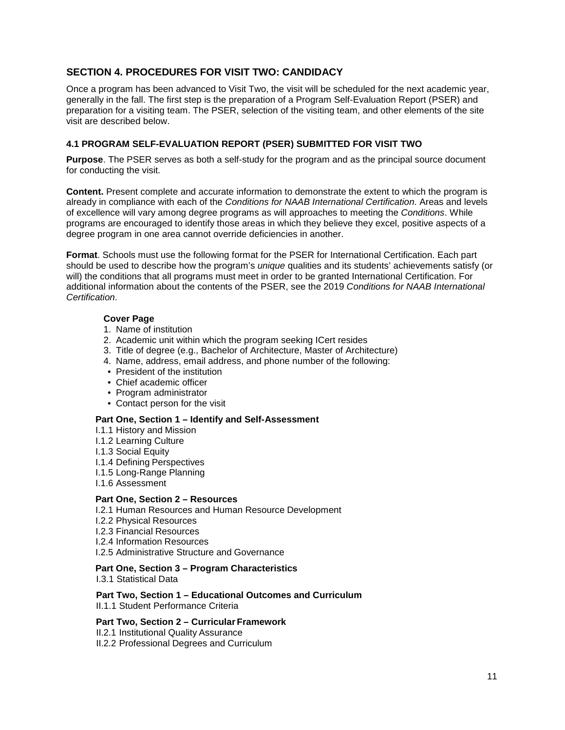## SECTION 4. PROCEDURES FOR VISIT TWO: CANDIDACY

Once a program has been advanced to Visit Two, the visit will be scheduled for the next academic year, generally in the fall. The first step is the preparation of a Program Self-Evaluation Report (PSER) and preparation for a visiting team. The PSER, selection of the visiting team, and other elements of the site visit are described below.

### 4.1 PROGRAM SELF-EVALUATION REPORT (PSER) SUBMITTED FOR VISIT TWO

**Purpose**. The PSER serves as both a self-study for the program and as the principal source document for conducting the visit.

**Content.** Present complete and accurate information to demonstrate the extent to which the program is already in compliance with each of the *Conditions for NAAB International Certification.* Areas and levels of excellence will vary among degree programs as will approaches to meeting the *Conditions*. While programs are encouraged to identify those areas in which they believe they excel, positive aspects of a degree program in one area cannot override deficiencies in another.

**Format**. Schools must use the following format for the PSER for International Certification. Each part should be used to describe how the program's *unique* qualities and its students' achievements satisfy (or will) the conditions that all programs must meet in order to be granted International Certification. For additional information about the contents of the PSER, see the 2019 *Conditions for NAAB International Certification*.

**Cover Page**

1. Name of institution
2. Academic unit within which the program seeking ICert resides
3. Title of degree (e.g., Bachelor of Architecture, Master of Architecture)
4. Name, address, email address, and phone number of the following:
   - President of the institution
   - Chief academic officer
   - Program administrator
   - Contact person for the visit

**Part One, Section 1 – Identify and Self-Assessment**

I.1.1 History and Mission
I.1.2 Learning Culture
I.1.3 Social Equity
I.1.4 Defining Perspectives
I.1.5 Long-Range Planning
I.1.6 Assessment

**Part One, Section 2 – Resources**

I.2.1 Human Resources and Human Resource Development
I.2.2 Physical Resources
I.2.3 Financial Resources
I.2.4 Information Resources
I.2.5 Administrative Structure and Governance

**Part One, Section 3 – Program Characteristics**

I.3.1 Statistical Data

**Part Two, Section 1 – Educational Outcomes and Curriculum**

II.1.1 Student Performance Criteria

**Part Two, Section 2 – Curricular Framework**

II.2.1 Institutional Quality Assurance
II.2.2 Professional Degrees and Curriculum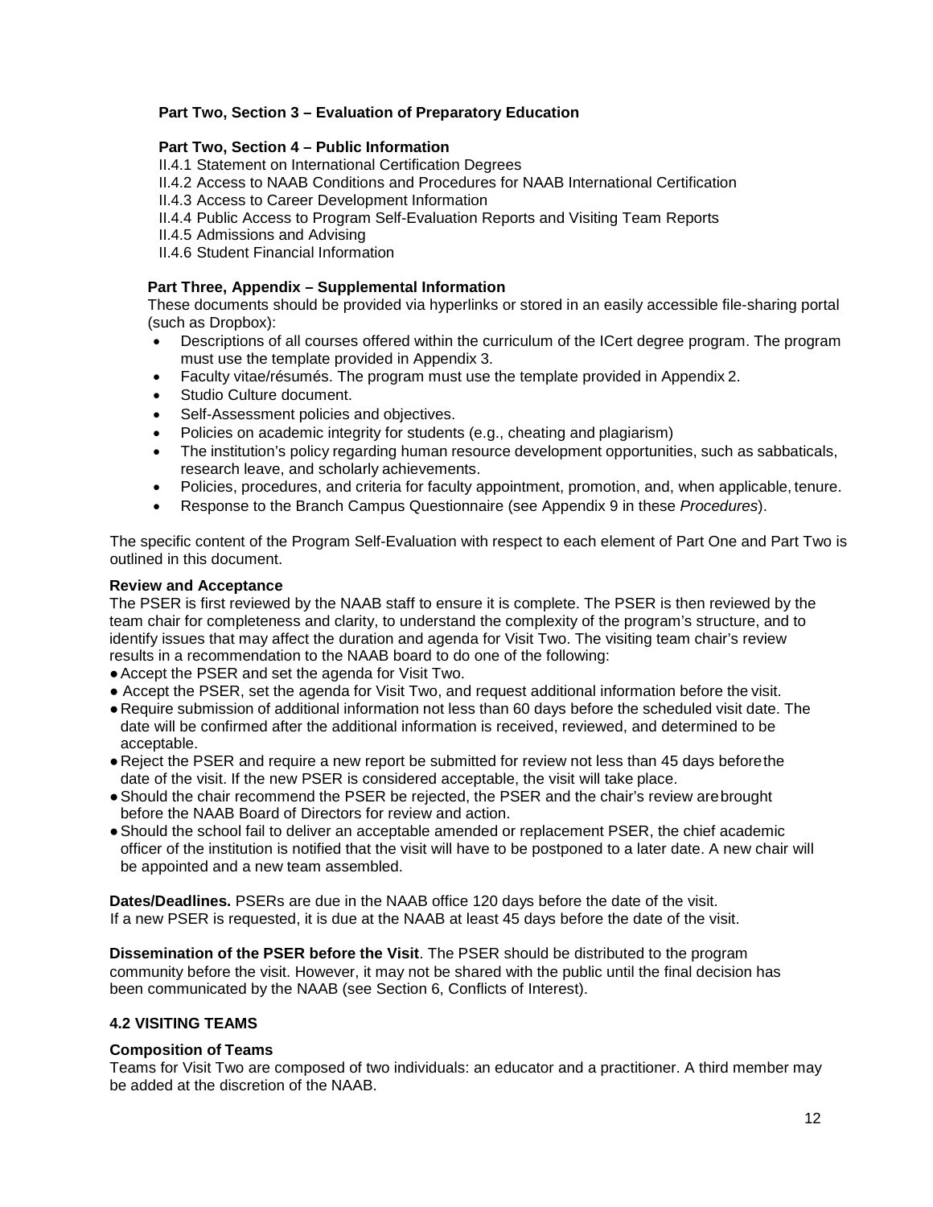**Part Two, Section 3 – Evaluation of Preparatory Education**

**Part Two, Section 4 – Public Information**

II.4.1 Statement on International Certification Degrees
II.4.2 Access to NAAB Conditions and Procedures for NAAB International Certification
II.4.3 Access to Career Development Information
II.4.4 Public Access to Program Self-Evaluation Reports and Visiting Team Reports
II.4.5 Admissions and Advising
II.4.6 Student Financial Information

**Part Three, Appendix – Supplemental Information**

These documents should be provided via hyperlinks or stored in an easily accessible file-sharing portal (such as Dropbox):

- Descriptions of all courses offered within the curriculum of the ICert degree program. The program must use the template provided in Appendix 3.
- Faculty vitae/résumés. The program must use the template provided in Appendix 2.
- Studio Culture document.
- Self-Assessment policies and objectives.
- Policies on academic integrity for students (e.g., cheating and plagiarism)
- The institution's policy regarding human resource development opportunities, such as sabbaticals, research leave, and scholarly achievements.
- Policies, procedures, and criteria for faculty appointment, promotion, and, when applicable, tenure.
- Response to the Branch Campus Questionnaire (see Appendix 9 in these *Procedures*).

The specific content of the Program Self-Evaluation with respect to each element of Part One and Part Two is outlined in this document.

**Review and Acceptance**

The PSER is first reviewed by the NAAB staff to ensure it is complete. The PSER is then reviewed by the team chair for completeness and clarity, to understand the complexity of the program's structure, and to identify issues that may affect the duration and agenda for Visit Two. The visiting team chair's review results in a recommendation to the NAAB board to do one of the following:

- Accept the PSER and set the agenda for Visit Two.
- Accept the PSER, set the agenda for Visit Two, and request additional information before the visit.
- Require submission of additional information not less than 60 days before the scheduled visit date. The date will be confirmed after the additional information is received, reviewed, and determined to be acceptable.
- Reject the PSER and require a new report be submitted for review not less than 45 days before the date of the visit. If the new PSER is considered acceptable, the visit will take place.
- Should the chair recommend the PSER be rejected, the PSER and the chair's review are brought before the NAAB Board of Directors for review and action.
- Should the school fail to deliver an acceptable amended or replacement PSER, the chief academic officer of the institution is notified that the visit will have to be postponed to a later date. A new chair will be appointed and a new team assembled.

**Dates/Deadlines.** PSERs are due in the NAAB office 120 days before the date of the visit. If a new PSER is requested, it is due at the NAAB at least 45 days before the date of the visit.

**Dissemination of the PSER before the Visit**. The PSER should be distributed to the program community before the visit. However, it may not be shared with the public until the final decision has been communicated by the NAAB (see Section 6, Conflicts of Interest).

### 4.2 VISITING TEAMS

**Composition of Teams**

Teams for Visit Two are composed of two individuals: an educator and a practitioner. A third member may be added at the discretion of the NAAB.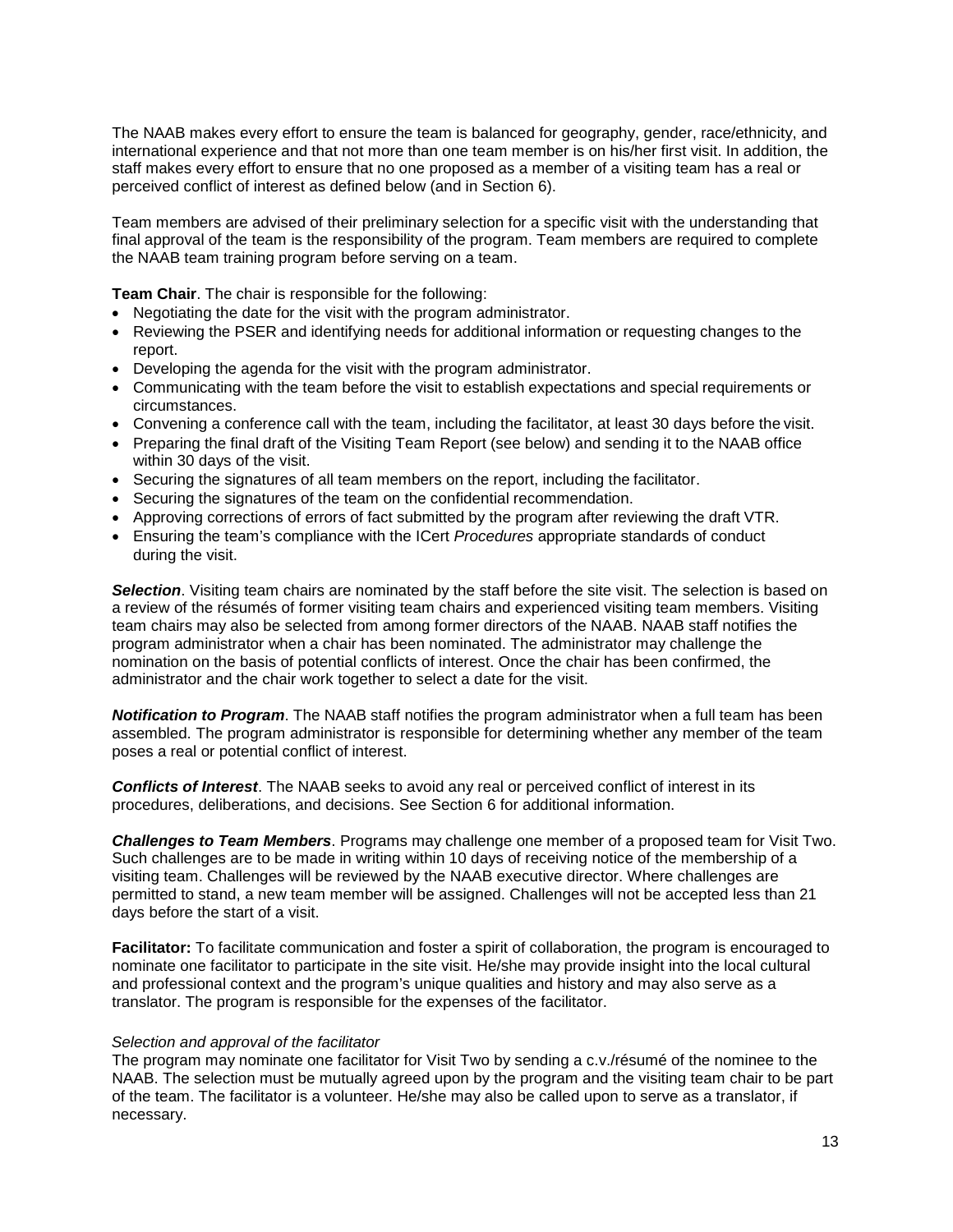The NAAB makes every effort to ensure the team is balanced for geography, gender, race/ethnicity, and international experience and that not more than one team member is on his/her first visit. In addition, the staff makes every effort to ensure that no one proposed as a member of a visiting team has a real or perceived conflict of interest as defined below (and in Section 6).

Team members are advised of their preliminary selection for a specific visit with the understanding that final approval of the team is the responsibility of the program. Team members are required to complete the NAAB team training program before serving on a team.

**Team Chair**. The chair is responsible for the following:

- Negotiating the date for the visit with the program administrator.
- Reviewing the PSER and identifying needs for additional information or requesting changes to the report.
- Developing the agenda for the visit with the program administrator.
- Communicating with the team before the visit to establish expectations and special requirements or circumstances.
- Convening a conference call with the team, including the facilitator, at least 30 days before the visit.
- Preparing the final draft of the Visiting Team Report (see below) and sending it to the NAAB office within 30 days of the visit.
- Securing the signatures of all team members on the report, including the facilitator.
- Securing the signatures of the team on the confidential recommendation.
- Approving corrections of errors of fact submitted by the program after reviewing the draft VTR.
- Ensuring the team's compliance with the ICert *Procedures* appropriate standards of conduct during the visit.

***Selection***. Visiting team chairs are nominated by the staff before the site visit. The selection is based on a review of the résumés of former visiting team chairs and experienced visiting team members. Visiting team chairs may also be selected from among former directors of the NAAB. NAAB staff notifies the program administrator when a chair has been nominated. The administrator may challenge the nomination on the basis of potential conflicts of interest. Once the chair has been confirmed, the administrator and the chair work together to select a date for the visit.

***Notification to Program***. The NAAB staff notifies the program administrator when a full team has been assembled. The program administrator is responsible for determining whether any member of the team poses a real or potential conflict of interest.

***Conflicts of Interest***. The NAAB seeks to avoid any real or perceived conflict of interest in its procedures, deliberations, and decisions. See Section 6 for additional information.

***Challenges to Team Members***. Programs may challenge one member of a proposed team for Visit Two. Such challenges are to be made in writing within 10 days of receiving notice of the membership of a visiting team. Challenges will be reviewed by the NAAB executive director. Where challenges are permitted to stand, a new team member will be assigned. Challenges will not be accepted less than 21 days before the start of a visit.

**Facilitator:** To facilitate communication and foster a spirit of collaboration, the program is encouraged to nominate one facilitator to participate in the site visit. He/she may provide insight into the local cultural and professional context and the program's unique qualities and history and may also serve as a translator. The program is responsible for the expenses of the facilitator.

*Selection and approval of the facilitator*

The program may nominate one facilitator for Visit Two by sending a c.v./résumé of the nominee to the NAAB. The selection must be mutually agreed upon by the program and the visiting team chair to be part of the team. The facilitator is a volunteer. He/she may also be called upon to serve as a translator, if necessary.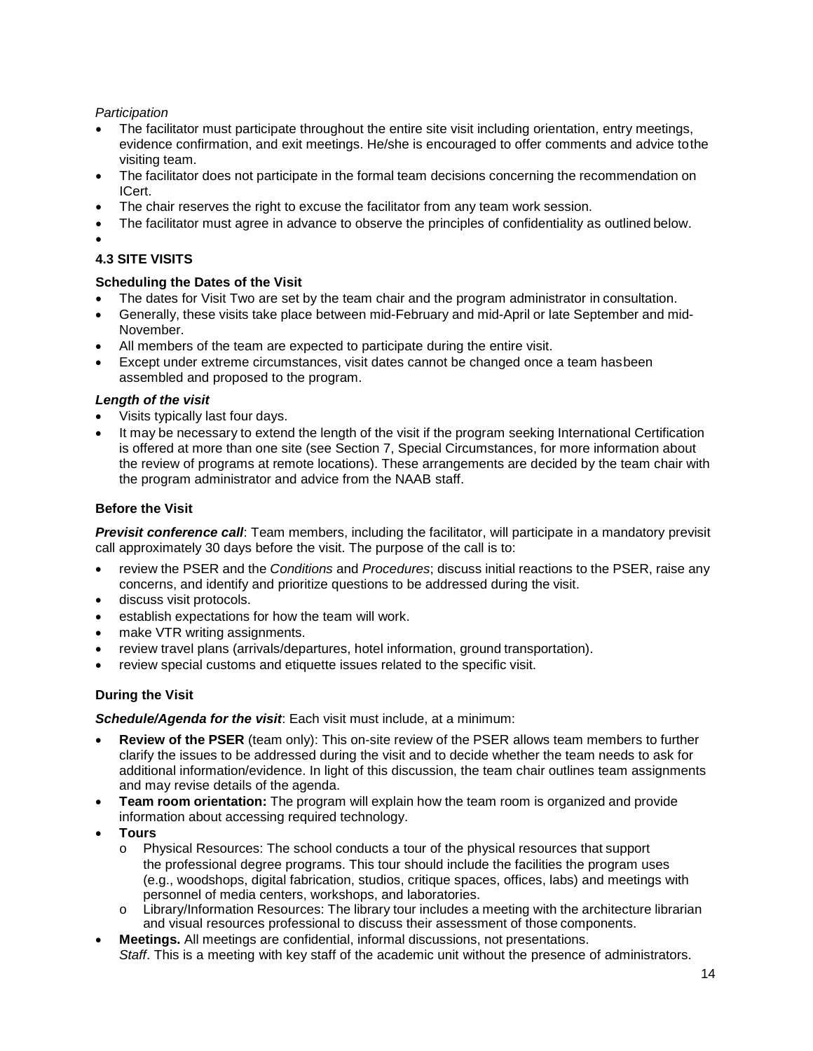*Participation*

- The facilitator must participate throughout the entire site visit including orientation, entry meetings, evidence confirmation, and exit meetings. He/she is encouraged to offer comments and advice tothe visiting team.
- The facilitator does not participate in the formal team decisions concerning the recommendation on ICert.
- The chair reserves the right to excuse the facilitator from any team work session.
- The facilitator must agree in advance to observe the principles of confidentiality as outlined below.

### 4.3 SITE VISITS

**Scheduling the Dates of the Visit**

- The dates for Visit Two are set by the team chair and the program administrator in consultation.
- Generally, these visits take place between mid-February and mid-April or late September and mid-November.
- All members of the team are expected to participate during the entire visit.
- Except under extreme circumstances, visit dates cannot be changed once a team hasbeen assembled and proposed to the program.

***Length of the visit***

- Visits typically last four days.
- It may be necessary to extend the length of the visit if the program seeking International Certification is offered at more than one site (see Section 7, Special Circumstances, for more information about the review of programs at remote locations). These arrangements are decided by the team chair with the program administrator and advice from the NAAB staff.

**Before the Visit**

***Previsit conference call***: Team members, including the facilitator, will participate in a mandatory previsit call approximately 30 days before the visit. The purpose of the call is to:

- review the PSER and the *Conditions* and *Procedures*; discuss initial reactions to the PSER, raise any concerns, and identify and prioritize questions to be addressed during the visit.
- discuss visit protocols.
- establish expectations for how the team will work.
- make VTR writing assignments.
- review travel plans (arrivals/departures, hotel information, ground transportation).
- review special customs and etiquette issues related to the specific visit.

**During the Visit**

***Schedule/Agenda for the visit***: Each visit must include, at a minimum:

- **Review of the PSER** (team only): This on-site review of the PSER allows team members to further clarify the issues to be addressed during the visit and to decide whether the team needs to ask for additional information/evidence. In light of this discussion, the team chair outlines team assignments and may revise details of the agenda.
- **Team room orientation:** The program will explain how the team room is organized and provide information about accessing required technology.
- **Tours**
  - Physical Resources: The school conducts a tour of the physical resources that support the professional degree programs. This tour should include the facilities the program uses (e.g., woodshops, digital fabrication, studios, critique spaces, offices, labs) and meetings with personnel of media centers, workshops, and laboratories.
  - Library/Information Resources: The library tour includes a meeting with the architecture librarian and visual resources professional to discuss their assessment of those components.
- **Meetings.** All meetings are confidential, informal discussions, not presentations.
  *Staff*. This is a meeting with key staff of the academic unit without the presence of administrators.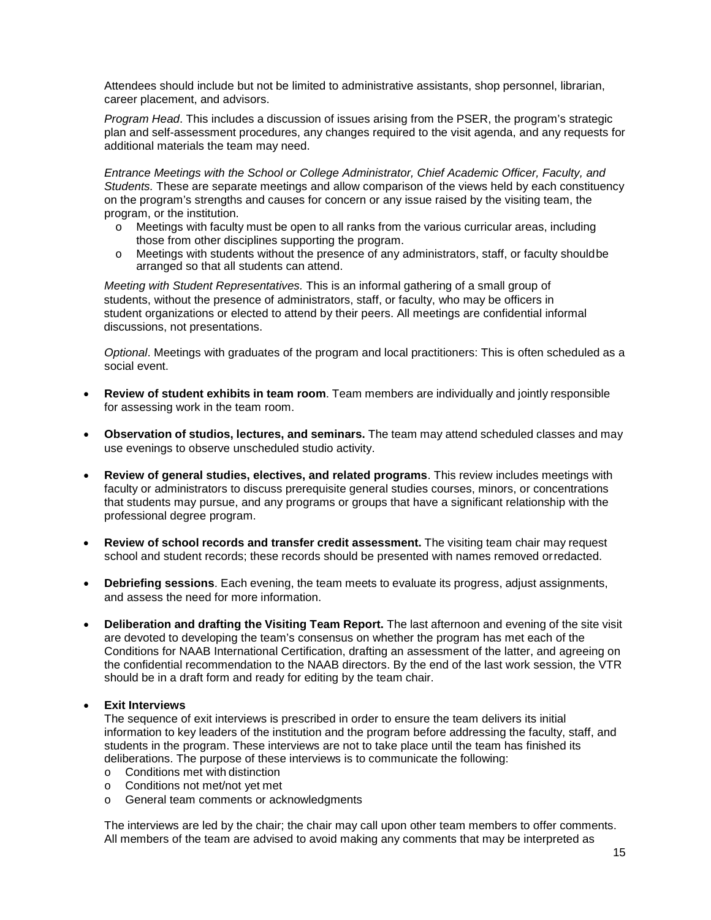Attendees should include but not be limited to administrative assistants, shop personnel, librarian, career placement, and advisors.

*Program Head*. This includes a discussion of issues arising from the PSER, the program's strategic plan and self-assessment procedures, any changes required to the visit agenda, and any requests for additional materials the team may need.

*Entrance Meetings with the School or College Administrator, Chief Academic Officer, Faculty, and Students.* These are separate meetings and allow comparison of the views held by each constituency on the program's strengths and causes for concern or any issue raised by the visiting team, the program, or the institution.

- o Meetings with faculty must be open to all ranks from the various curricular areas, including those from other disciplines supporting the program.
- o Meetings with students without the presence of any administrators, staff, or faculty should be arranged so that all students can attend.

*Meeting with Student Representatives.* This is an informal gathering of a small group of students, without the presence of administrators, staff, or faculty, who may be officers in student organizations or elected to attend by their peers. All meetings are confidential informal discussions, not presentations.

*Optional*. Meetings with graduates of the program and local practitioners: This is often scheduled as a social event.

- **Review of student exhibits in team room**. Team members are individually and jointly responsible for assessing work in the team room.
- **Observation of studios, lectures, and seminars.** The team may attend scheduled classes and may use evenings to observe unscheduled studio activity.
- **Review of general studies, electives, and related programs**. This review includes meetings with faculty or administrators to discuss prerequisite general studies courses, minors, or concentrations that students may pursue, and any programs or groups that have a significant relationship with the professional degree program.
- **Review of school records and transfer credit assessment.** The visiting team chair may request school and student records; these records should be presented with names removed or redacted.
- **Debriefing sessions**. Each evening, the team meets to evaluate its progress, adjust assignments, and assess the need for more information.
- **Deliberation and drafting the Visiting Team Report.** The last afternoon and evening of the site visit are devoted to developing the team's consensus on whether the program has met each of the Conditions for NAAB International Certification, drafting an assessment of the latter, and agreeing on the confidential recommendation to the NAAB directors. By the end of the last work session, the VTR should be in a draft form and ready for editing by the team chair.
- **Exit Interviews**
  The sequence of exit interviews is prescribed in order to ensure the team delivers its initial information to key leaders of the institution and the program before addressing the faculty, staff, and students in the program. These interviews are not to take place until the team has finished its deliberations. The purpose of these interviews is to communicate the following:
  - o Conditions met with distinction
  - o Conditions not met/not yet met
  - o General team comments or acknowledgments

  The interviews are led by the chair; the chair may call upon other team members to offer comments. All members of the team are advised to avoid making any comments that may be interpreted as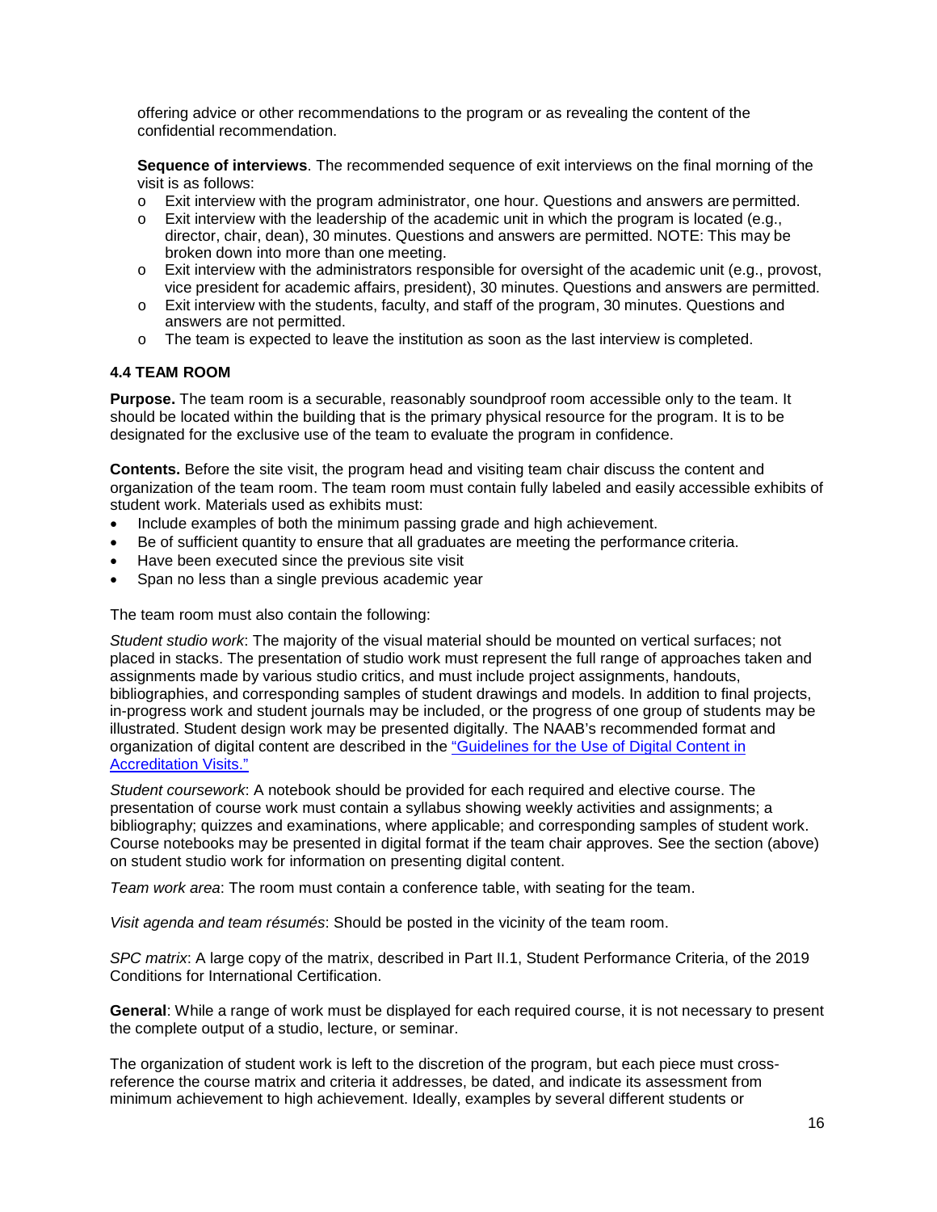offering advice or other recommendations to the program or as revealing the content of the confidential recommendation.

**Sequence of interviews**. The recommended sequence of exit interviews on the final morning of the visit is as follows:

- Exit interview with the program administrator, one hour. Questions and answers are permitted.
- Exit interview with the leadership of the academic unit in which the program is located (e.g., director, chair, dean), 30 minutes. Questions and answers are permitted. NOTE: This may be broken down into more than one meeting.
- Exit interview with the administrators responsible for oversight of the academic unit (e.g., provost, vice president for academic affairs, president), 30 minutes. Questions and answers are permitted.
- Exit interview with the students, faculty, and staff of the program, 30 minutes. Questions and answers are not permitted.
- The team is expected to leave the institution as soon as the last interview is completed.

### 4.4 TEAM ROOM

**Purpose.** The team room is a securable, reasonably soundproof room accessible only to the team. It should be located within the building that is the primary physical resource for the program. It is to be designated for the exclusive use of the team to evaluate the program in confidence.

**Contents.** Before the site visit, the program head and visiting team chair discuss the content and organization of the team room. The team room must contain fully labeled and easily accessible exhibits of student work. Materials used as exhibits must:

- Include examples of both the minimum passing grade and high achievement.
- Be of sufficient quantity to ensure that all graduates are meeting the performance criteria.
- Have been executed since the previous site visit
- Span no less than a single previous academic year

The team room must also contain the following:

*Student studio work*: The majority of the visual material should be mounted on vertical surfaces; not placed in stacks. The presentation of studio work must represent the full range of approaches taken and assignments made by various studio critics, and must include project assignments, handouts, bibliographies, and corresponding samples of student drawings and models. In addition to final projects, in-progress work and student journals may be included, or the progress of one group of students may be illustrated. Student design work may be presented digitally. The NAAB's recommended format and organization of digital content are described in the "Guidelines for the Use of Digital Content in Accreditation Visits."

*Student coursework*: A notebook should be provided for each required and elective course. The presentation of course work must contain a syllabus showing weekly activities and assignments; a bibliography; quizzes and examinations, where applicable; and corresponding samples of student work. Course notebooks may be presented in digital format if the team chair approves. See the section (above) on student studio work for information on presenting digital content.

*Team work area*: The room must contain a conference table, with seating for the team.

*Visit agenda and team résumés*: Should be posted in the vicinity of the team room.

*SPC matrix*: A large copy of the matrix, described in Part II.1, Student Performance Criteria, of the 2019 Conditions for International Certification.

**General**: While a range of work must be displayed for each required course, it is not necessary to present the complete output of a studio, lecture, or seminar.

The organization of student work is left to the discretion of the program, but each piece must cross-reference the course matrix and criteria it addresses, be dated, and indicate its assessment from minimum achievement to high achievement. Ideally, examples by several different students or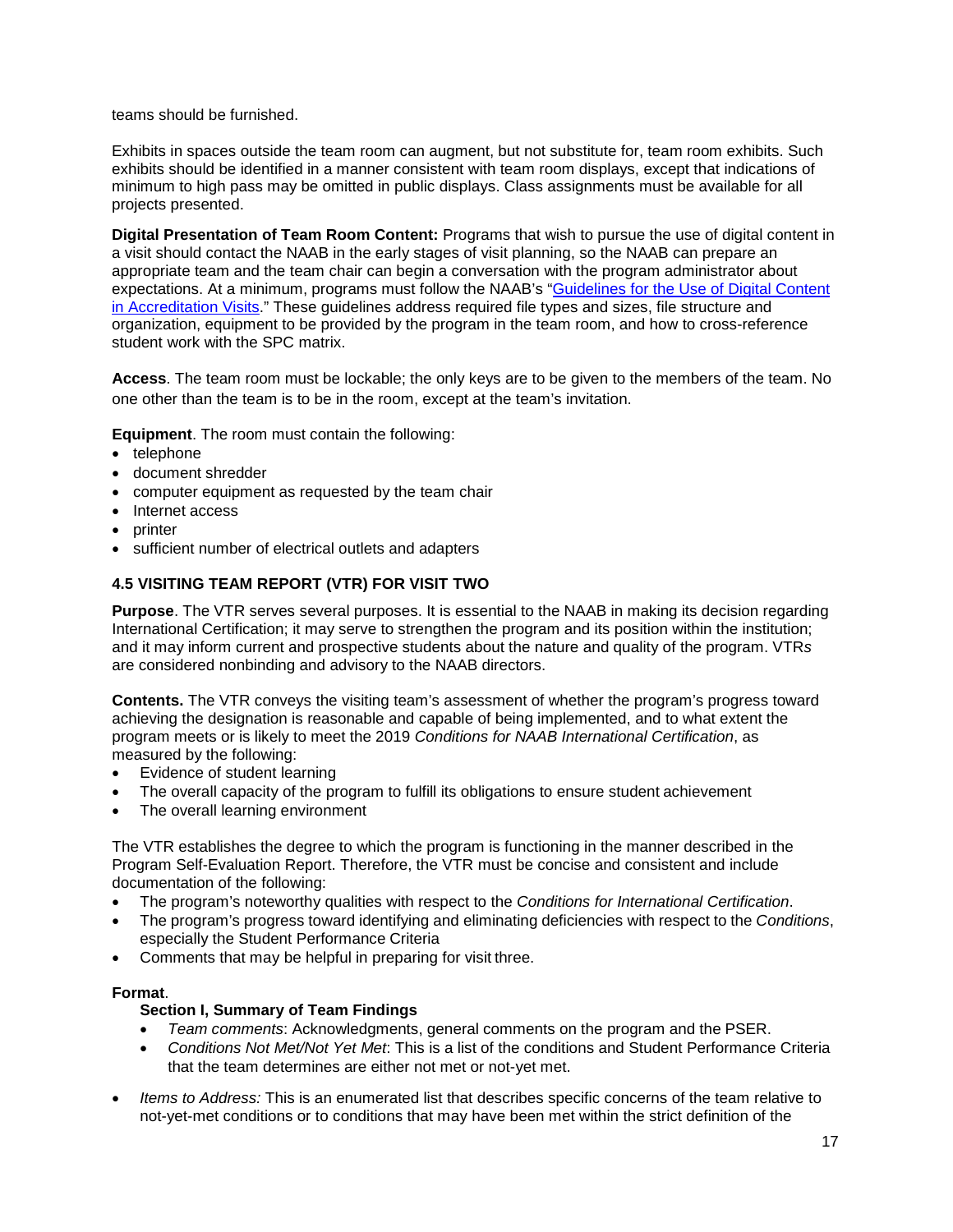teams should be furnished.

Exhibits in spaces outside the team room can augment, but not substitute for, team room exhibits. Such exhibits should be identified in a manner consistent with team room displays, except that indications of minimum to high pass may be omitted in public displays. Class assignments must be available for all projects presented.

**Digital Presentation of Team Room Content:** Programs that wish to pursue the use of digital content in a visit should contact the NAAB in the early stages of visit planning, so the NAAB can prepare an appropriate team and the team chair can begin a conversation with the program administrator about expectations. At a minimum, programs must follow the NAAB's "Guidelines for the Use of Digital Content in Accreditation Visits." These guidelines address required file types and sizes, file structure and organization, equipment to be provided by the program in the team room, and how to cross-reference student work with the SPC matrix.

**Access**. The team room must be lockable; the only keys are to be given to the members of the team. No one other than the team is to be in the room, except at the team's invitation.

**Equipment**. The room must contain the following:

- telephone
- document shredder
- computer equipment as requested by the team chair
- Internet access
- printer
- sufficient number of electrical outlets and adapters

### 4.5 VISITING TEAM REPORT (VTR) FOR VISIT TWO

**Purpose**. The VTR serves several purposes. It is essential to the NAAB in making its decision regarding International Certification; it may serve to strengthen the program and its position within the institution; and it may inform current and prospective students about the nature and quality of the program. VTR*s* are considered nonbinding and advisory to the NAAB directors.

**Contents.** The VTR conveys the visiting team's assessment of whether the program's progress toward achieving the designation is reasonable and capable of being implemented, and to what extent the program meets or is likely to meet the 2019 *Conditions for NAAB International Certification*, as measured by the following:

- Evidence of student learning
- The overall capacity of the program to fulfill its obligations to ensure student achievement
- The overall learning environment

The VTR establishes the degree to which the program is functioning in the manner described in the Program Self-Evaluation Report. Therefore, the VTR must be concise and consistent and include documentation of the following:

- The program's noteworthy qualities with respect to the *Conditions for International Certification*.
- The program's progress toward identifying and eliminating deficiencies with respect to the *Conditions*, especially the Student Performance Criteria
- Comments that may be helpful in preparing for visit three.

**Format**.

**Section I, Summary of Team Findings**

- *Team comments*: Acknowledgments, general comments on the program and the PSER.
- *Conditions Not Met/Not Yet Met*: This is a list of the conditions and Student Performance Criteria that the team determines are either not met or not-yet met.

- *Items to Address:* This is an enumerated list that describes specific concerns of the team relative to not-yet-met conditions or to conditions that may have been met within the strict definition of the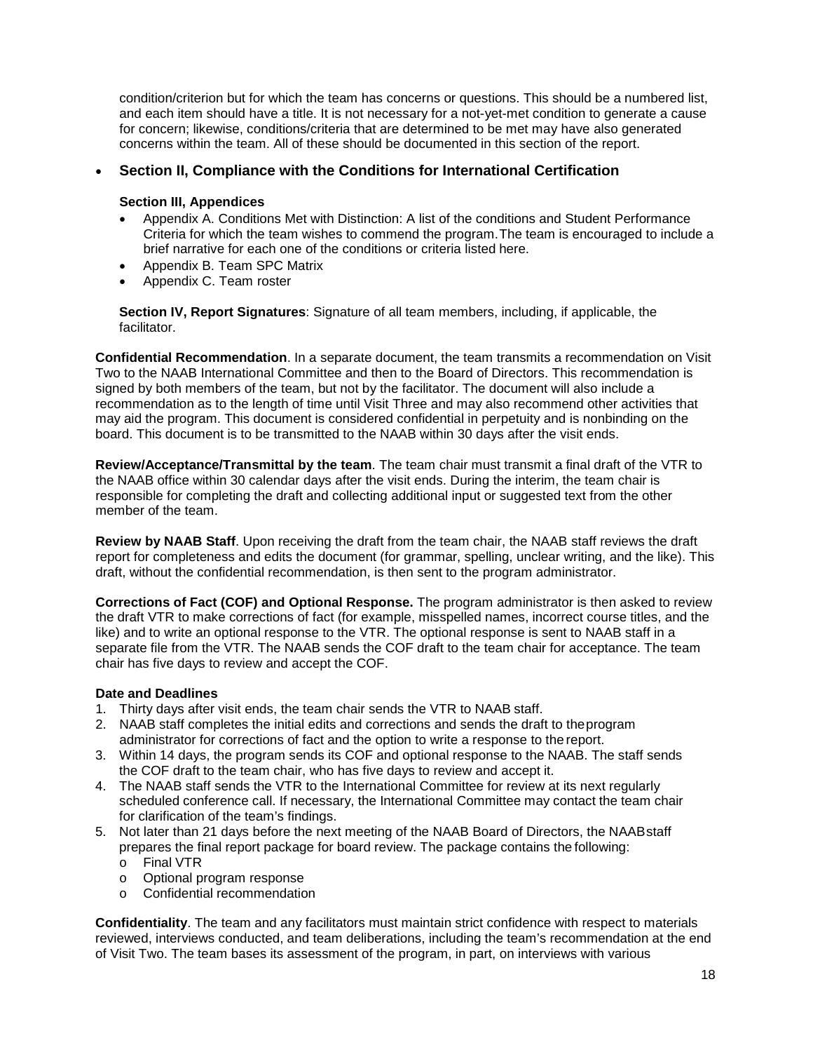condition/criterion but for which the team has concerns or questions. This should be a numbered list, and each item should have a title. It is not necessary for a not-yet-met condition to generate a cause for concern; likewise, conditions/criteria that are determined to be met may have also generated concerns within the team. All of these should be documented in this section of the report.

- **Section II, Compliance with the Conditions for International Certification**

  **Section III, Appendices**
  - Appendix A. Conditions Met with Distinction: A list of the conditions and Student Performance Criteria for which the team wishes to commend the program. The team is encouraged to include a brief narrative for each one of the conditions or criteria listed here.
  - Appendix B. Team SPC Matrix
  - Appendix C. Team roster

  **Section IV, Report Signatures**: Signature of all team members, including, if applicable, the facilitator.

**Confidential Recommendation**. In a separate document, the team transmits a recommendation on Visit Two to the NAAB International Committee and then to the Board of Directors. This recommendation is signed by both members of the team, but not by the facilitator. The document will also include a recommendation as to the length of time until Visit Three and may also recommend other activities that may aid the program. This document is considered confidential in perpetuity and is nonbinding on the board. This document is to be transmitted to the NAAB within 30 days after the visit ends.

**Review/Acceptance/Transmittal by the team**. The team chair must transmit a final draft of the VTR to the NAAB office within 30 calendar days after the visit ends. During the interim, the team chair is responsible for completing the draft and collecting additional input or suggested text from the other member of the team.

**Review by NAAB Staff**. Upon receiving the draft from the team chair, the NAAB staff reviews the draft report for completeness and edits the document (for grammar, spelling, unclear writing, and the like). This draft, without the confidential recommendation, is then sent to the program administrator.

**Corrections of Fact (COF) and Optional Response.** The program administrator is then asked to review the draft VTR to make corrections of fact (for example, misspelled names, incorrect course titles, and the like) and to write an optional response to the VTR. The optional response is sent to NAAB staff in a separate file from the VTR. The NAAB sends the COF draft to the team chair for acceptance. The team chair has five days to review and accept the COF.

**Date and Deadlines**
1. Thirty days after visit ends, the team chair sends the VTR to NAAB staff.
2. NAAB staff completes the initial edits and corrections and sends the draft to the program administrator for corrections of fact and the option to write a response to the report.
3. Within 14 days, the program sends its COF and optional response to the NAAB. The staff sends the COF draft to the team chair, who has five days to review and accept it.
4. The NAAB staff sends the VTR to the International Committee for review at its next regularly scheduled conference call. If necessary, the International Committee may contact the team chair for clarification of the team's findings.
5. Not later than 21 days before the next meeting of the NAAB Board of Directors, the NAAB staff prepares the final report package for board review. The package contains the following:
   - Final VTR
   - Optional program response
   - Confidential recommendation

**Confidentiality**. The team and any facilitators must maintain strict confidence with respect to materials reviewed, interviews conducted, and team deliberations, including the team's recommendation at the end of Visit Two. The team bases its assessment of the program, in part, on interviews with various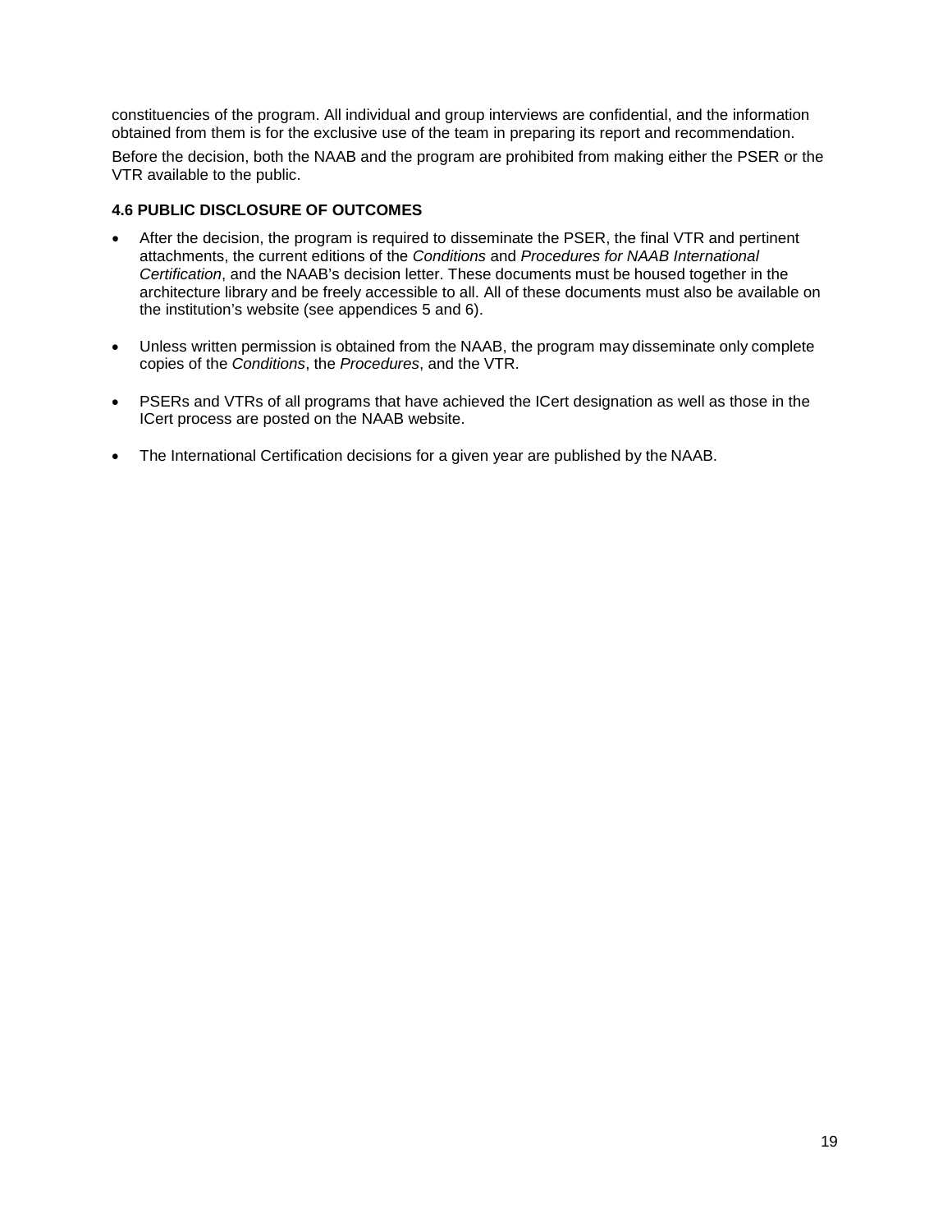constituencies of the program. All individual and group interviews are confidential, and the information obtained from them is for the exclusive use of the team in preparing its report and recommendation.

Before the decision, both the NAAB and the program are prohibited from making either the PSER or the VTR available to the public.

### 4.6 PUBLIC DISCLOSURE OF OUTCOMES

- After the decision, the program is required to disseminate the PSER, the final VTR and pertinent attachments, the current editions of the *Conditions* and *Procedures for NAAB International Certification*, and the NAAB's decision letter. These documents must be housed together in the architecture library and be freely accessible to all. All of these documents must also be available on the institution's website (see appendices 5 and 6).

- Unless written permission is obtained from the NAAB, the program may disseminate only complete copies of the *Conditions*, the *Procedures*, and the VTR.

- PSERs and VTRs of all programs that have achieved the ICert designation as well as those in the ICert process are posted on the NAAB website.

- The International Certification decisions for a given year are published by the NAAB.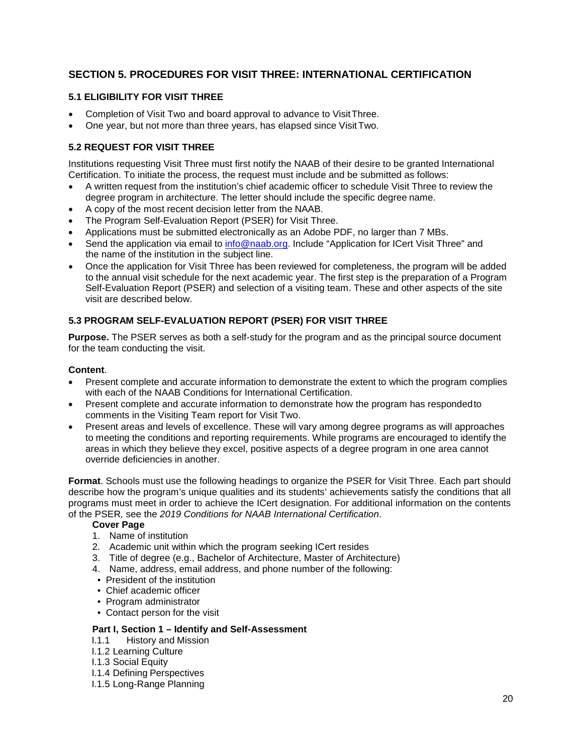## SECTION 5. PROCEDURES FOR VISIT THREE: INTERNATIONAL CERTIFICATION

### 5.1 ELIGIBILITY FOR VISIT THREE

- Completion of Visit Two and board approval to advance to Visit Three.
- One year, but not more than three years, has elapsed since Visit Two.

### 5.2 REQUEST FOR VISIT THREE

Institutions requesting Visit Three must first notify the NAAB of their desire to be granted International Certification. To initiate the process, the request must include and be submitted as follows:

- A written request from the institution's chief academic officer to schedule Visit Three to review the degree program in architecture. The letter should include the specific degree name.
- A copy of the most recent decision letter from the NAAB.
- The Program Self-Evaluation Report (PSER) for Visit Three.
- Applications must be submitted electronically as an Adobe PDF, no larger than 7 MBs.
- Send the application via email to info@naab.org. Include "Application for ICert Visit Three" and the name of the institution in the subject line.
- Once the application for Visit Three has been reviewed for completeness, the program will be added to the annual visit schedule for the next academic year. The first step is the preparation of a Program Self-Evaluation Report (PSER) and selection of a visiting team. These and other aspects of the site visit are described below.

### 5.3 PROGRAM SELF-EVALUATION REPORT (PSER) FOR VISIT THREE

**Purpose.** The PSER serves as both a self-study for the program and as the principal source document for the team conducting the visit.

**Content**.

- Present complete and accurate information to demonstrate the extent to which the program complies with each of the NAAB Conditions for International Certification.
- Present complete and accurate information to demonstrate how the program has responded to comments in the Visiting Team report for Visit Two.
- Present areas and levels of excellence. These will vary among degree programs as will approaches to meeting the conditions and reporting requirements. While programs are encouraged to identify the areas in which they believe they excel, positive aspects of a degree program in one area cannot override deficiencies in another.

**Format**. Schools must use the following headings to organize the PSER for Visit Three. Each part should describe how the program's unique qualities and its students' achievements satisfy the conditions that all programs must meet in order to achieve the ICert designation. For additional information on the contents of the PSER, see the *2019 Conditions for NAAB International Certification*.

**Cover Page**

1. Name of institution
2. Academic unit within which the program seeking ICert resides
3. Title of degree (e.g., Bachelor of Architecture, Master of Architecture)
4. Name, address, email address, and phone number of the following:
   - President of the institution
   - Chief academic officer
   - Program administrator
   - Contact person for the visit

**Part I, Section 1 – Identify and Self-Assessment**

I.1.1 History and Mission
I.1.2 Learning Culture
I.1.3 Social Equity
I.1.4 Defining Perspectives
I.1.5 Long-Range Planning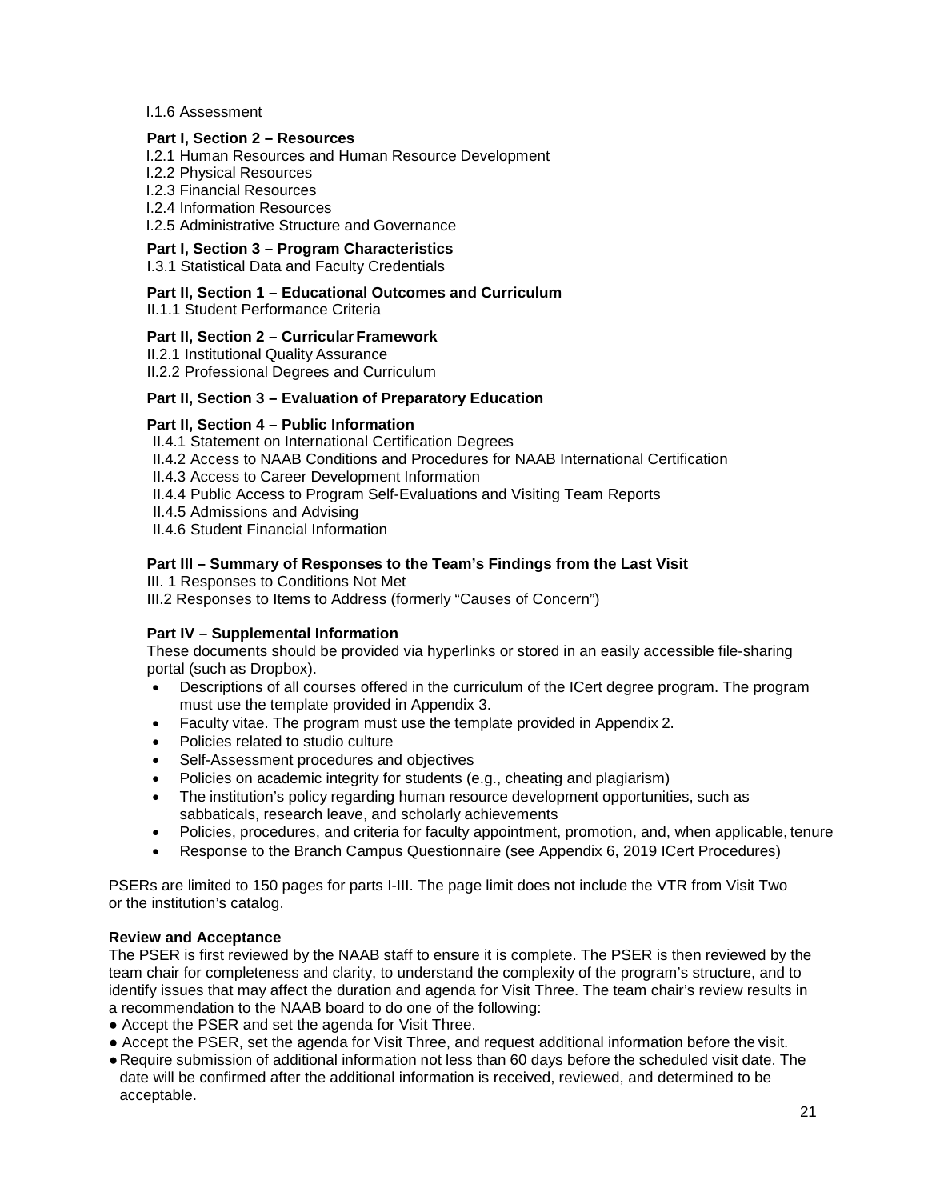I.1.6 Assessment

**Part I, Section 2 – Resources**

I.2.1 Human Resources and Human Resource Development
I.2.2 Physical Resources
I.2.3 Financial Resources
I.2.4 Information Resources
I.2.5 Administrative Structure and Governance

**Part I, Section 3 – Program Characteristics**

I.3.1 Statistical Data and Faculty Credentials

**Part II, Section 1 – Educational Outcomes and Curriculum**

II.1.1 Student Performance Criteria

**Part II, Section 2 – Curricular Framework**

II.2.1 Institutional Quality Assurance
II.2.2 Professional Degrees and Curriculum

**Part II, Section 3 – Evaluation of Preparatory Education**

**Part II, Section 4 – Public Information**

II.4.1 Statement on International Certification Degrees
II.4.2 Access to NAAB Conditions and Procedures for NAAB International Certification
II.4.3 Access to Career Development Information
II.4.4 Public Access to Program Self-Evaluations and Visiting Team Reports
II.4.5 Admissions and Advising
II.4.6 Student Financial Information

**Part III – Summary of Responses to the Team's Findings from the Last Visit**

III. 1 Responses to Conditions Not Met
III.2 Responses to Items to Address (formerly "Causes of Concern")

**Part IV – Supplemental Information**

These documents should be provided via hyperlinks or stored in an easily accessible file-sharing portal (such as Dropbox).

- Descriptions of all courses offered in the curriculum of the ICert degree program. The program must use the template provided in Appendix 3.
- Faculty vitae. The program must use the template provided in Appendix 2.
- Policies related to studio culture
- Self-Assessment procedures and objectives
- Policies on academic integrity for students (e.g., cheating and plagiarism)
- The institution's policy regarding human resource development opportunities, such as sabbaticals, research leave, and scholarly achievements
- Policies, procedures, and criteria for faculty appointment, promotion, and, when applicable, tenure
- Response to the Branch Campus Questionnaire (see Appendix 6, 2019 ICert Procedures)

PSERs are limited to 150 pages for parts I-III. The page limit does not include the VTR from Visit Two or the institution's catalog.

**Review and Acceptance**

The PSER is first reviewed by the NAAB staff to ensure it is complete. The PSER is then reviewed by the team chair for completeness and clarity, to understand the complexity of the program's structure, and to identify issues that may affect the duration and agenda for Visit Three. The team chair's review results in a recommendation to the NAAB board to do one of the following:

- Accept the PSER and set the agenda for Visit Three.
- Accept the PSER, set the agenda for Visit Three, and request additional information before the visit.
- Require submission of additional information not less than 60 days before the scheduled visit date. The date will be confirmed after the additional information is received, reviewed, and determined to be acceptable.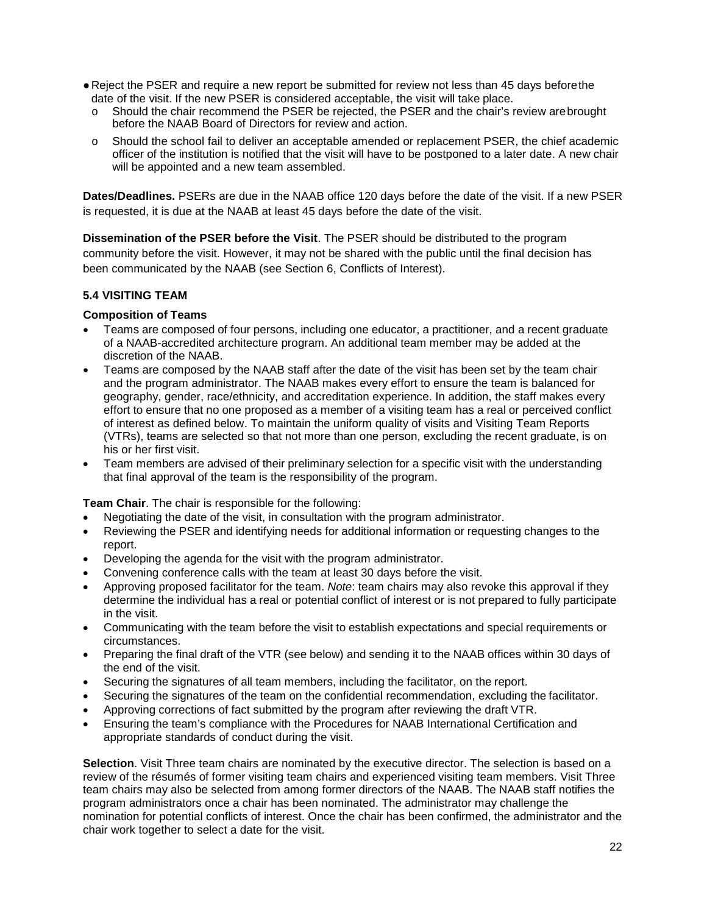- Reject the PSER and require a new report be submitted for review not less than 45 days before the date of the visit. If the new PSER is considered acceptable, the visit will take place.
  - o Should the chair recommend the PSER be rejected, the PSER and the chair's review are brought before the NAAB Board of Directors for review and action.
  - o Should the school fail to deliver an acceptable amended or replacement PSER, the chief academic officer of the institution is notified that the visit will have to be postponed to a later date. A new chair will be appointed and a new team assembled.

**Dates/Deadlines.** PSERs are due in the NAAB office 120 days before the date of the visit. If a new PSER is requested, it is due at the NAAB at least 45 days before the date of the visit.

**Dissemination of the PSER before the Visit**. The PSER should be distributed to the program community before the visit. However, it may not be shared with the public until the final decision has been communicated by the NAAB (see Section 6, Conflicts of Interest).

### 5.4 VISITING TEAM

**Composition of Teams**

- Teams are composed of four persons, including one educator, a practitioner, and a recent graduate of a NAAB-accredited architecture program. An additional team member may be added at the discretion of the NAAB.
- Teams are composed by the NAAB staff after the date of the visit has been set by the team chair and the program administrator. The NAAB makes every effort to ensure the team is balanced for geography, gender, race/ethnicity, and accreditation experience. In addition, the staff makes every effort to ensure that no one proposed as a member of a visiting team has a real or perceived conflict of interest as defined below. To maintain the uniform quality of visits and Visiting Team Reports (VTRs), teams are selected so that not more than one person, excluding the recent graduate, is on his or her first visit.
- Team members are advised of their preliminary selection for a specific visit with the understanding that final approval of the team is the responsibility of the program.

**Team Chair**. The chair is responsible for the following:

- Negotiating the date of the visit, in consultation with the program administrator.
- Reviewing the PSER and identifying needs for additional information or requesting changes to the report.
- Developing the agenda for the visit with the program administrator.
- Convening conference calls with the team at least 30 days before the visit.
- Approving proposed facilitator for the team. *Note*: team chairs may also revoke this approval if they determine the individual has a real or potential conflict of interest or is not prepared to fully participate in the visit.
- Communicating with the team before the visit to establish expectations and special requirements or circumstances.
- Preparing the final draft of the VTR (see below) and sending it to the NAAB offices within 30 days of the end of the visit.
- Securing the signatures of all team members, including the facilitator, on the report.
- Securing the signatures of the team on the confidential recommendation, excluding the facilitator.
- Approving corrections of fact submitted by the program after reviewing the draft VTR.
- Ensuring the team's compliance with the Procedures for NAAB International Certification and appropriate standards of conduct during the visit.

**Selection**. Visit Three team chairs are nominated by the executive director. The selection is based on a review of the résumés of former visiting team chairs and experienced visiting team members. Visit Three team chairs may also be selected from among former directors of the NAAB. The NAAB staff notifies the program administrators once a chair has been nominated. The administrator may challenge the nomination for potential conflicts of interest. Once the chair has been confirmed, the administrator and the chair work together to select a date for the visit.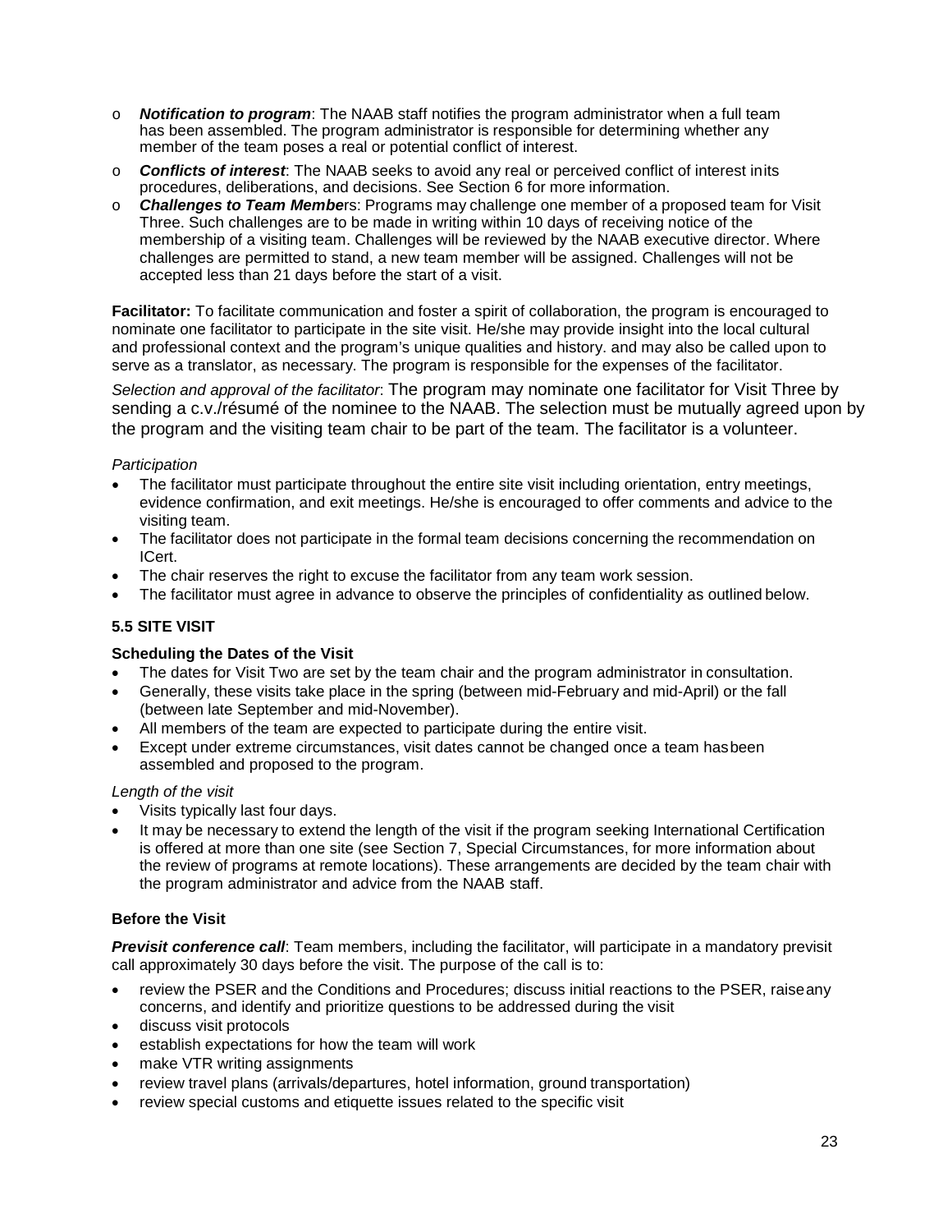- ***Notification to program***: The NAAB staff notifies the program administrator when a full team has been assembled. The program administrator is responsible for determining whether any member of the team poses a real or potential conflict of interest.
- ***Conflicts of interest***: The NAAB seeks to avoid any real or perceived conflict of interest in its procedures, deliberations, and decisions. See Section 6 for more information.
- ***Challenges to Team Members***: Programs may challenge one member of a proposed team for Visit Three. Such challenges are to be made in writing within 10 days of receiving notice of the membership of a visiting team. Challenges will be reviewed by the NAAB executive director. Where challenges are permitted to stand, a new team member will be assigned. Challenges will not be accepted less than 21 days before the start of a visit.

**Facilitator:** To facilitate communication and foster a spirit of collaboration, the program is encouraged to nominate one facilitator to participate in the site visit. He/she may provide insight into the local cultural and professional context and the program's unique qualities and history. and may also be called upon to serve as a translator, as necessary. The program is responsible for the expenses of the facilitator.

*Selection and approval of the facilitator*: The program may nominate one facilitator for Visit Three by sending a c.v./résumé of the nominee to the NAAB. The selection must be mutually agreed upon by the program and the visiting team chair to be part of the team. The facilitator is a volunteer.

*Participation*

- The facilitator must participate throughout the entire site visit including orientation, entry meetings, evidence confirmation, and exit meetings. He/she is encouraged to offer comments and advice to the visiting team.
- The facilitator does not participate in the formal team decisions concerning the recommendation on ICert.
- The chair reserves the right to excuse the facilitator from any team work session.
- The facilitator must agree in advance to observe the principles of confidentiality as outlined below.

### 5.5 SITE VISIT

**Scheduling the Dates of the Visit**

- The dates for Visit Two are set by the team chair and the program administrator in consultation.
- Generally, these visits take place in the spring (between mid-February and mid-April) or the fall (between late September and mid-November).
- All members of the team are expected to participate during the entire visit.
- Except under extreme circumstances, visit dates cannot be changed once a team has been assembled and proposed to the program.

*Length of the visit*

- Visits typically last four days.
- It may be necessary to extend the length of the visit if the program seeking International Certification is offered at more than one site (see Section 7, Special Circumstances, for more information about the review of programs at remote locations). These arrangements are decided by the team chair with the program administrator and advice from the NAAB staff.

**Before the Visit**

***Previsit conference call***: Team members, including the facilitator, will participate in a mandatory previsit call approximately 30 days before the visit. The purpose of the call is to:

- review the PSER and the Conditions and Procedures; discuss initial reactions to the PSER, raise any concerns, and identify and prioritize questions to be addressed during the visit
- discuss visit protocols
- establish expectations for how the team will work
- make VTR writing assignments
- review travel plans (arrivals/departures, hotel information, ground transportation)
- review special customs and etiquette issues related to the specific visit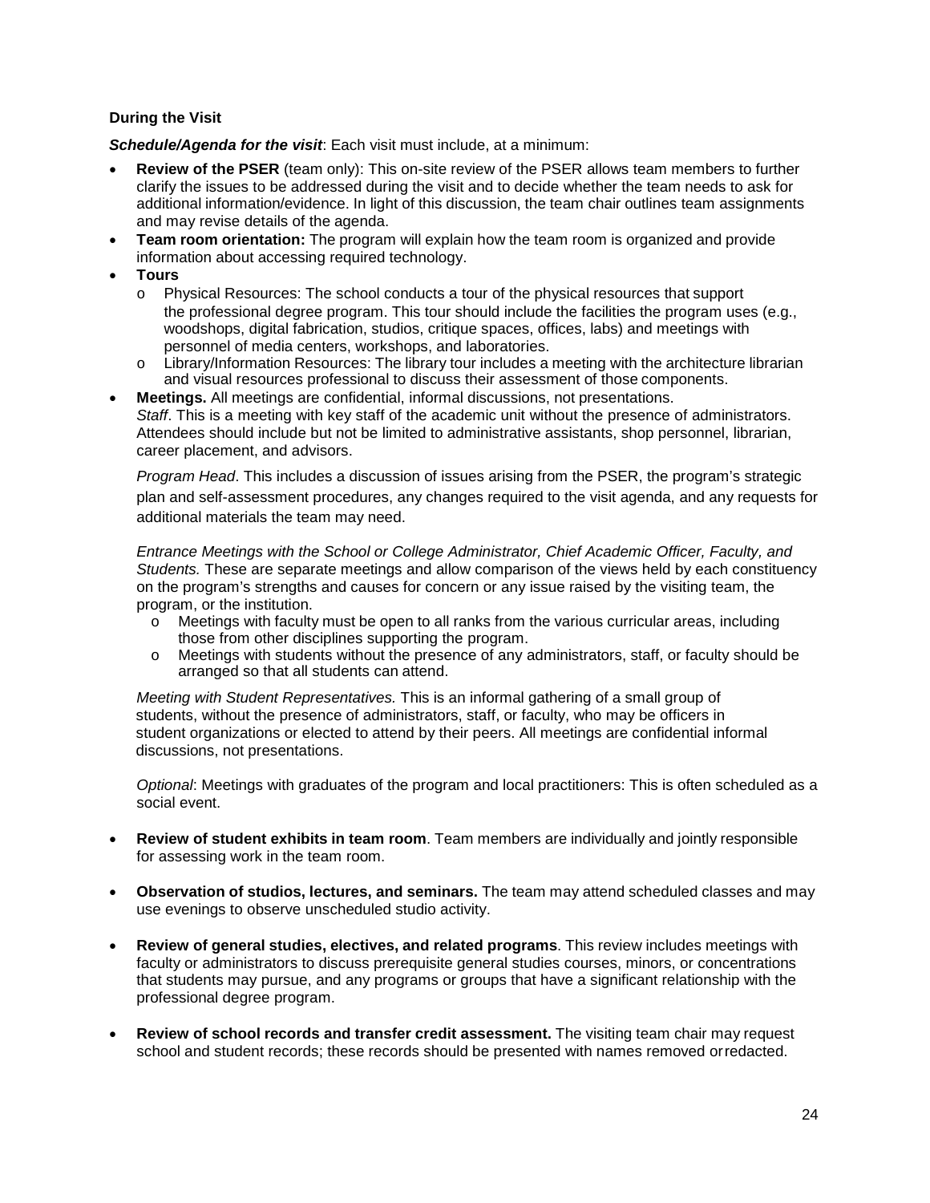**During the Visit**

***Schedule/Agenda for the visit***: Each visit must include, at a minimum:

- **Review of the PSER** (team only): This on-site review of the PSER allows team members to further clarify the issues to be addressed during the visit and to decide whether the team needs to ask for additional information/evidence. In light of this discussion, the team chair outlines team assignments and may revise details of the agenda.
- **Team room orientation:** The program will explain how the team room is organized and provide information about accessing required technology.
- **Tours**
  - Physical Resources: The school conducts a tour of the physical resources that support the professional degree program. This tour should include the facilities the program uses (e.g., woodshops, digital fabrication, studios, critique spaces, offices, labs) and meetings with personnel of media centers, workshops, and laboratories.
  - Library/Information Resources: The library tour includes a meeting with the architecture librarian and visual resources professional to discuss their assessment of those components.
- **Meetings.** All meetings are confidential, informal discussions, not presentations.
  *Staff*. This is a meeting with key staff of the academic unit without the presence of administrators. Attendees should include but not be limited to administrative assistants, shop personnel, librarian, career placement, and advisors.

  *Program Head*. This includes a discussion of issues arising from the PSER, the program's strategic plan and self-assessment procedures, any changes required to the visit agenda, and any requests for additional materials the team may need.

  *Entrance Meetings with the School or College Administrator, Chief Academic Officer, Faculty, and Students.* These are separate meetings and allow comparison of the views held by each constituency on the program's strengths and causes for concern or any issue raised by the visiting team, the program, or the institution.
  - Meetings with faculty must be open to all ranks from the various curricular areas, including those from other disciplines supporting the program.
  - Meetings with students without the presence of any administrators, staff, or faculty should be arranged so that all students can attend.

  *Meeting with Student Representatives.* This is an informal gathering of a small group of students, without the presence of administrators, staff, or faculty, who may be officers in student organizations or elected to attend by their peers. All meetings are confidential informal discussions, not presentations.

  *Optional*: Meetings with graduates of the program and local practitioners: This is often scheduled as a social event.

- **Review of student exhibits in team room**. Team members are individually and jointly responsible for assessing work in the team room.

- **Observation of studios, lectures, and seminars.** The team may attend scheduled classes and may use evenings to observe unscheduled studio activity.

- **Review of general studies, electives, and related programs**. This review includes meetings with faculty or administrators to discuss prerequisite general studies courses, minors, or concentrations that students may pursue, and any programs or groups that have a significant relationship with the professional degree program.

- **Review of school records and transfer credit assessment.** The visiting team chair may request school and student records; these records should be presented with names removed or redacted.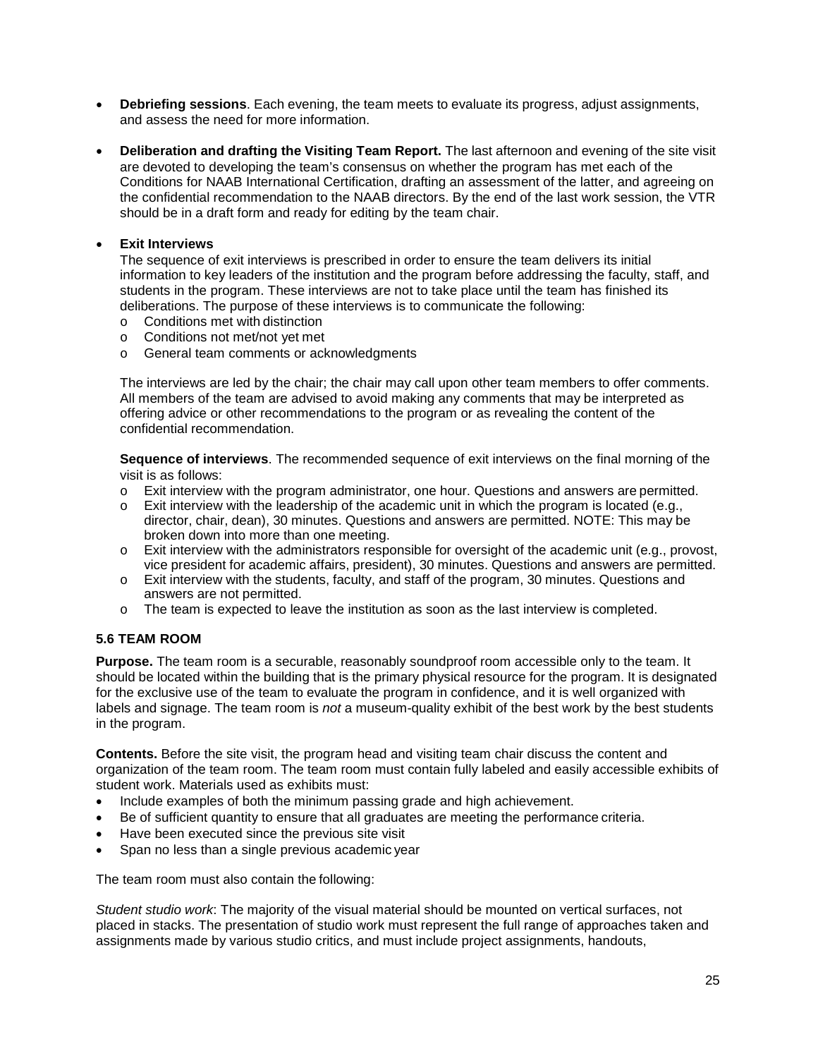- **Debriefing sessions**. Each evening, the team meets to evaluate its progress, adjust assignments, and assess the need for more information.

- **Deliberation and drafting the Visiting Team Report.** The last afternoon and evening of the site visit are devoted to developing the team's consensus on whether the program has met each of the Conditions for NAAB International Certification, drafting an assessment of the latter, and agreeing on the confidential recommendation to the NAAB directors. By the end of the last work session, the VTR should be in a draft form and ready for editing by the team chair.

- **Exit Interviews**
  The sequence of exit interviews is prescribed in order to ensure the team delivers its initial information to key leaders of the institution and the program before addressing the faculty, staff, and students in the program. These interviews are not to take place until the team has finished its deliberations. The purpose of these interviews is to communicate the following:
  - Conditions met with distinction
  - Conditions not met/not yet met
  - General team comments or acknowledgments

  The interviews are led by the chair; the chair may call upon other team members to offer comments. All members of the team are advised to avoid making any comments that may be interpreted as offering advice or other recommendations to the program or as revealing the content of the confidential recommendation.

  **Sequence of interviews**. The recommended sequence of exit interviews on the final morning of the visit is as follows:
  - Exit interview with the program administrator, one hour. Questions and answers are permitted.
  - Exit interview with the leadership of the academic unit in which the program is located (e.g., director, chair, dean), 30 minutes. Questions and answers are permitted. NOTE: This may be broken down into more than one meeting.
  - Exit interview with the administrators responsible for oversight of the academic unit (e.g., provost, vice president for academic affairs, president), 30 minutes. Questions and answers are permitted.
  - Exit interview with the students, faculty, and staff of the program, 30 minutes. Questions and answers are not permitted.
  - The team is expected to leave the institution as soon as the last interview is completed.

### 5.6 TEAM ROOM

**Purpose.** The team room is a securable, reasonably soundproof room accessible only to the team. It should be located within the building that is the primary physical resource for the program. It is designated for the exclusive use of the team to evaluate the program in confidence, and it is well organized with labels and signage. The team room is *not* a museum-quality exhibit of the best work by the best students in the program.

**Contents.** Before the site visit, the program head and visiting team chair discuss the content and organization of the team room. The team room must contain fully labeled and easily accessible exhibits of student work. Materials used as exhibits must:

- Include examples of both the minimum passing grade and high achievement.
- Be of sufficient quantity to ensure that all graduates are meeting the performance criteria.
- Have been executed since the previous site visit
- Span no less than a single previous academic year

The team room must also contain the following:

*Student studio work*: The majority of the visual material should be mounted on vertical surfaces, not placed in stacks. The presentation of studio work must represent the full range of approaches taken and assignments made by various studio critics, and must include project assignments, handouts,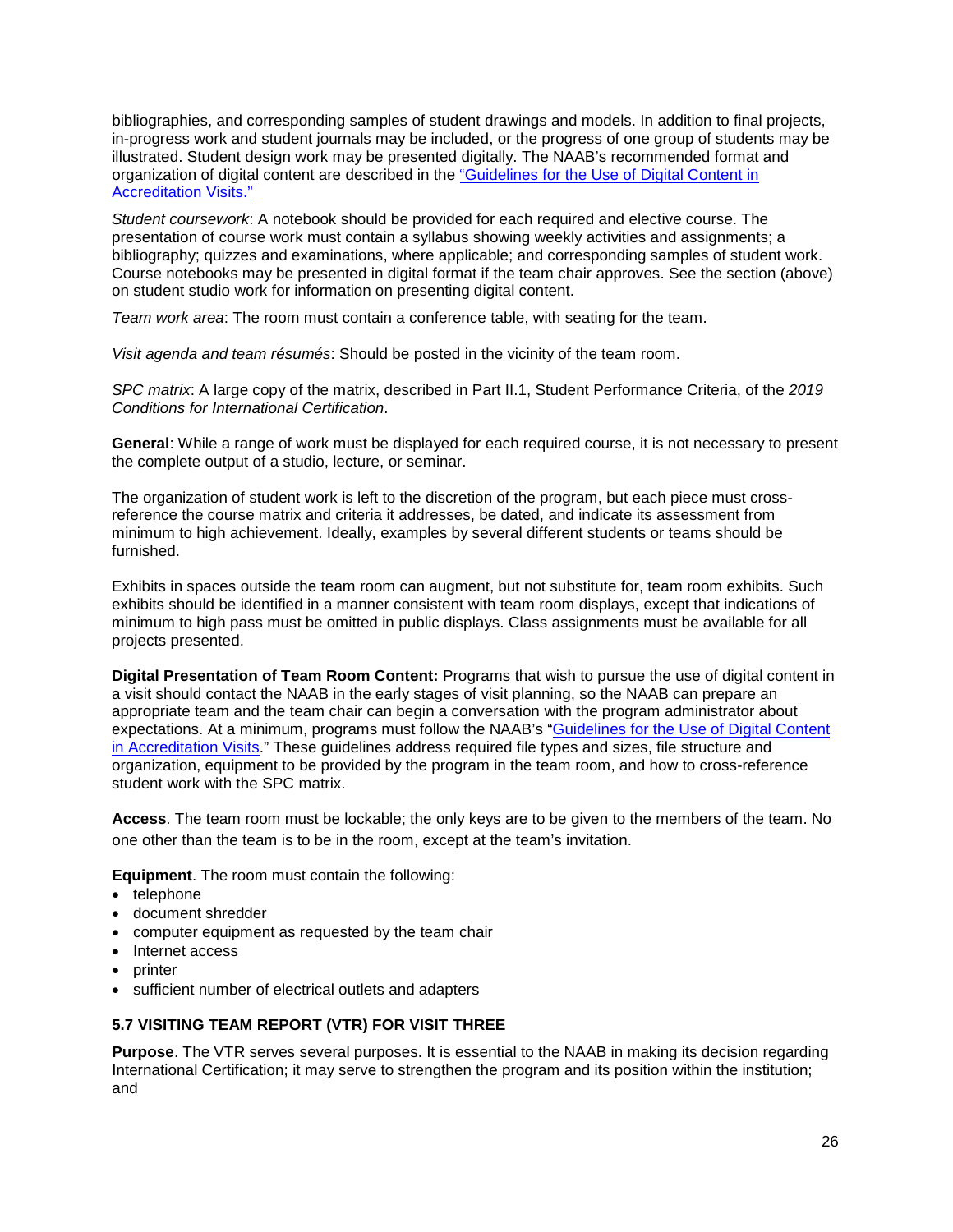bibliographies, and corresponding samples of student drawings and models. In addition to final projects, in-progress work and student journals may be included, or the progress of one group of students may be illustrated. Student design work may be presented digitally. The NAAB's recommended format and organization of digital content are described in the ["Guidelines for the Use of Digital Content in Accreditation Visits."]()

*Student coursework*: A notebook should be provided for each required and elective course. The presentation of course work must contain a syllabus showing weekly activities and assignments; a bibliography; quizzes and examinations, where applicable; and corresponding samples of student work. Course notebooks may be presented in digital format if the team chair approves. See the section (above) on student studio work for information on presenting digital content.

*Team work area*: The room must contain a conference table, with seating for the team.

*Visit agenda and team résumés*: Should be posted in the vicinity of the team room.

*SPC matrix*: A large copy of the matrix, described in Part II.1, Student Performance Criteria, of the *2019 Conditions for International Certification*.

**General**: While a range of work must be displayed for each required course, it is not necessary to present the complete output of a studio, lecture, or seminar.

The organization of student work is left to the discretion of the program, but each piece must cross-reference the course matrix and criteria it addresses, be dated, and indicate its assessment from minimum to high achievement. Ideally, examples by several different students or teams should be furnished.

Exhibits in spaces outside the team room can augment, but not substitute for, team room exhibits. Such exhibits should be identified in a manner consistent with team room displays, except that indications of minimum to high pass must be omitted in public displays. Class assignments must be available for all projects presented.

**Digital Presentation of Team Room Content:** Programs that wish to pursue the use of digital content in a visit should contact the NAAB in the early stages of visit planning, so the NAAB can prepare an appropriate team and the team chair can begin a conversation with the program administrator about expectations. At a minimum, programs must follow the NAAB's "[Guidelines for the Use of Digital Content in Accreditation Visits]()." These guidelines address required file types and sizes, file structure and organization, equipment to be provided by the program in the team room, and how to cross-reference student work with the SPC matrix.

**Access**. The team room must be lockable; the only keys are to be given to the members of the team. No one other than the team is to be in the room, except at the team's invitation.

**Equipment**. The room must contain the following:

- telephone
- document shredder
- computer equipment as requested by the team chair
- Internet access
- printer
- sufficient number of electrical outlets and adapters

### 5.7 VISITING TEAM REPORT (VTR) FOR VISIT THREE

**Purpose**. The VTR serves several purposes. It is essential to the NAAB in making its decision regarding International Certification; it may serve to strengthen the program and its position within the institution; and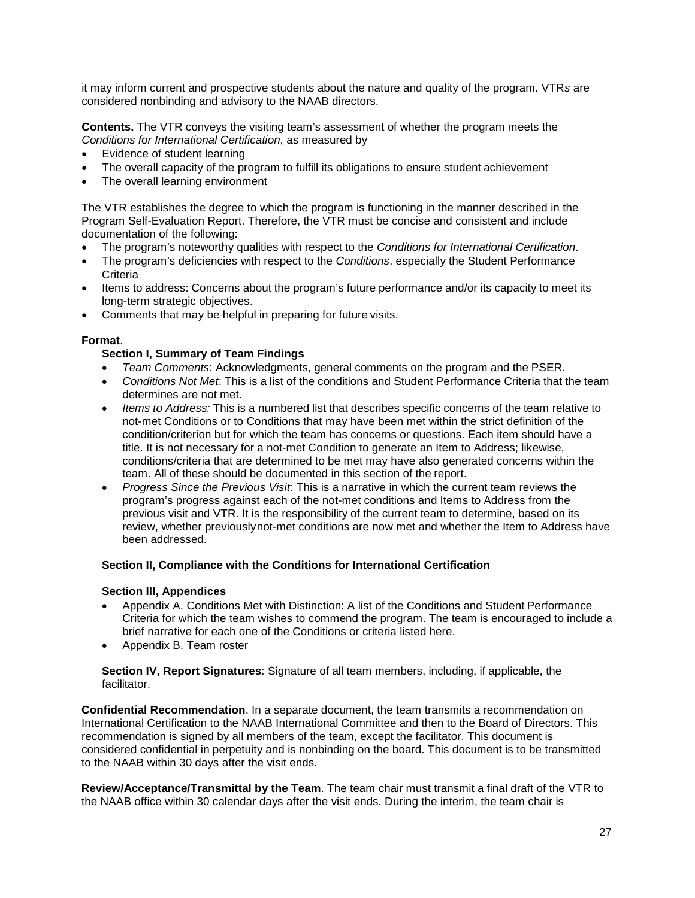it may inform current and prospective students about the nature and quality of the program. VTRs are considered nonbinding and advisory to the NAAB directors.

**Contents.** The VTR conveys the visiting team's assessment of whether the program meets the *Conditions for International Certification*, as measured by

- Evidence of student learning
- The overall capacity of the program to fulfill its obligations to ensure student achievement
- The overall learning environment

The VTR establishes the degree to which the program is functioning in the manner described in the Program Self-Evaluation Report. Therefore, the VTR must be concise and consistent and include documentation of the following:

- The program's noteworthy qualities with respect to the *Conditions for International Certification*.
- The program's deficiencies with respect to the *Conditions*, especially the Student Performance Criteria
- Items to address: Concerns about the program's future performance and/or its capacity to meet its long-term strategic objectives.
- Comments that may be helpful in preparing for future visits.

**Format**.

**Section I, Summary of Team Findings**

- *Team Comments*: Acknowledgments, general comments on the program and the PSER.
- *Conditions Not Met*: This is a list of the conditions and Student Performance Criteria that the team determines are not met.
- *Items to Address:* This is a numbered list that describes specific concerns of the team relative to not-met Conditions or to Conditions that may have been met within the strict definition of the condition/criterion but for which the team has concerns or questions. Each item should have a title. It is not necessary for a not-met Condition to generate an Item to Address; likewise, conditions/criteria that are determined to be met may have also generated concerns within the team. All of these should be documented in this section of the report.
- *Progress Since the Previous Visit*: This is a narrative in which the current team reviews the program's progress against each of the not-met conditions and Items to Address from the previous visit and VTR. It is the responsibility of the current team to determine, based on its review, whether previouslynot-met conditions are now met and whether the Item to Address have been addressed.

**Section II, Compliance with the Conditions for International Certification**

**Section III, Appendices**

- Appendix A. Conditions Met with Distinction: A list of the Conditions and Student Performance Criteria for which the team wishes to commend the program. The team is encouraged to include a brief narrative for each one of the Conditions or criteria listed here.
- Appendix B. Team roster

**Section IV, Report Signatures**: Signature of all team members, including, if applicable, the facilitator.

**Confidential Recommendation**. In a separate document, the team transmits a recommendation on International Certification to the NAAB International Committee and then to the Board of Directors. This recommendation is signed by all members of the team, except the facilitator. This document is considered confidential in perpetuity and is nonbinding on the board. This document is to be transmitted to the NAAB within 30 days after the visit ends.

**Review/Acceptance/Transmittal by the Team**. The team chair must transmit a final draft of the VTR to the NAAB office within 30 calendar days after the visit ends. During the interim, the team chair is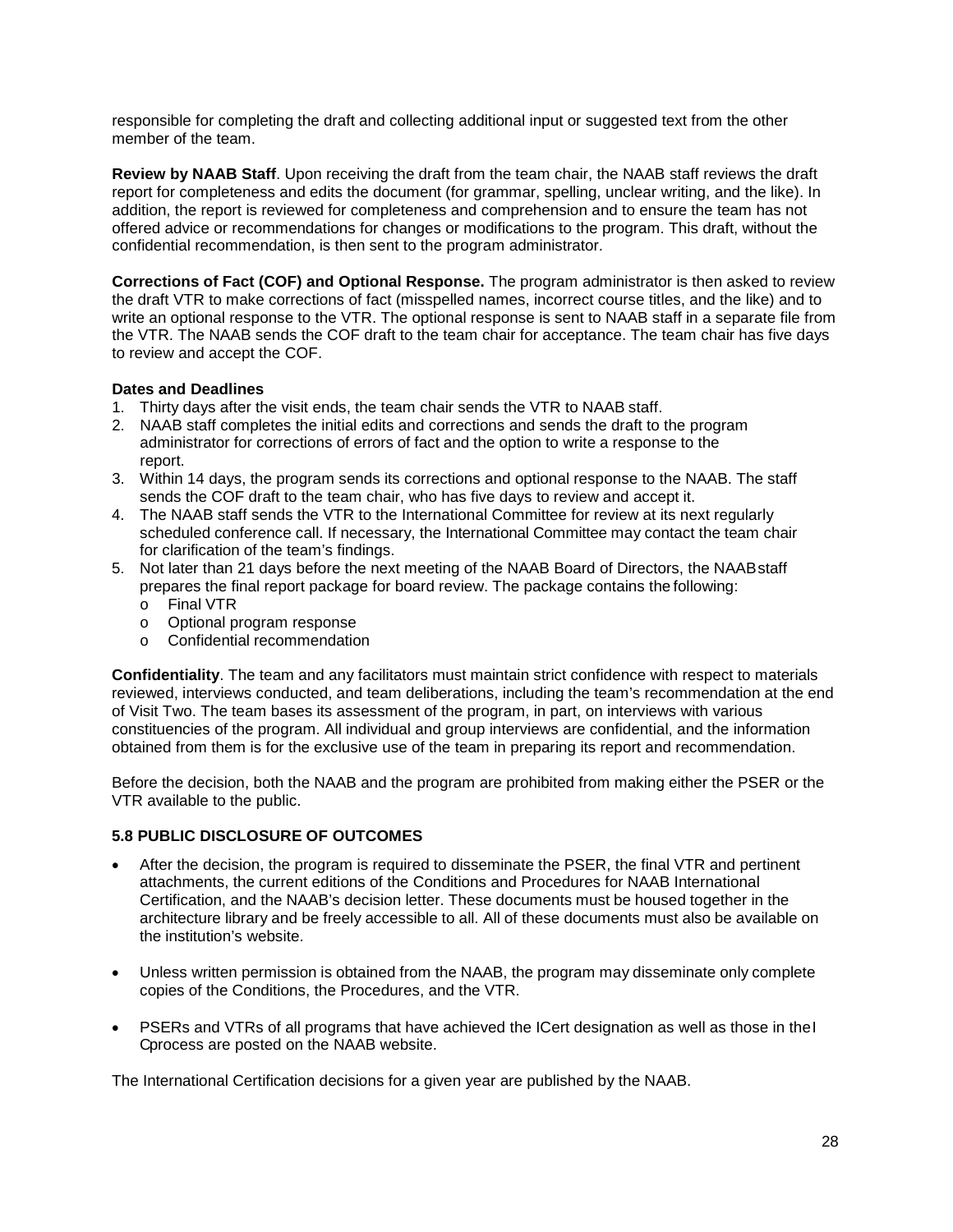responsible for completing the draft and collecting additional input or suggested text from the other member of the team.

**Review by NAAB Staff**. Upon receiving the draft from the team chair, the NAAB staff reviews the draft report for completeness and edits the document (for grammar, spelling, unclear writing, and the like). In addition, the report is reviewed for completeness and comprehension and to ensure the team has not offered advice or recommendations for changes or modifications to the program. This draft, without the confidential recommendation, is then sent to the program administrator.

**Corrections of Fact (COF) and Optional Response.** The program administrator is then asked to review the draft VTR to make corrections of fact (misspelled names, incorrect course titles, and the like) and to write an optional response to the VTR. The optional response is sent to NAAB staff in a separate file from the VTR. The NAAB sends the COF draft to the team chair for acceptance. The team chair has five days to review and accept the COF.

**Dates and Deadlines**

1. Thirty days after the visit ends, the team chair sends the VTR to NAAB staff.
2. NAAB staff completes the initial edits and corrections and sends the draft to the program administrator for corrections of errors of fact and the option to write a response to the report.
3. Within 14 days, the program sends its corrections and optional response to the NAAB. The staff sends the COF draft to the team chair, who has five days to review and accept it.
4. The NAAB staff sends the VTR to the International Committee for review at its next regularly scheduled conference call. If necessary, the International Committee may contact the team chair for clarification of the team's findings.
5. Not later than 21 days before the next meeting of the NAAB Board of Directors, the NAAB staff prepares the final report package for board review. The package contains the following:
   - Final VTR
   - Optional program response
   - Confidential recommendation

**Confidentiality**. The team and any facilitators must maintain strict confidence with respect to materials reviewed, interviews conducted, and team deliberations, including the team's recommendation at the end of Visit Two. The team bases its assessment of the program, in part, on interviews with various constituencies of the program. All individual and group interviews are confidential, and the information obtained from them is for the exclusive use of the team in preparing its report and recommendation.

Before the decision, both the NAAB and the program are prohibited from making either the PSER or the VTR available to the public.

### 5.8 PUBLIC DISCLOSURE OF OUTCOMES

- After the decision, the program is required to disseminate the PSER, the final VTR and pertinent attachments, the current editions of the Conditions and Procedures for NAAB International Certification, and the NAAB's decision letter. These documents must be housed together in the architecture library and be freely accessible to all. All of these documents must also be available on the institution's website.

- Unless written permission is obtained from the NAAB, the program may disseminate only complete copies of the Conditions, the Procedures, and the VTR.

- PSERs and VTRs of all programs that have achieved the ICert designation as well as those in the IC process are posted on the NAAB website.

The International Certification decisions for a given year are published by the NAAB.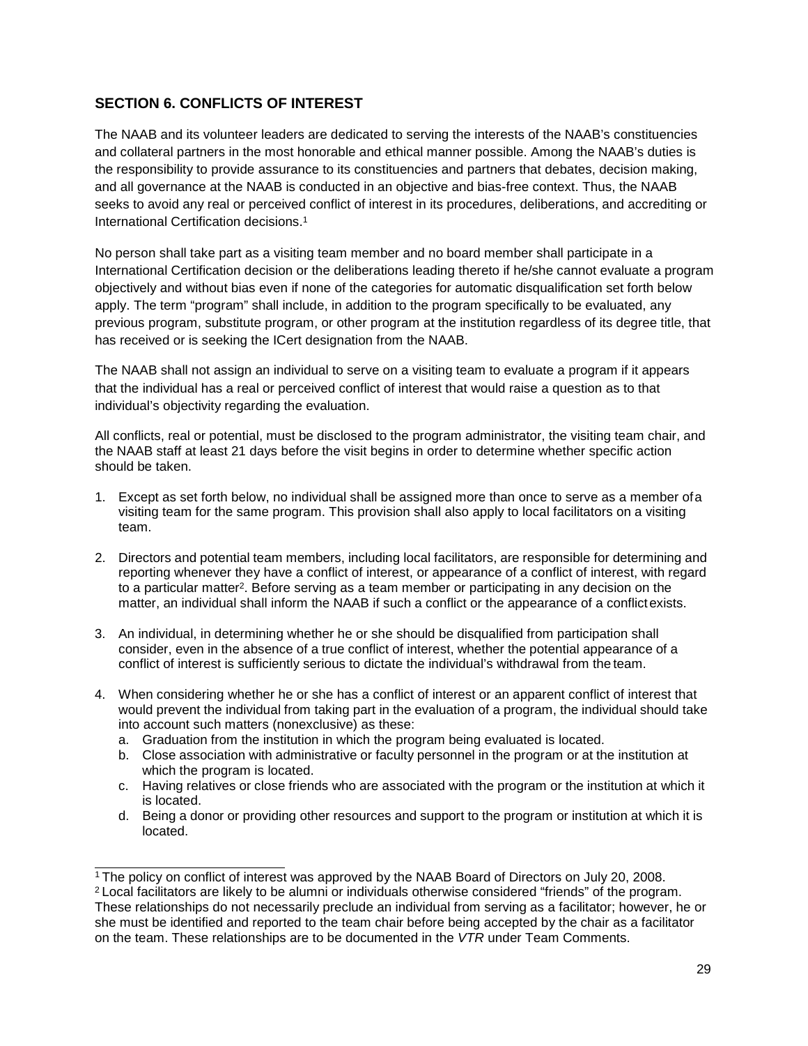## SECTION 6. CONFLICTS OF INTEREST

The NAAB and its volunteer leaders are dedicated to serving the interests of the NAAB's constituencies and collateral partners in the most honorable and ethical manner possible. Among the NAAB's duties is the responsibility to provide assurance to its constituencies and partners that debates, decision making, and all governance at the NAAB is conducted in an objective and bias-free context. Thus, the NAAB seeks to avoid any real or perceived conflict of interest in its procedures, deliberations, and accrediting or International Certification decisions.[1]

No person shall take part as a visiting team member and no board member shall participate in a International Certification decision or the deliberations leading thereto if he/she cannot evaluate a program objectively and without bias even if none of the categories for automatic disqualification set forth below apply. The term "program" shall include, in addition to the program specifically to be evaluated, any previous program, substitute program, or other program at the institution regardless of its degree title, that has received or is seeking the ICert designation from the NAAB.

The NAAB shall not assign an individual to serve on a visiting team to evaluate a program if it appears that the individual has a real or perceived conflict of interest that would raise a question as to that individual's objectivity regarding the evaluation.

All conflicts, real or potential, must be disclosed to the program administrator, the visiting team chair, and the NAAB staff at least 21 days before the visit begins in order to determine whether specific action should be taken.

1. Except as set forth below, no individual shall be assigned more than once to serve as a member of a visiting team for the same program. This provision shall also apply to local facilitators on a visiting team.
2. Directors and potential team members, including local facilitators, are responsible for determining and reporting whenever they have a conflict of interest, or appearance of a conflict of interest, with regard to a particular matter[2]. Before serving as a team member or participating in any decision on the matter, an individual shall inform the NAAB if such a conflict or the appearance of a conflict exists.
3. An individual, in determining whether he or she should be disqualified from participation shall consider, even in the absence of a true conflict of interest, whether the potential appearance of a conflict of interest is sufficiently serious to dictate the individual's withdrawal from the team.
4. When considering whether he or she has a conflict of interest or an apparent conflict of interest that would prevent the individual from taking part in the evaluation of a program, the individual should take into account such matters (nonexclusive) as these:
   a. Graduation from the institution in which the program being evaluated is located.
   b. Close association with administrative or faculty personnel in the program or at the institution at which the program is located.
   c. Having relatives or close friends who are associated with the program or the institution at which it is located.
   d. Being a donor or providing other resources and support to the program or institution at which it is located.

---

[1] The policy on conflict of interest was approved by the NAAB Board of Directors on July 20, 2008.

[2] Local facilitators are likely to be alumni or individuals otherwise considered "friends" of the program. These relationships do not necessarily preclude an individual from serving as a facilitator; however, he or she must be identified and reported to the team chair before being accepted by the chair as a facilitator on the team. These relationships are to be documented in the *VTR* under Team Comments.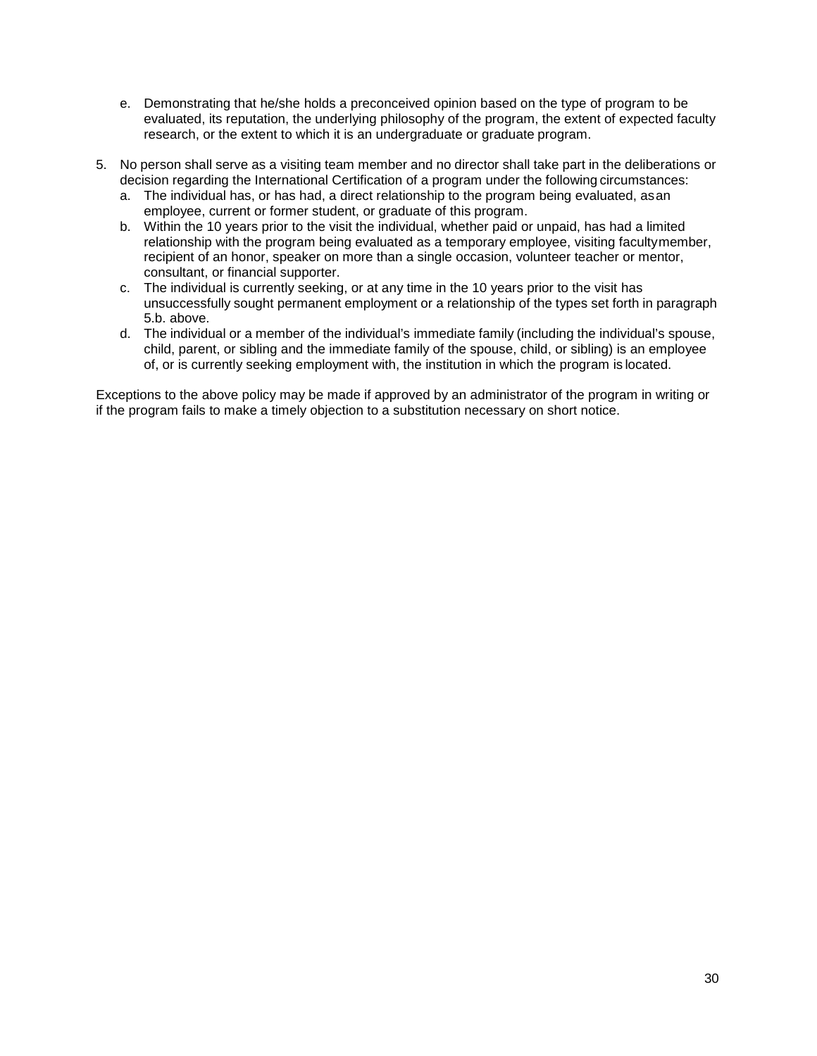e. Demonstrating that he/she holds a preconceived opinion based on the type of program to be evaluated, its reputation, the underlying philosophy of the program, the extent of expected faculty research, or the extent to which it is an undergraduate or graduate program.

5. No person shall serve as a visiting team member and no director shall take part in the deliberations or decision regarding the International Certification of a program under the following circumstances:
   a. The individual has, or has had, a direct relationship to the program being evaluated, as an employee, current or former student, or graduate of this program.
   b. Within the 10 years prior to the visit the individual, whether paid or unpaid, has had a limited relationship with the program being evaluated as a temporary employee, visiting faculty member, recipient of an honor, speaker on more than a single occasion, volunteer teacher or mentor, consultant, or financial supporter.
   c. The individual is currently seeking, or at any time in the 10 years prior to the visit has unsuccessfully sought permanent employment or a relationship of the types set forth in paragraph 5.b. above.
   d. The individual or a member of the individual's immediate family (including the individual's spouse, child, parent, or sibling and the immediate family of the spouse, child, or sibling) is an employee of, or is currently seeking employment with, the institution in which the program is located.

Exceptions to the above policy may be made if approved by an administrator of the program in writing or if the program fails to make a timely objection to a substitution necessary on short notice.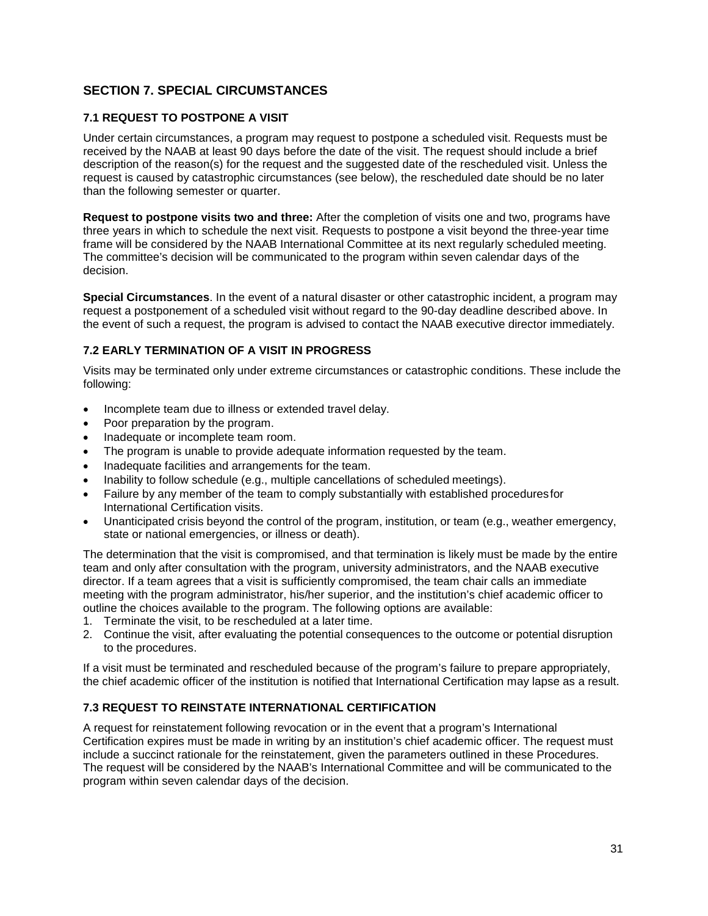## SECTION 7. SPECIAL CIRCUMSTANCES

### 7.1 REQUEST TO POSTPONE A VISIT

Under certain circumstances, a program may request to postpone a scheduled visit. Requests must be received by the NAAB at least 90 days before the date of the visit. The request should include a brief description of the reason(s) for the request and the suggested date of the rescheduled visit. Unless the request is caused by catastrophic circumstances (see below), the rescheduled date should be no later than the following semester or quarter.

**Request to postpone visits two and three:** After the completion of visits one and two, programs have three years in which to schedule the next visit. Requests to postpone a visit beyond the three-year time frame will be considered by the NAAB International Committee at its next regularly scheduled meeting. The committee's decision will be communicated to the program within seven calendar days of the decision.

**Special Circumstances**. In the event of a natural disaster or other catastrophic incident, a program may request a postponement of a scheduled visit without regard to the 90-day deadline described above. In the event of such a request, the program is advised to contact the NAAB executive director immediately.

### 7.2 EARLY TERMINATION OF A VISIT IN PROGRESS

Visits may be terminated only under extreme circumstances or catastrophic conditions. These include the following:

- Incomplete team due to illness or extended travel delay.
- Poor preparation by the program.
- Inadequate or incomplete team room.
- The program is unable to provide adequate information requested by the team.
- Inadequate facilities and arrangements for the team.
- Inability to follow schedule (e.g., multiple cancellations of scheduled meetings).
- Failure by any member of the team to comply substantially with established procedures for International Certification visits.
- Unanticipated crisis beyond the control of the program, institution, or team (e.g., weather emergency, state or national emergencies, or illness or death).

The determination that the visit is compromised, and that termination is likely must be made by the entire team and only after consultation with the program, university administrators, and the NAAB executive director. If a team agrees that a visit is sufficiently compromised, the team chair calls an immediate meeting with the program administrator, his/her superior, and the institution's chief academic officer to outline the choices available to the program. The following options are available:

1. Terminate the visit, to be rescheduled at a later time.
2. Continue the visit, after evaluating the potential consequences to the outcome or potential disruption to the procedures.

If a visit must be terminated and rescheduled because of the program's failure to prepare appropriately, the chief academic officer of the institution is notified that International Certification may lapse as a result.

### 7.3 REQUEST TO REINSTATE INTERNATIONAL CERTIFICATION

A request for reinstatement following revocation or in the event that a program's International Certification expires must be made in writing by an institution's chief academic officer. The request must include a succinct rationale for the reinstatement, given the parameters outlined in these Procedures. The request will be considered by the NAAB's International Committee and will be communicated to the program within seven calendar days of the decision.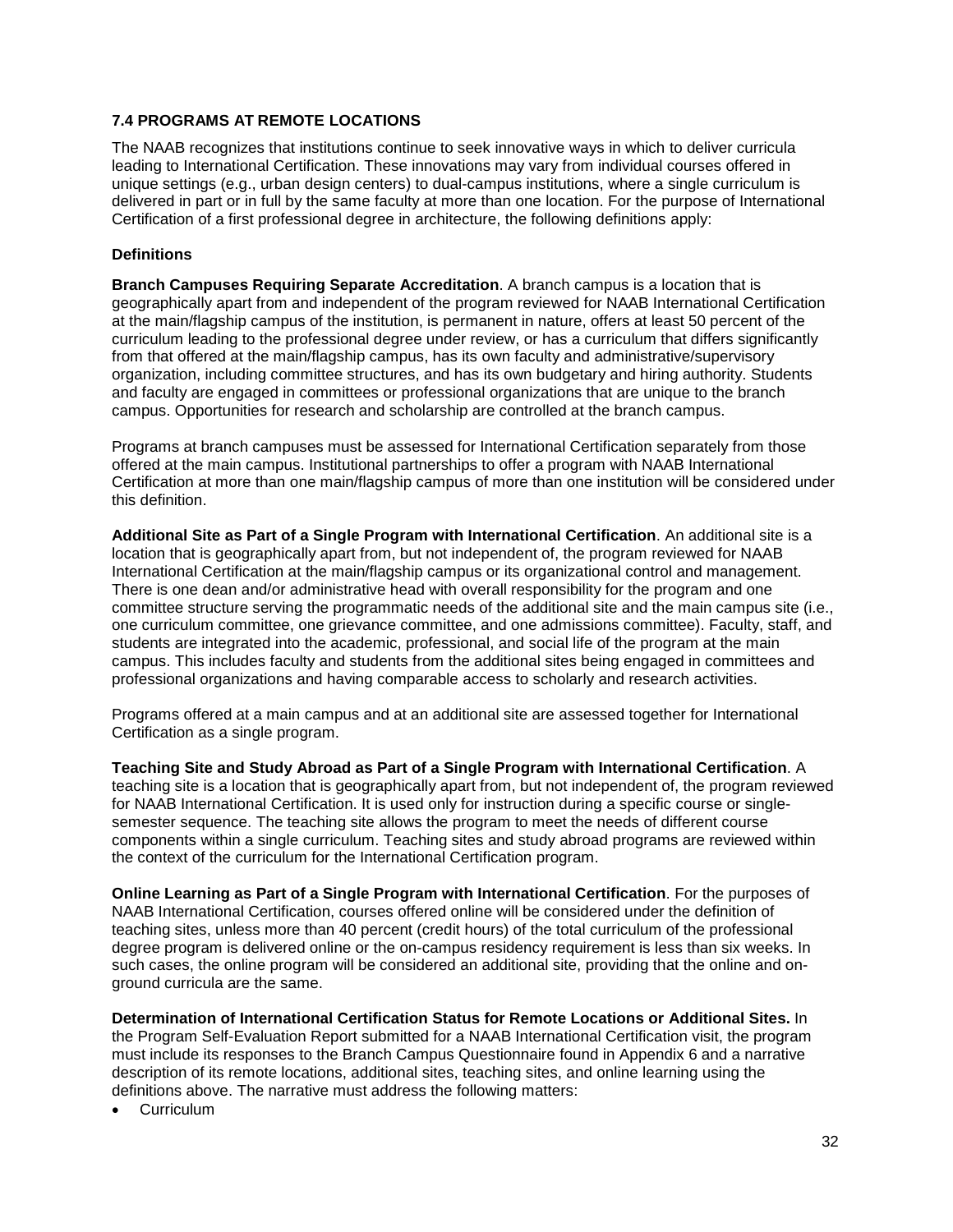### 7.4 PROGRAMS AT REMOTE LOCATIONS

The NAAB recognizes that institutions continue to seek innovative ways in which to deliver curricula leading to International Certification. These innovations may vary from individual courses offered in unique settings (e.g., urban design centers) to dual-campus institutions, where a single curriculum is delivered in part or in full by the same faculty at more than one location. For the purpose of International Certification of a first professional degree in architecture, the following definitions apply:

**Definitions**

**Branch Campuses Requiring Separate Accreditation**. A branch campus is a location that is geographically apart from and independent of the program reviewed for NAAB International Certification at the main/flagship campus of the institution, is permanent in nature, offers at least 50 percent of the curriculum leading to the professional degree under review, or has a curriculum that differs significantly from that offered at the main/flagship campus, has its own faculty and administrative/supervisory organization, including committee structures, and has its own budgetary and hiring authority. Students and faculty are engaged in committees or professional organizations that are unique to the branch campus. Opportunities for research and scholarship are controlled at the branch campus.

Programs at branch campuses must be assessed for International Certification separately from those offered at the main campus. Institutional partnerships to offer a program with NAAB International Certification at more than one main/flagship campus of more than one institution will be considered under this definition.

**Additional Site as Part of a Single Program with International Certification**. An additional site is a location that is geographically apart from, but not independent of, the program reviewed for NAAB International Certification at the main/flagship campus or its organizational control and management. There is one dean and/or administrative head with overall responsibility for the program and one committee structure serving the programmatic needs of the additional site and the main campus site (i.e., one curriculum committee, one grievance committee, and one admissions committee). Faculty, staff, and students are integrated into the academic, professional, and social life of the program at the main campus. This includes faculty and students from the additional sites being engaged in committees and professional organizations and having comparable access to scholarly and research activities.

Programs offered at a main campus and at an additional site are assessed together for International Certification as a single program.

**Teaching Site and Study Abroad as Part of a Single Program with International Certification**. A teaching site is a location that is geographically apart from, but not independent of, the program reviewed for NAAB International Certification. It is used only for instruction during a specific course or single-semester sequence. The teaching site allows the program to meet the needs of different course components within a single curriculum. Teaching sites and study abroad programs are reviewed within the context of the curriculum for the International Certification program.

**Online Learning as Part of a Single Program with International Certification**. For the purposes of NAAB International Certification, courses offered online will be considered under the definition of teaching sites, unless more than 40 percent (credit hours) of the total curriculum of the professional degree program is delivered online or the on-campus residency requirement is less than six weeks. In such cases, the online program will be considered an additional site, providing that the online and on-ground curricula are the same.

**Determination of International Certification Status for Remote Locations or Additional Sites.** In the Program Self-Evaluation Report submitted for a NAAB International Certification visit, the program must include its responses to the Branch Campus Questionnaire found in Appendix 6 and a narrative description of its remote locations, additional sites, teaching sites, and online learning using the definitions above. The narrative must address the following matters:

- Curriculum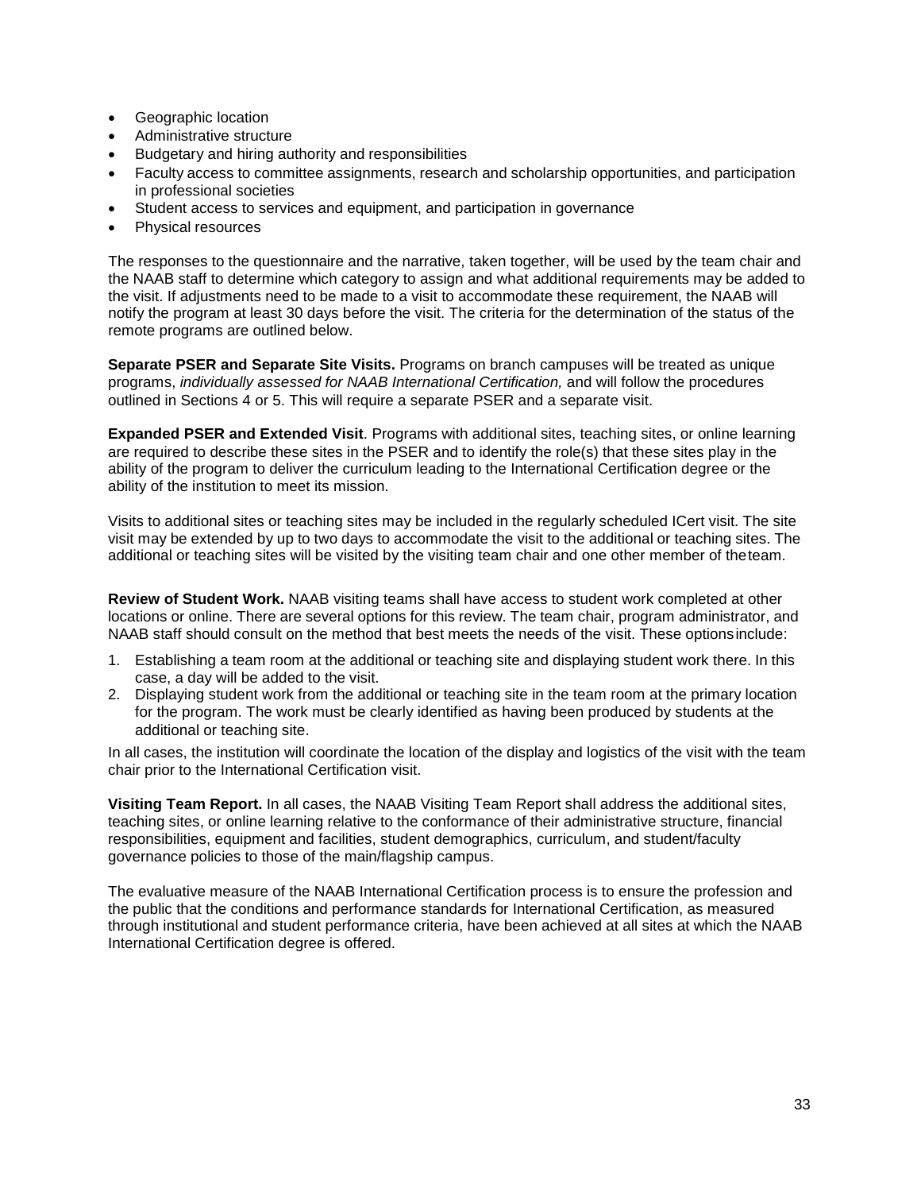- Geographic location
- Administrative structure
- Budgetary and hiring authority and responsibilities
- Faculty access to committee assignments, research and scholarship opportunities, and participation in professional societies
- Student access to services and equipment, and participation in governance
- Physical resources

The responses to the questionnaire and the narrative, taken together, will be used by the team chair and the NAAB staff to determine which category to assign and what additional requirements may be added to the visit. If adjustments need to be made to a visit to accommodate these requirement, the NAAB will notify the program at least 30 days before the visit. The criteria for the determination of the status of the remote programs are outlined below.

**Separate PSER and Separate Site Visits.** Programs on branch campuses will be treated as unique programs, *individually assessed for NAAB International Certification,* and will follow the procedures outlined in Sections 4 or 5. This will require a separate PSER and a separate visit.

**Expanded PSER and Extended Visit**. Programs with additional sites, teaching sites, or online learning are required to describe these sites in the PSER and to identify the role(s) that these sites play in the ability of the program to deliver the curriculum leading to the International Certification degree or the ability of the institution to meet its mission.

Visits to additional sites or teaching sites may be included in the regularly scheduled ICert visit. The site visit may be extended by up to two days to accommodate the visit to the additional or teaching sites. The additional or teaching sites will be visited by the visiting team chair and one other member of the team.

**Review of Student Work.** NAAB visiting teams shall have access to student work completed at other locations or online. There are several options for this review. The team chair, program administrator, and NAAB staff should consult on the method that best meets the needs of the visit. These options include:

1. Establishing a team room at the additional or teaching site and displaying student work there. In this case, a day will be added to the visit.
2. Displaying student work from the additional or teaching site in the team room at the primary location for the program. The work must be clearly identified as having been produced by students at the additional or teaching site.

In all cases, the institution will coordinate the location of the display and logistics of the visit with the team chair prior to the International Certification visit.

**Visiting Team Report.** In all cases, the NAAB Visiting Team Report shall address the additional sites, teaching sites, or online learning relative to the conformance of their administrative structure, financial responsibilities, equipment and facilities, student demographics, curriculum, and student/faculty governance policies to those of the main/flagship campus.

The evaluative measure of the NAAB International Certification process is to ensure the profession and the public that the conditions and performance standards for International Certification, as measured through institutional and student performance criteria, have been achieved at all sites at which the NAAB International Certification degree is offered.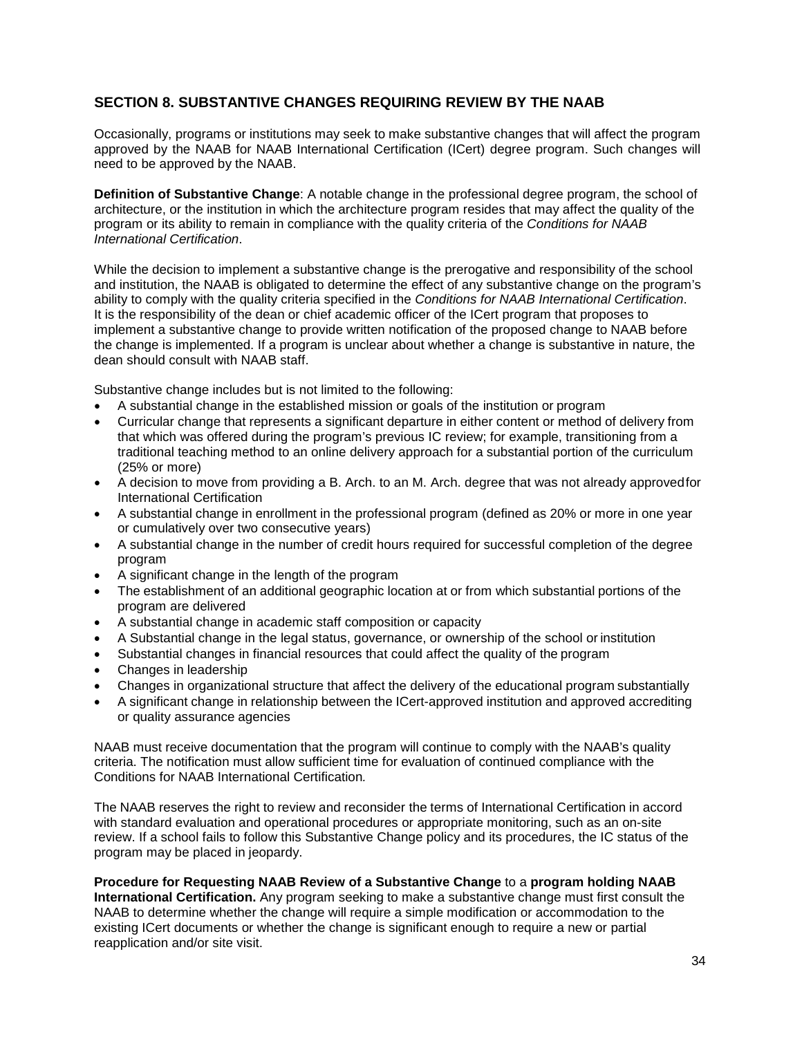## SECTION 8. SUBSTANTIVE CHANGES REQUIRING REVIEW BY THE NAAB

Occasionally, programs or institutions may seek to make substantive changes that will affect the program approved by the NAAB for NAAB International Certification (ICert) degree program. Such changes will need to be approved by the NAAB.

**Definition of Substantive Change**: A notable change in the professional degree program, the school of architecture, or the institution in which the architecture program resides that may affect the quality of the program or its ability to remain in compliance with the quality criteria of the *Conditions for NAAB International Certification*.

While the decision to implement a substantive change is the prerogative and responsibility of the school and institution, the NAAB is obligated to determine the effect of any substantive change on the program's ability to comply with the quality criteria specified in the *Conditions for NAAB International Certification*. It is the responsibility of the dean or chief academic officer of the ICert program that proposes to implement a substantive change to provide written notification of the proposed change to NAAB before the change is implemented. If a program is unclear about whether a change is substantive in nature, the dean should consult with NAAB staff.

Substantive change includes but is not limited to the following:

- A substantial change in the established mission or goals of the institution or program
- Curricular change that represents a significant departure in either content or method of delivery from that which was offered during the program's previous IC review; for example, transitioning from a traditional teaching method to an online delivery approach for a substantial portion of the curriculum (25% or more)
- A decision to move from providing a B. Arch. to an M. Arch. degree that was not already approved for International Certification
- A substantial change in enrollment in the professional program (defined as 20% or more in one year or cumulatively over two consecutive years)
- A substantial change in the number of credit hours required for successful completion of the degree program
- A significant change in the length of the program
- The establishment of an additional geographic location at or from which substantial portions of the program are delivered
- A substantial change in academic staff composition or capacity
- A Substantial change in the legal status, governance, or ownership of the school or institution
- Substantial changes in financial resources that could affect the quality of the program
- Changes in leadership
- Changes in organizational structure that affect the delivery of the educational program substantially
- A significant change in relationship between the ICert-approved institution and approved accrediting or quality assurance agencies

NAAB must receive documentation that the program will continue to comply with the NAAB's quality criteria. The notification must allow sufficient time for evaluation of continued compliance with the Conditions for NAAB International Certification*.*

The NAAB reserves the right to review and reconsider the terms of International Certification in accord with standard evaluation and operational procedures or appropriate monitoring, such as an on-site review. If a school fails to follow this Substantive Change policy and its procedures, the IC status of the program may be placed in jeopardy.

**Procedure for Requesting NAAB Review of a Substantive Change** to a **program holding NAAB International Certification.** Any program seeking to make a substantive change must first consult the NAAB to determine whether the change will require a simple modification or accommodation to the existing ICert documents or whether the change is significant enough to require a new or partial reapplication and/or site visit.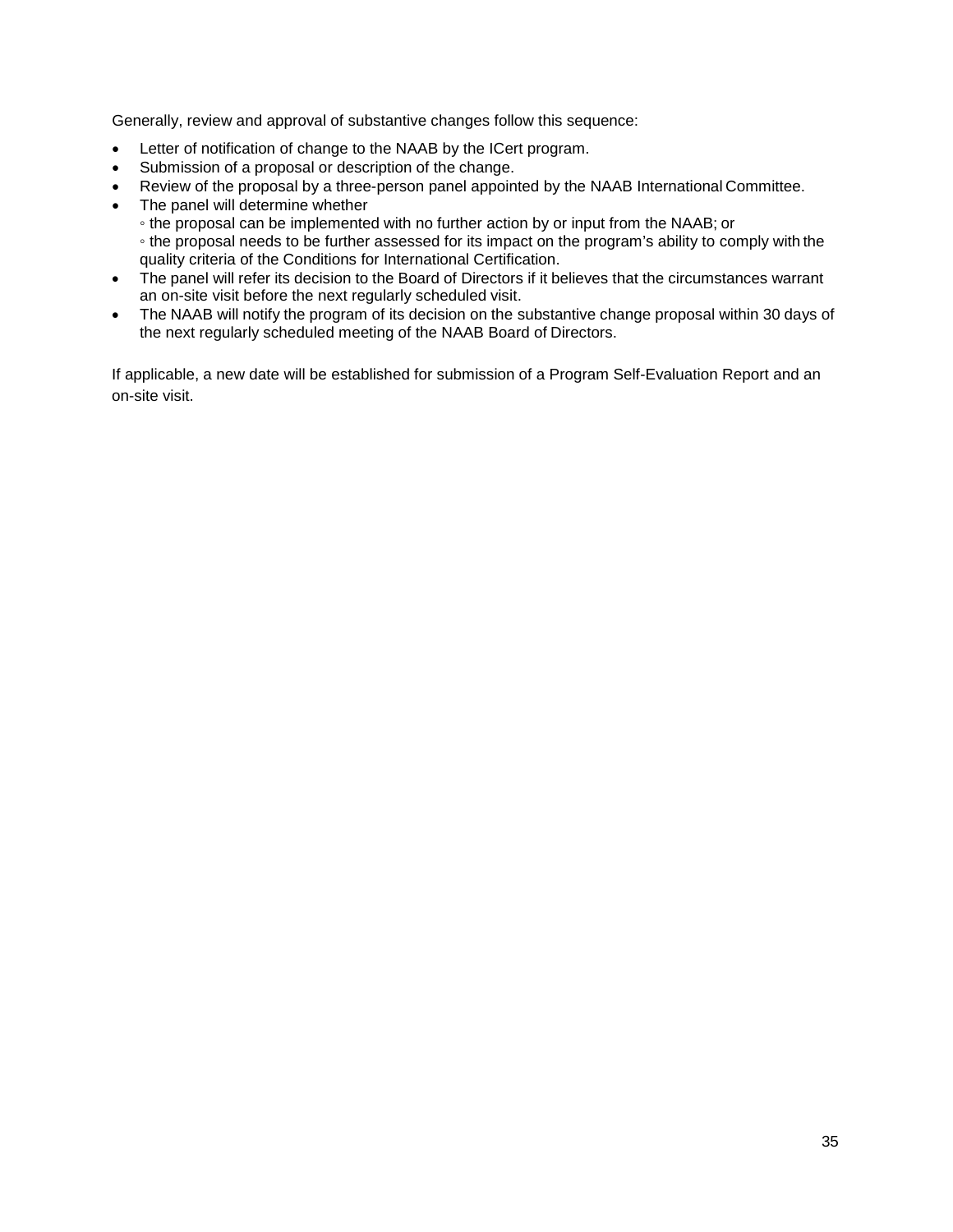Generally, review and approval of substantive changes follow this sequence:

- Letter of notification of change to the NAAB by the ICert program.
- Submission of a proposal or description of the change.
- Review of the proposal by a three-person panel appointed by the NAAB International Committee.
- The panel will determine whether
  - the proposal can be implemented with no further action by or input from the NAAB; or
  - the proposal needs to be further assessed for its impact on the program's ability to comply with the quality criteria of the Conditions for International Certification.
- The panel will refer its decision to the Board of Directors if it believes that the circumstances warrant an on-site visit before the next regularly scheduled visit.
- The NAAB will notify the program of its decision on the substantive change proposal within 30 days of the next regularly scheduled meeting of the NAAB Board of Directors.

If applicable, a new date will be established for submission of a Program Self-Evaluation Report and an on-site visit.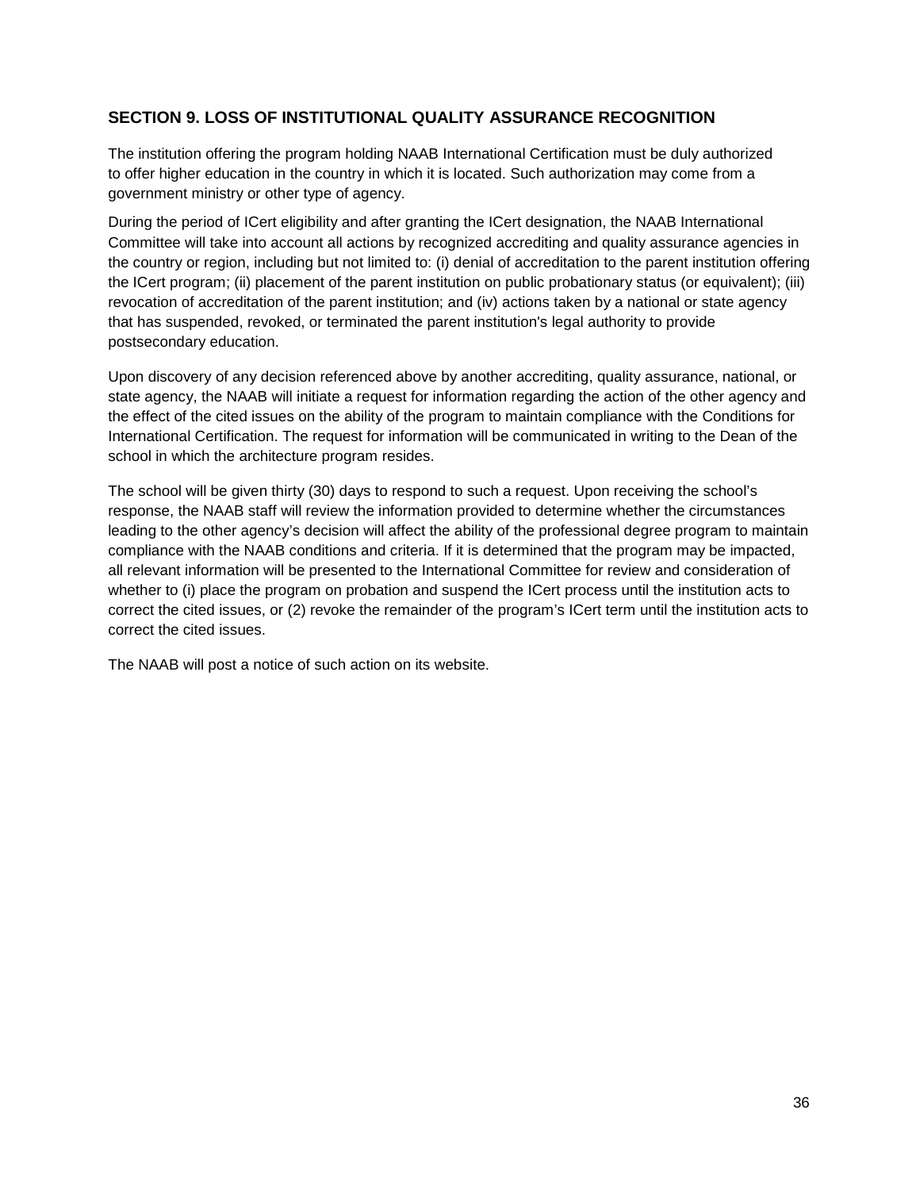## SECTION 9. LOSS OF INSTITUTIONAL QUALITY ASSURANCE RECOGNITION

The institution offering the program holding NAAB International Certification must be duly authorized to offer higher education in the country in which it is located. Such authorization may come from a government ministry or other type of agency.

During the period of ICert eligibility and after granting the ICert designation, the NAAB International Committee will take into account all actions by recognized accrediting and quality assurance agencies in the country or region, including but not limited to: (i) denial of accreditation to the parent institution offering the ICert program; (ii) placement of the parent institution on public probationary status (or equivalent); (iii) revocation of accreditation of the parent institution; and (iv) actions taken by a national or state agency that has suspended, revoked, or terminated the parent institution's legal authority to provide postsecondary education.

Upon discovery of any decision referenced above by another accrediting, quality assurance, national, or state agency, the NAAB will initiate a request for information regarding the action of the other agency and the effect of the cited issues on the ability of the program to maintain compliance with the Conditions for International Certification. The request for information will be communicated in writing to the Dean of the school in which the architecture program resides.

The school will be given thirty (30) days to respond to such a request. Upon receiving the school's response, the NAAB staff will review the information provided to determine whether the circumstances leading to the other agency's decision will affect the ability of the professional degree program to maintain compliance with the NAAB conditions and criteria. If it is determined that the program may be impacted, all relevant information will be presented to the International Committee for review and consideration of whether to (i) place the program on probation and suspend the ICert process until the institution acts to correct the cited issues, or (2) revoke the remainder of the program's ICert term until the institution acts to correct the cited issues.

The NAAB will post a notice of such action on its website.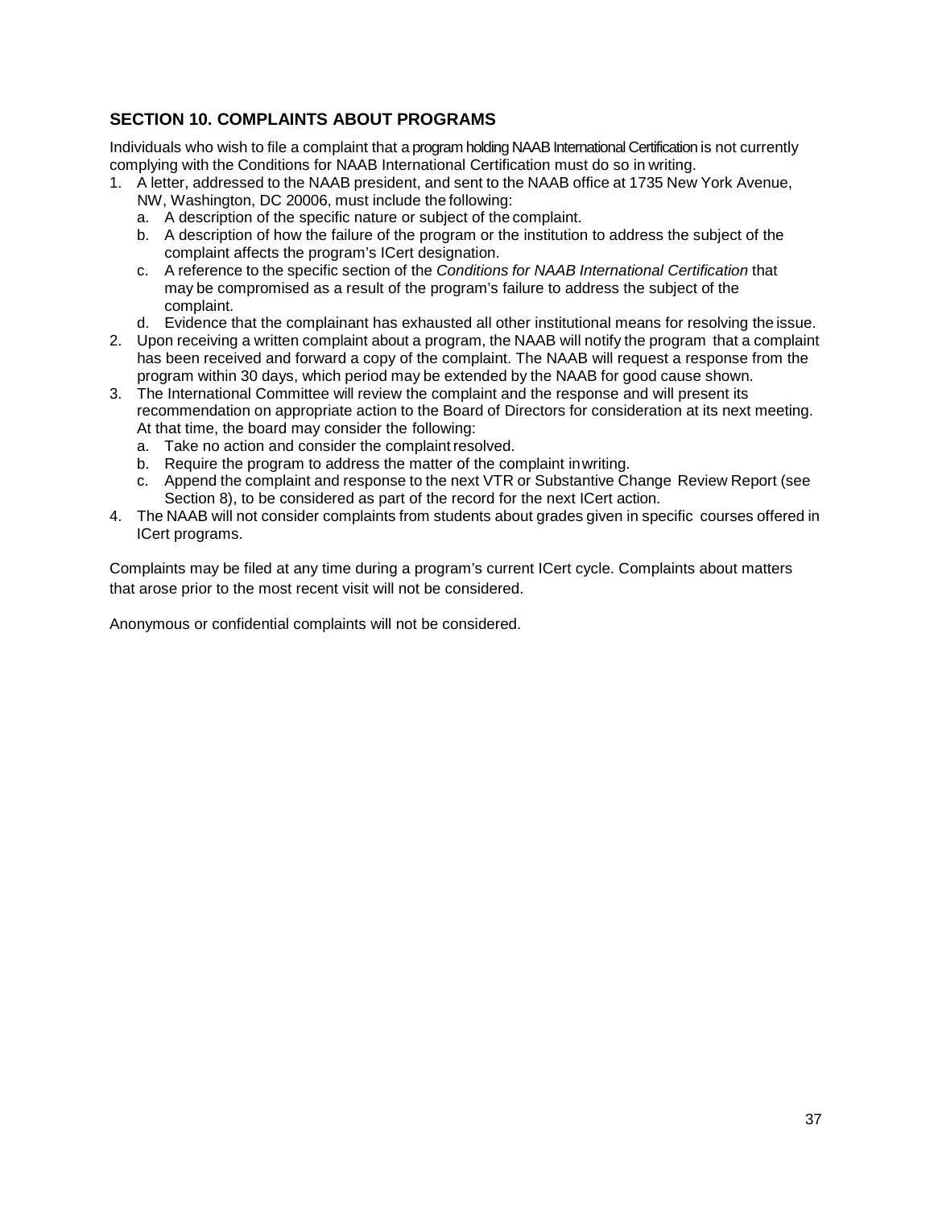## SECTION 10. COMPLAINTS ABOUT PROGRAMS

Individuals who wish to file a complaint that a program holding NAAB International Certification is not currently complying with the Conditions for NAAB International Certification must do so in writing.

1. A letter, addressed to the NAAB president, and sent to the NAAB office at 1735 New York Avenue, NW, Washington, DC 20006, must include the following:
   a. A description of the specific nature or subject of the complaint.
   b. A description of how the failure of the program or the institution to address the subject of the complaint affects the program's ICert designation.
   c. A reference to the specific section of the *Conditions for NAAB International Certification* that may be compromised as a result of the program's failure to address the subject of the complaint.
   d. Evidence that the complainant has exhausted all other institutional means for resolving the issue.
2. Upon receiving a written complaint about a program, the NAAB will notify the program that a complaint has been received and forward a copy of the complaint. The NAAB will request a response from the program within 30 days, which period may be extended by the NAAB for good cause shown.
3. The International Committee will review the complaint and the response and will present its recommendation on appropriate action to the Board of Directors for consideration at its next meeting. At that time, the board may consider the following:
   a. Take no action and consider the complaint resolved.
   b. Require the program to address the matter of the complaint in writing.
   c. Append the complaint and response to the next VTR or Substantive Change Review Report (see Section 8), to be considered as part of the record for the next ICert action.
4. The NAAB will not consider complaints from students about grades given in specific courses offered in ICert programs.

Complaints may be filed at any time during a program's current ICert cycle. Complaints about matters that arose prior to the most recent visit will not be considered.

Anonymous or confidential complaints will not be considered.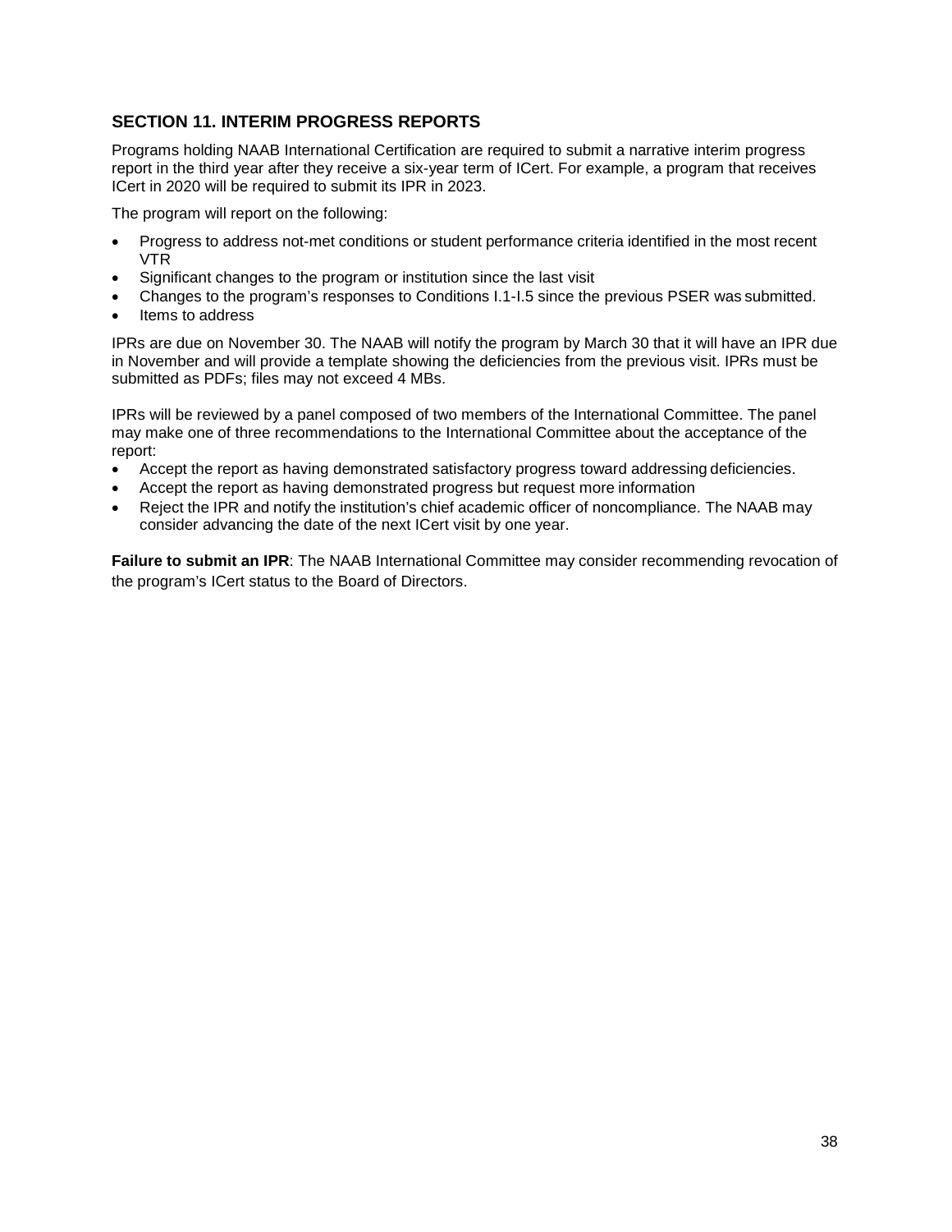## SECTION 11. INTERIM PROGRESS REPORTS

Programs holding NAAB International Certification are required to submit a narrative interim progress report in the third year after they receive a six-year term of ICert. For example, a program that receives ICert in 2020 will be required to submit its IPR in 2023.

The program will report on the following:

- Progress to address not-met conditions or student performance criteria identified in the most recent VTR
- Significant changes to the program or institution since the last visit
- Changes to the program's responses to Conditions I.1-I.5 since the previous PSER was submitted.
- Items to address

IPRs are due on November 30. The NAAB will notify the program by March 30 that it will have an IPR due in November and will provide a template showing the deficiencies from the previous visit. IPRs must be submitted as PDFs; files may not exceed 4 MBs.

IPRs will be reviewed by a panel composed of two members of the International Committee. The panel may make one of three recommendations to the International Committee about the acceptance of the report:

- Accept the report as having demonstrated satisfactory progress toward addressing deficiencies.
- Accept the report as having demonstrated progress but request more information
- Reject the IPR and notify the institution's chief academic officer of noncompliance. The NAAB may consider advancing the date of the next ICert visit by one year.

**Failure to submit an IPR**: The NAAB International Committee may consider recommending revocation of the program's ICert status to the Board of Directors.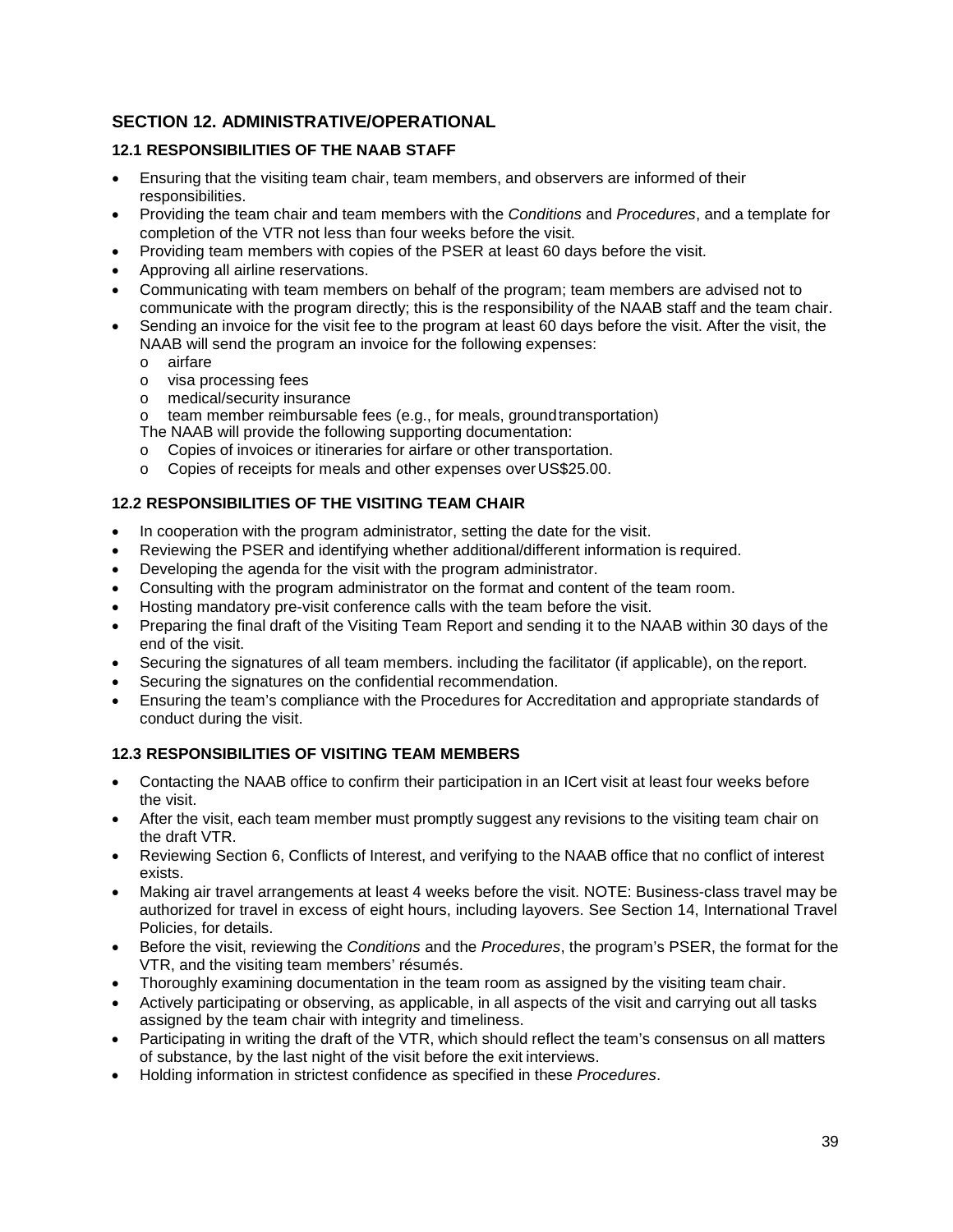## SECTION 12. ADMINISTRATIVE/OPERATIONAL

### 12.1 RESPONSIBILITIES OF THE NAAB STAFF

- Ensuring that the visiting team chair, team members, and observers are informed of their responsibilities.
- Providing the team chair and team members with the *Conditions* and *Procedures*, and a template for completion of the VTR not less than four weeks before the visit.
- Providing team members with copies of the PSER at least 60 days before the visit.
- Approving all airline reservations.
- Communicating with team members on behalf of the program; team members are advised not to communicate with the program directly; this is the responsibility of the NAAB staff and the team chair.
- Sending an invoice for the visit fee to the program at least 60 days before the visit. After the visit, the NAAB will send the program an invoice for the following expenses:
  - airfare
  - visa processing fees
  - medical/security insurance
  - team member reimbursable fees (e.g., for meals, ground transportation)

  The NAAB will provide the following supporting documentation:
  - Copies of invoices or itineraries for airfare or other transportation.
  - Copies of receipts for meals and other expenses over US$25.00.

### 12.2 RESPONSIBILITIES OF THE VISITING TEAM CHAIR

- In cooperation with the program administrator, setting the date for the visit.
- Reviewing the PSER and identifying whether additional/different information is required.
- Developing the agenda for the visit with the program administrator.
- Consulting with the program administrator on the format and content of the team room.
- Hosting mandatory pre-visit conference calls with the team before the visit.
- Preparing the final draft of the Visiting Team Report and sending it to the NAAB within 30 days of the end of the visit.
- Securing the signatures of all team members. including the facilitator (if applicable), on the report.
- Securing the signatures on the confidential recommendation.
- Ensuring the team's compliance with the Procedures for Accreditation and appropriate standards of conduct during the visit.

### 12.3 RESPONSIBILITIES OF VISITING TEAM MEMBERS

- Contacting the NAAB office to confirm their participation in an ICert visit at least four weeks before the visit.
- After the visit, each team member must promptly suggest any revisions to the visiting team chair on the draft VTR.
- Reviewing Section 6, Conflicts of Interest, and verifying to the NAAB office that no conflict of interest exists.
- Making air travel arrangements at least 4 weeks before the visit. NOTE: Business-class travel may be authorized for travel in excess of eight hours, including layovers. See Section 14, International Travel Policies, for details.
- Before the visit, reviewing the *Conditions* and the *Procedures*, the program's PSER, the format for the VTR, and the visiting team members' résumés.
- Thoroughly examining documentation in the team room as assigned by the visiting team chair.
- Actively participating or observing, as applicable, in all aspects of the visit and carrying out all tasks assigned by the team chair with integrity and timeliness.
- Participating in writing the draft of the VTR, which should reflect the team's consensus on all matters of substance, by the last night of the visit before the exit interviews.
- Holding information in strictest confidence as specified in these *Procedures*.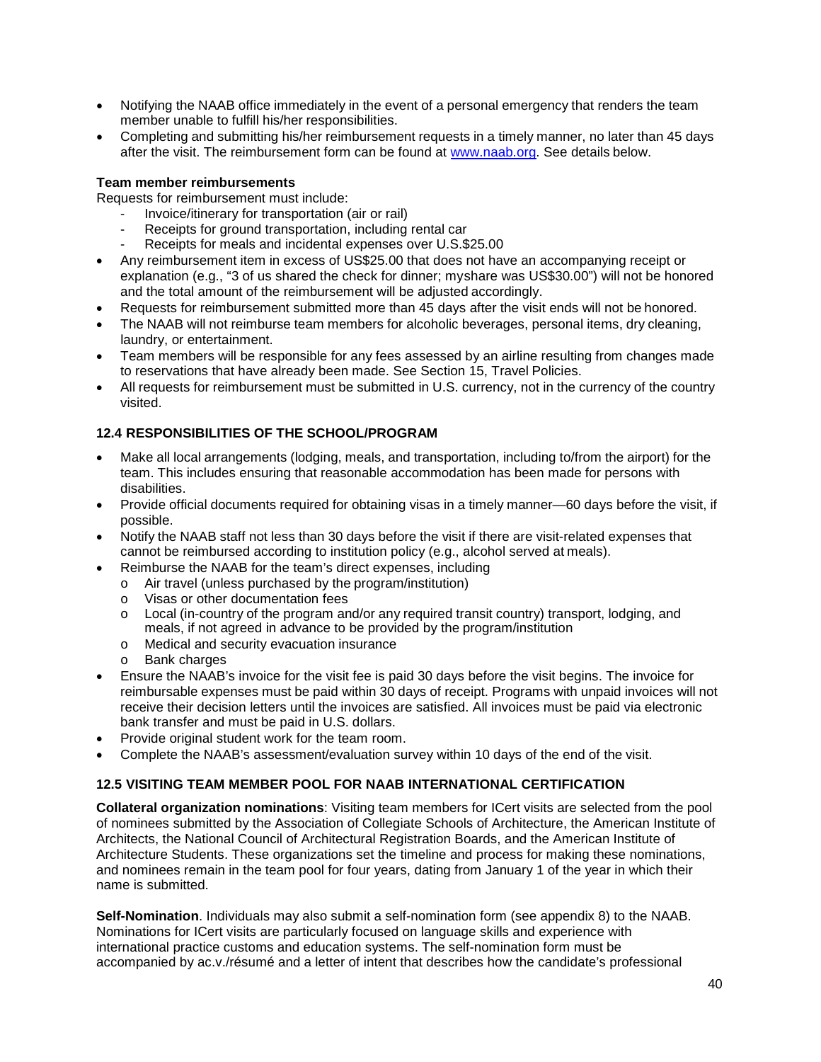- Notifying the NAAB office immediately in the event of a personal emergency that renders the team member unable to fulfill his/her responsibilities.
- Completing and submitting his/her reimbursement requests in a timely manner, no later than 45 days after the visit. The reimbursement form can be found at [www.naab.org](www.naab.org). See details below.

**Team member reimbursements**

Requests for reimbursement must include:

- Invoice/itinerary for transportation (air or rail)
- Receipts for ground transportation, including rental car
- Receipts for meals and incidental expenses over U.S.$25.00

- Any reimbursement item in excess of US$25.00 that does not have an accompanying receipt or explanation (e.g., "3 of us shared the check for dinner; myshare was US$30.00") will not be honored and the total amount of the reimbursement will be adjusted accordingly.
- Requests for reimbursement submitted more than 45 days after the visit ends will not be honored.
- The NAAB will not reimburse team members for alcoholic beverages, personal items, dry cleaning, laundry, or entertainment.
- Team members will be responsible for any fees assessed by an airline resulting from changes made to reservations that have already been made. See Section 15, Travel Policies.
- All requests for reimbursement must be submitted in U.S. currency, not in the currency of the country visited.

### 12.4 RESPONSIBILITIES OF THE SCHOOL/PROGRAM

- Make all local arrangements (lodging, meals, and transportation, including to/from the airport) for the team. This includes ensuring that reasonable accommodation has been made for persons with disabilities.
- Provide official documents required for obtaining visas in a timely manner—60 days before the visit, if possible.
- Notify the NAAB staff not less than 30 days before the visit if there are visit-related expenses that cannot be reimbursed according to institution policy (e.g., alcohol served at meals).
- Reimburse the NAAB for the team's direct expenses, including
  - Air travel (unless purchased by the program/institution)
  - Visas or other documentation fees
  - Local (in-country of the program and/or any required transit country) transport, lodging, and meals, if not agreed in advance to be provided by the program/institution
  - Medical and security evacuation insurance
  - Bank charges
- Ensure the NAAB's invoice for the visit fee is paid 30 days before the visit begins. The invoice for reimbursable expenses must be paid within 30 days of receipt. Programs with unpaid invoices will not receive their decision letters until the invoices are satisfied. All invoices must be paid via electronic bank transfer and must be paid in U.S. dollars.
- Provide original student work for the team room.
- Complete the NAAB's assessment/evaluation survey within 10 days of the end of the visit.

### 12.5 VISITING TEAM MEMBER POOL FOR NAAB INTERNATIONAL CERTIFICATION

**Collateral organization nominations**: Visiting team members for ICert visits are selected from the pool of nominees submitted by the Association of Collegiate Schools of Architecture, the American Institute of Architects, the National Council of Architectural Registration Boards, and the American Institute of Architecture Students. These organizations set the timeline and process for making these nominations, and nominees remain in the team pool for four years, dating from January 1 of the year in which their name is submitted.

**Self-Nomination**. Individuals may also submit a self-nomination form (see appendix 8) to the NAAB. Nominations for ICert visits are particularly focused on language skills and experience with international practice customs and education systems. The self-nomination form must be accompanied by ac.v./résumé and a letter of intent that describes how the candidate's professional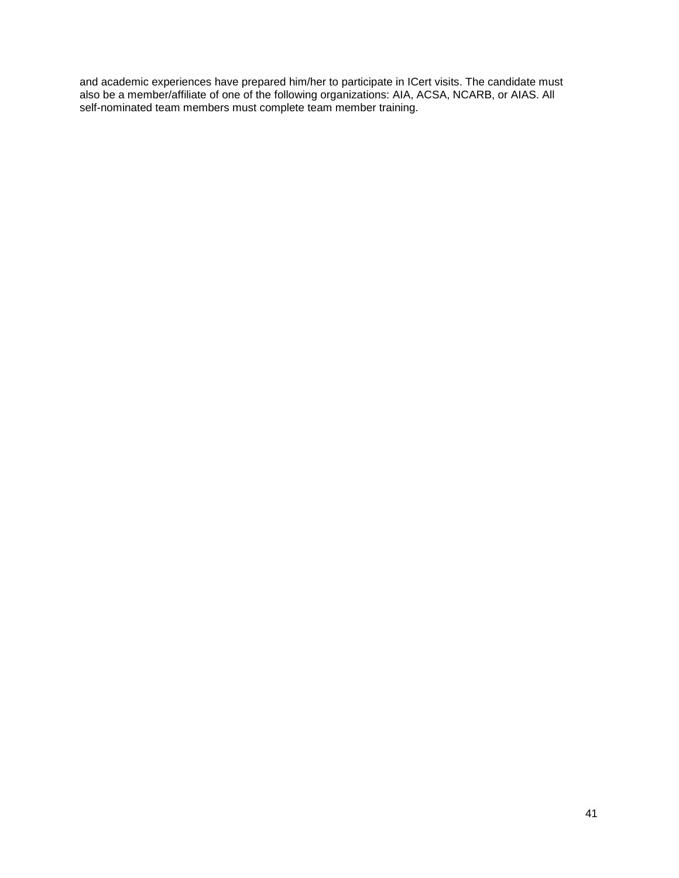and academic experiences have prepared him/her to participate in ICert visits. The candidate must also be a member/affiliate of one of the following organizations: AIA, ACSA, NCARB, or AIAS. All self-nominated team members must complete team member training.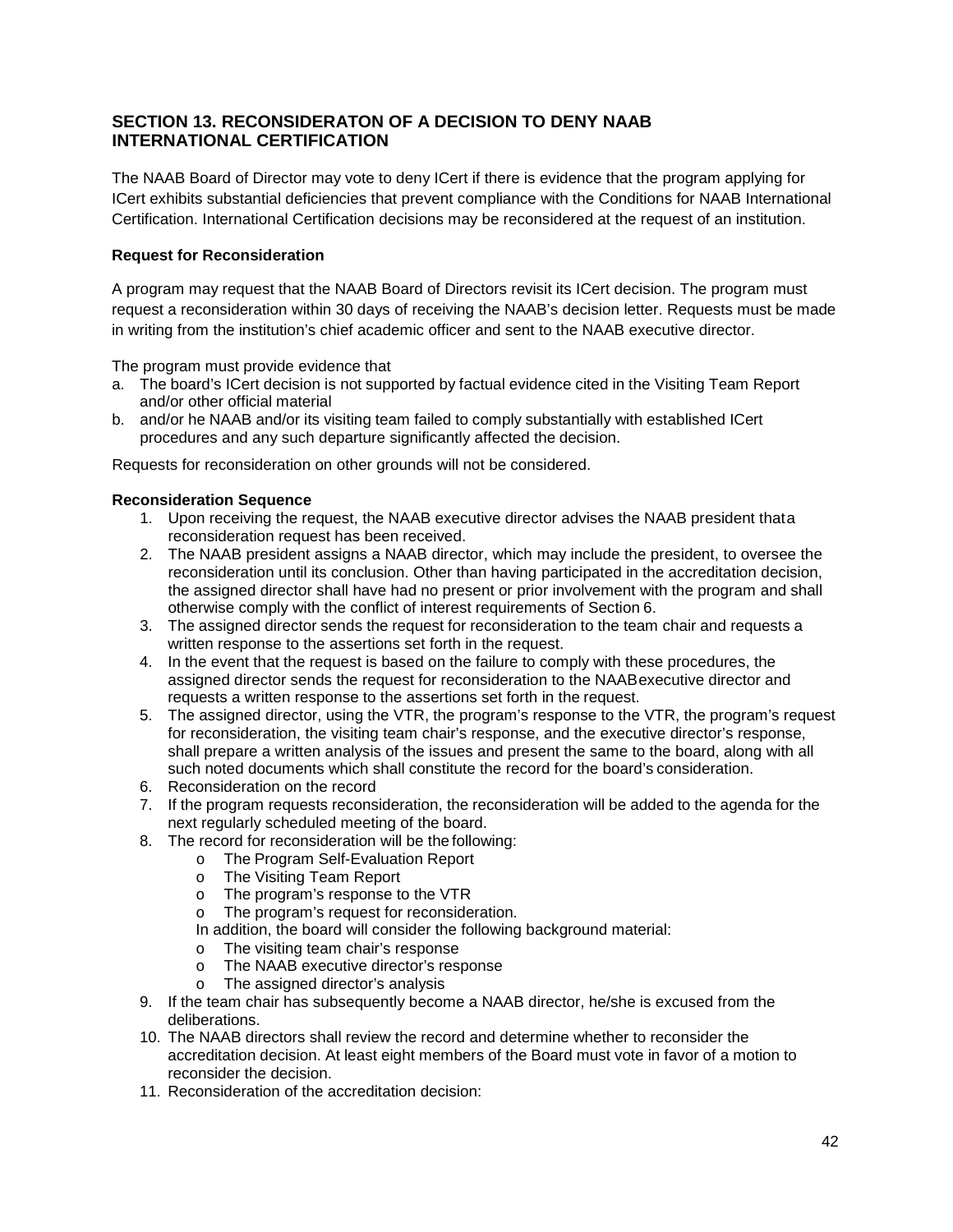## SECTION 13. RECONSIDERATON OF A DECISION TO DENY NAAB INTERNATIONAL CERTIFICATION

The NAAB Board of Director may vote to deny ICert if there is evidence that the program applying for ICert exhibits substantial deficiencies that prevent compliance with the Conditions for NAAB International Certification. International Certification decisions may be reconsidered at the request of an institution.

### Request for Reconsideration

A program may request that the NAAB Board of Directors revisit its ICert decision. The program must request a reconsideration within 30 days of receiving the NAAB's decision letter. Requests must be made in writing from the institution's chief academic officer and sent to the NAAB executive director.

The program must provide evidence that

a. The board's ICert decision is not supported by factual evidence cited in the Visiting Team Report and/or other official material
b. and/or he NAAB and/or its visiting team failed to comply substantially with established ICert procedures and any such departure significantly affected the decision.

Requests for reconsideration on other grounds will not be considered.

### Reconsideration Sequence

1. Upon receiving the request, the NAAB executive director advises the NAAB president thata reconsideration request has been received.
2. The NAAB president assigns a NAAB director, which may include the president, to oversee the reconsideration until its conclusion. Other than having participated in the accreditation decision, the assigned director shall have had no present or prior involvement with the program and shall otherwise comply with the conflict of interest requirements of Section 6.
3. The assigned director sends the request for reconsideration to the team chair and requests a written response to the assertions set forth in the request.
4. In the event that the request is based on the failure to comply with these procedures, the assigned director sends the request for reconsideration to the NAABexecutive director and requests a written response to the assertions set forth in the request.
5. The assigned director, using the VTR, the program's response to the VTR, the program's request for reconsideration, the visiting team chair's response, and the executive director's response, shall prepare a written analysis of the issues and present the same to the board, along with all such noted documents which shall constitute the record for the board's consideration.
6. Reconsideration on the record
7. If the program requests reconsideration, the reconsideration will be added to the agenda for the next regularly scheduled meeting of the board.
8. The record for reconsideration will be the following:
   - The Program Self-Evaluation Report
   - The Visiting Team Report
   - The program's response to the VTR
   - The program's request for reconsideration.

   In addition, the board will consider the following background material:
   - The visiting team chair's response
   - The NAAB executive director's response
   - The assigned director's analysis
9. If the team chair has subsequently become a NAAB director, he/she is excused from the deliberations.
10. The NAAB directors shall review the record and determine whether to reconsider the accreditation decision. At least eight members of the Board must vote in favor of a motion to reconsider the decision.
11. Reconsideration of the accreditation decision: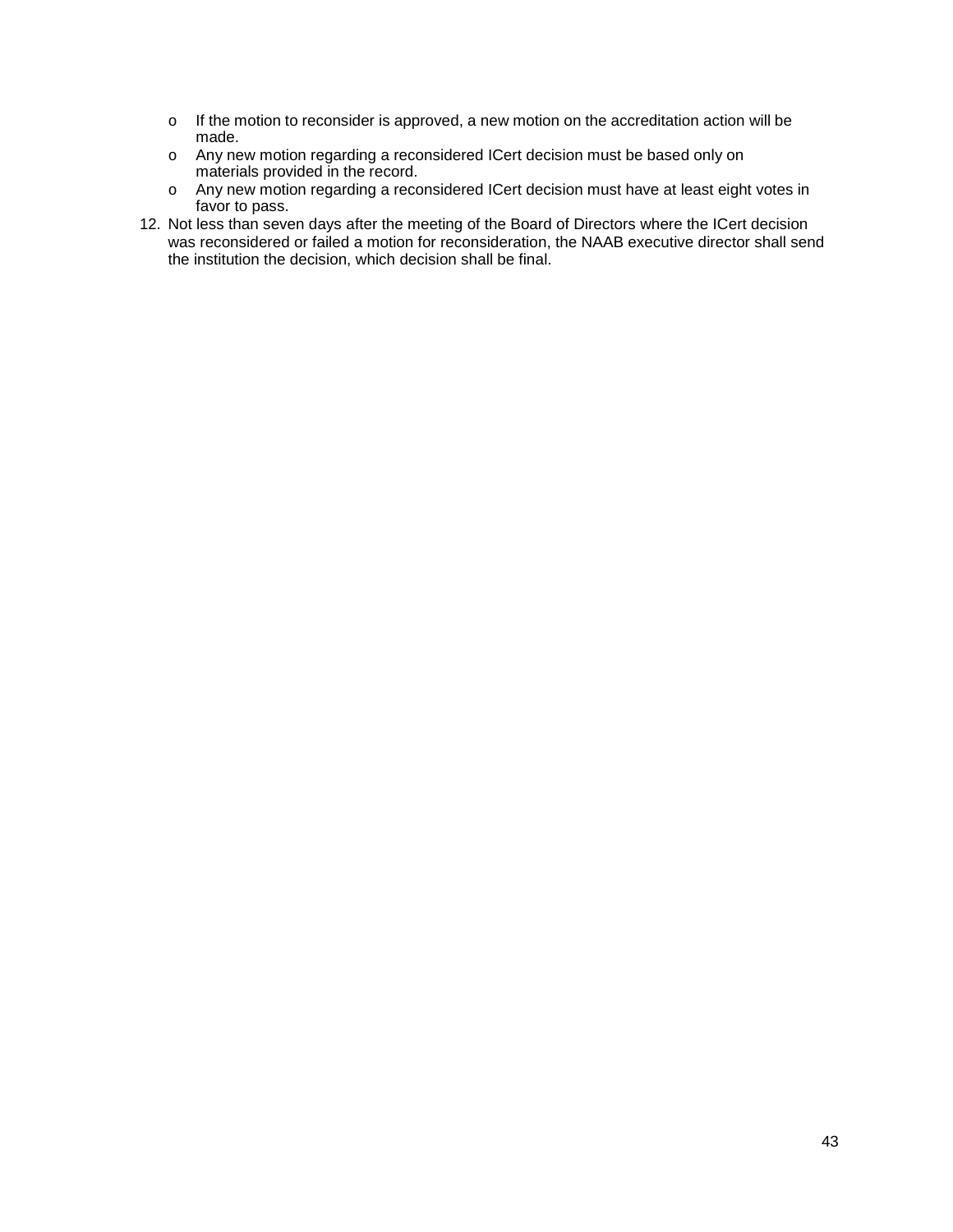- If the motion to reconsider is approved, a new motion on the accreditation action will be made.
- Any new motion regarding a reconsidered ICert decision must be based only on materials provided in the record.
- Any new motion regarding a reconsidered ICert decision must have at least eight votes in favor to pass.

12. Not less than seven days after the meeting of the Board of Directors where the ICert decision was reconsidered or failed a motion for reconsideration, the NAAB executive director shall send the institution the decision, which decision shall be final.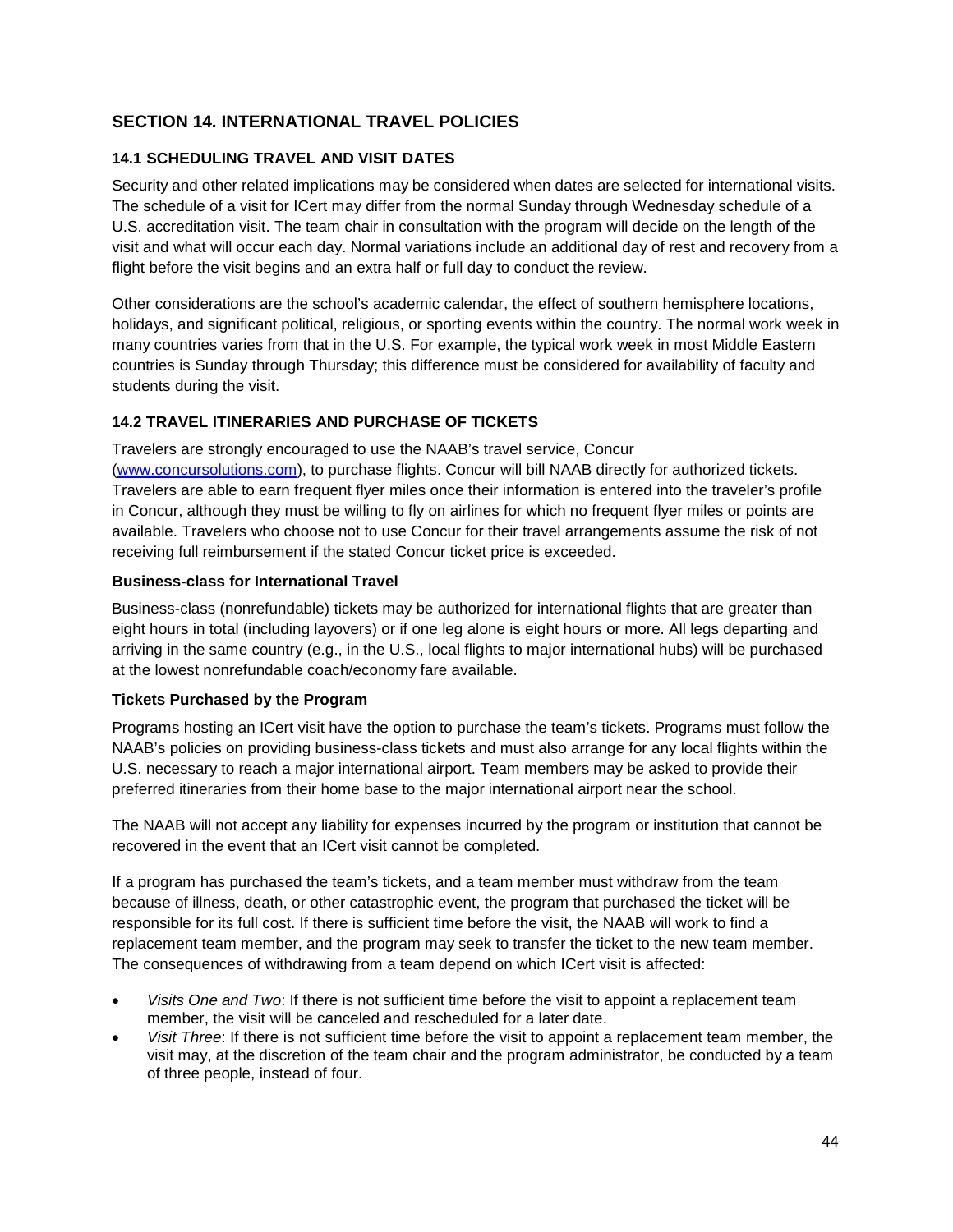## SECTION 14. INTERNATIONAL TRAVEL POLICIES

### 14.1 SCHEDULING TRAVEL AND VISIT DATES

Security and other related implications may be considered when dates are selected for international visits. The schedule of a visit for ICert may differ from the normal Sunday through Wednesday schedule of a U.S. accreditation visit. The team chair in consultation with the program will decide on the length of the visit and what will occur each day. Normal variations include an additional day of rest and recovery from a flight before the visit begins and an extra half or full day to conduct the review.

Other considerations are the school's academic calendar, the effect of southern hemisphere locations, holidays, and significant political, religious, or sporting events within the country. The normal work week in many countries varies from that in the U.S. For example, the typical work week in most Middle Eastern countries is Sunday through Thursday; this difference must be considered for availability of faculty and students during the visit.

### 14.2 TRAVEL ITINERARIES AND PURCHASE OF TICKETS

Travelers are strongly encouraged to use the NAAB's travel service, Concur (www.concursolutions.com), to purchase flights. Concur will bill NAAB directly for authorized tickets. Travelers are able to earn frequent flyer miles once their information is entered into the traveler's profile in Concur, although they must be willing to fly on airlines for which no frequent flyer miles or points are available. Travelers who choose not to use Concur for their travel arrangements assume the risk of not receiving full reimbursement if the stated Concur ticket price is exceeded.

**Business-class for International Travel**

Business-class (nonrefundable) tickets may be authorized for international flights that are greater than eight hours in total (including layovers) or if one leg alone is eight hours or more. All legs departing and arriving in the same country (e.g., in the U.S., local flights to major international hubs) will be purchased at the lowest nonrefundable coach/economy fare available.

**Tickets Purchased by the Program**

Programs hosting an ICert visit have the option to purchase the team's tickets. Programs must follow the NAAB's policies on providing business-class tickets and must also arrange for any local flights within the U.S. necessary to reach a major international airport. Team members may be asked to provide their preferred itineraries from their home base to the major international airport near the school.

The NAAB will not accept any liability for expenses incurred by the program or institution that cannot be recovered in the event that an ICert visit cannot be completed.

If a program has purchased the team's tickets, and a team member must withdraw from the team because of illness, death, or other catastrophic event, the program that purchased the ticket will be responsible for its full cost. If there is sufficient time before the visit, the NAAB will work to find a replacement team member, and the program may seek to transfer the ticket to the new team member. The consequences of withdrawing from a team depend on which ICert visit is affected:

- *Visits One and Two*: If there is not sufficient time before the visit to appoint a replacement team member, the visit will be canceled and rescheduled for a later date.
- *Visit Three*: If there is not sufficient time before the visit to appoint a replacement team member, the visit may, at the discretion of the team chair and the program administrator, be conducted by a team of three people, instead of four.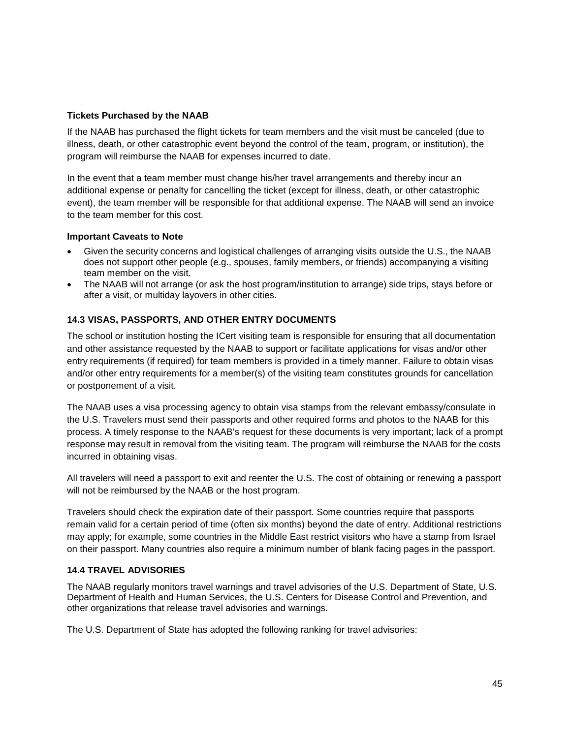#### Tickets Purchased by the NAAB

If the NAAB has purchased the flight tickets for team members and the visit must be canceled (due to illness, death, or other catastrophic event beyond the control of the team, program, or institution), the program will reimburse the NAAB for expenses incurred to date.

In the event that a team member must change his/her travel arrangements and thereby incur an additional expense or penalty for cancelling the ticket (except for illness, death, or other catastrophic event), the team member will be responsible for that additional expense. The NAAB will send an invoice to the team member for this cost.

#### Important Caveats to Note

- Given the security concerns and logistical challenges of arranging visits outside the U.S., the NAAB does not support other people (e.g., spouses, family members, or friends) accompanying a visiting team member on the visit.
- The NAAB will not arrange (or ask the host program/institution to arrange) side trips, stays before or after a visit, or multiday layovers in other cities.

### 14.3 VISAS, PASSPORTS, AND OTHER ENTRY DOCUMENTS

The school or institution hosting the ICert visiting team is responsible for ensuring that all documentation and other assistance requested by the NAAB to support or facilitate applications for visas and/or other entry requirements (if required) for team members is provided in a timely manner. Failure to obtain visas and/or other entry requirements for a member(s) of the visiting team constitutes grounds for cancellation or postponement of a visit.

The NAAB uses a visa processing agency to obtain visa stamps from the relevant embassy/consulate in the U.S. Travelers must send their passports and other required forms and photos to the NAAB for this process. A timely response to the NAAB's request for these documents is very important; lack of a prompt response may result in removal from the visiting team. The program will reimburse the NAAB for the costs incurred in obtaining visas.

All travelers will need a passport to exit and reenter the U.S. The cost of obtaining or renewing a passport will not be reimbursed by the NAAB or the host program.

Travelers should check the expiration date of their passport. Some countries require that passports remain valid for a certain period of time (often six months) beyond the date of entry. Additional restrictions may apply; for example, some countries in the Middle East restrict visitors who have a stamp from Israel on their passport. Many countries also require a minimum number of blank facing pages in the passport.

### 14.4 TRAVEL ADVISORIES

The NAAB regularly monitors travel warnings and travel advisories of the U.S. Department of State, U.S. Department of Health and Human Services, the U.S. Centers for Disease Control and Prevention, and other organizations that release travel advisories and warnings.

The U.S. Department of State has adopted the following ranking for travel advisories: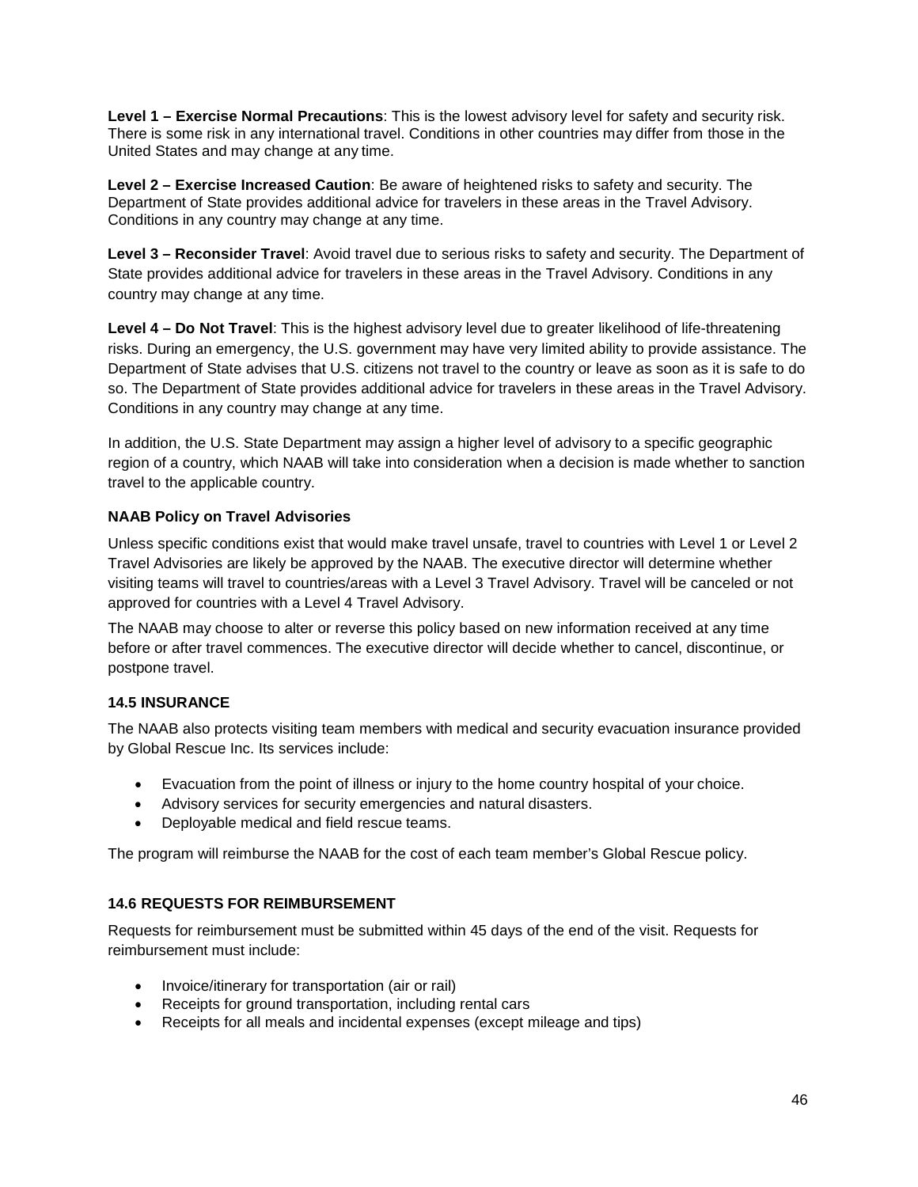**Level 1 – Exercise Normal Precautions**: This is the lowest advisory level for safety and security risk. There is some risk in any international travel. Conditions in other countries may differ from those in the United States and may change at any time.

**Level 2 – Exercise Increased Caution**: Be aware of heightened risks to safety and security. The Department of State provides additional advice for travelers in these areas in the Travel Advisory. Conditions in any country may change at any time.

**Level 3 – Reconsider Travel**: Avoid travel due to serious risks to safety and security. The Department of State provides additional advice for travelers in these areas in the Travel Advisory. Conditions in any country may change at any time.

**Level 4 – Do Not Travel**: This is the highest advisory level due to greater likelihood of life-threatening risks. During an emergency, the U.S. government may have very limited ability to provide assistance. The Department of State advises that U.S. citizens not travel to the country or leave as soon as it is safe to do so. The Department of State provides additional advice for travelers in these areas in the Travel Advisory. Conditions in any country may change at any time.

In addition, the U.S. State Department may assign a higher level of advisory to a specific geographic region of a country, which NAAB will take into consideration when a decision is made whether to sanction travel to the applicable country.

#### NAAB Policy on Travel Advisories

Unless specific conditions exist that would make travel unsafe, travel to countries with Level 1 or Level 2 Travel Advisories are likely be approved by the NAAB. The executive director will determine whether visiting teams will travel to countries/areas with a Level 3 Travel Advisory. Travel will be canceled or not approved for countries with a Level 4 Travel Advisory.

The NAAB may choose to alter or reverse this policy based on new information received at any time before or after travel commences. The executive director will decide whether to cancel, discontinue, or postpone travel.

### 14.5 INSURANCE

The NAAB also protects visiting team members with medical and security evacuation insurance provided by Global Rescue Inc. Its services include:

- Evacuation from the point of illness or injury to the home country hospital of your choice.
- Advisory services for security emergencies and natural disasters.
- Deployable medical and field rescue teams.

The program will reimburse the NAAB for the cost of each team member's Global Rescue policy.

### 14.6 REQUESTS FOR REIMBURSEMENT

Requests for reimbursement must be submitted within 45 days of the end of the visit. Requests for reimbursement must include:

- Invoice/itinerary for transportation (air or rail)
- Receipts for ground transportation, including rental cars
- Receipts for all meals and incidental expenses (except mileage and tips)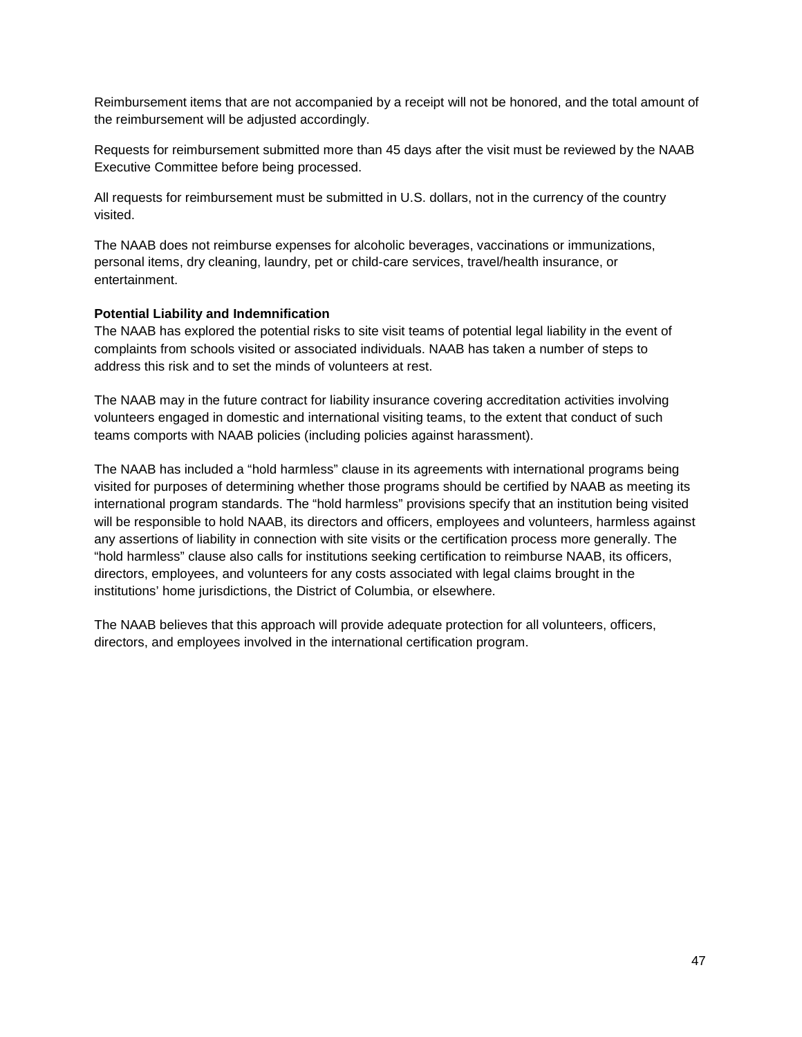Reimbursement items that are not accompanied by a receipt will not be honored, and the total amount of the reimbursement will be adjusted accordingly.

Requests for reimbursement submitted more than 45 days after the visit must be reviewed by the NAAB Executive Committee before being processed.

All requests for reimbursement must be submitted in U.S. dollars, not in the currency of the country visited.

The NAAB does not reimburse expenses for alcoholic beverages, vaccinations or immunizations, personal items, dry cleaning, laundry, pet or child-care services, travel/health insurance, or entertainment.

**Potential Liability and Indemnification**

The NAAB has explored the potential risks to site visit teams of potential legal liability in the event of complaints from schools visited or associated individuals. NAAB has taken a number of steps to address this risk and to set the minds of volunteers at rest.

The NAAB may in the future contract for liability insurance covering accreditation activities involving volunteers engaged in domestic and international visiting teams, to the extent that conduct of such teams comports with NAAB policies (including policies against harassment).

The NAAB has included a "hold harmless" clause in its agreements with international programs being visited for purposes of determining whether those programs should be certified by NAAB as meeting its international program standards. The "hold harmless" provisions specify that an institution being visited will be responsible to hold NAAB, its directors and officers, employees and volunteers, harmless against any assertions of liability in connection with site visits or the certification process more generally. The "hold harmless" clause also calls for institutions seeking certification to reimburse NAAB, its officers, directors, employees, and volunteers for any costs associated with legal claims brought in the institutions' home jurisdictions, the District of Columbia, or elsewhere.

The NAAB believes that this approach will provide adequate protection for all volunteers, officers, directors, and employees involved in the international certification program.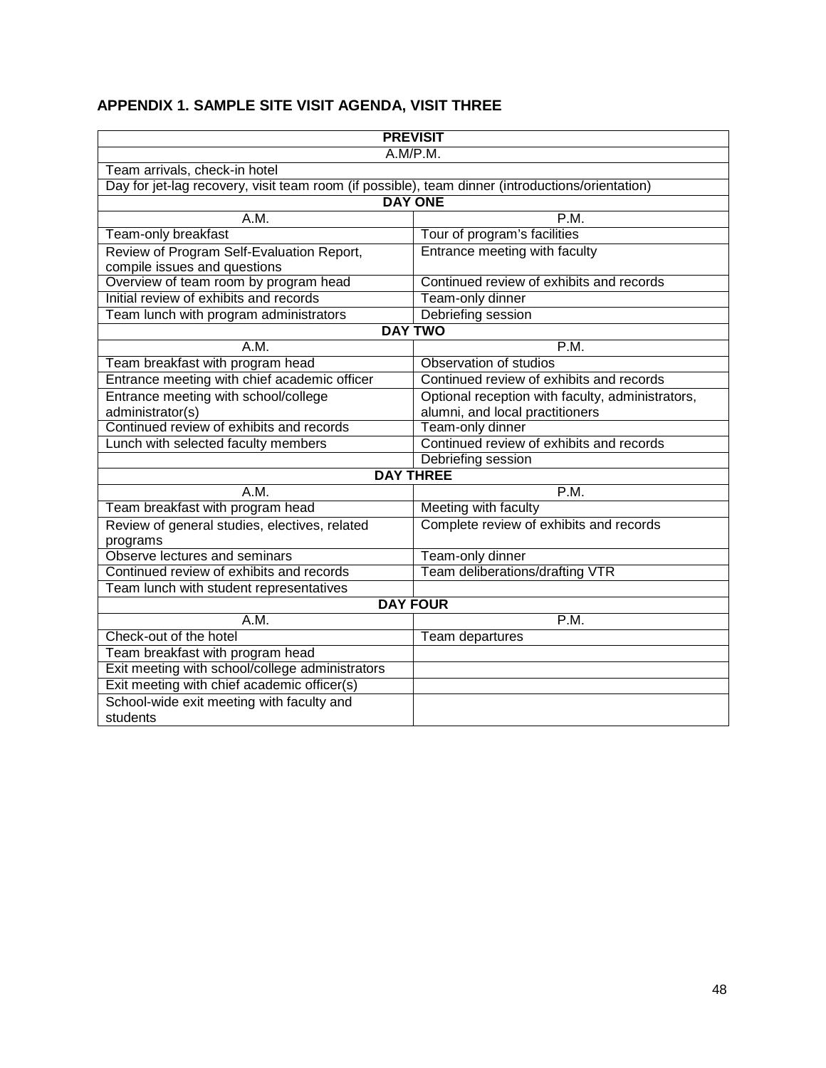## APPENDIX 1. SAMPLE SITE VISIT AGENDA, VISIT THREE

| PREVISIT | |
|---|---|
| A.M/P.M. | |
| Team arrivals, check-in hotel | |
| Day for jet-lag recovery, visit team room (if possible), team dinner (introductions/orientation) | |
| **DAY ONE** | |
| A.M. | P.M. |
| Team-only breakfast | Tour of program's facilities |
| Review of Program Self-Evaluation Report, compile issues and questions | Entrance meeting with faculty |
| Overview of team room by program head | Continued review of exhibits and records |
| Initial review of exhibits and records | Team-only dinner |
| Team lunch with program administrators | Debriefing session |
| **DAY TWO** | |
| A.M. | P.M. |
| Team breakfast with program head | Observation of studios |
| Entrance meeting with chief academic officer | Continued review of exhibits and records |
| Entrance meeting with school/college administrator(s) | Optional reception with faculty, administrators, alumni, and local practitioners |
| Continued review of exhibits and records | Team-only dinner |
| Lunch with selected faculty members | Continued review of exhibits and records |
| | Debriefing session |
| **DAY THREE** | |
| A.M. | P.M. |
| Team breakfast with program head | Meeting with faculty |
| Review of general studies, electives, related programs | Complete review of exhibits and records |
| Observe lectures and seminars | Team-only dinner |
| Continued review of exhibits and records | Team deliberations/drafting VTR |
| Team lunch with student representatives | |
| **DAY FOUR** | |
| A.M. | P.M. |
| Check-out of the hotel | Team departures |
| Team breakfast with program head | |
| Exit meeting with school/college administrators | |
| Exit meeting with chief academic officer(s) | |
| School-wide exit meeting with faculty and students | |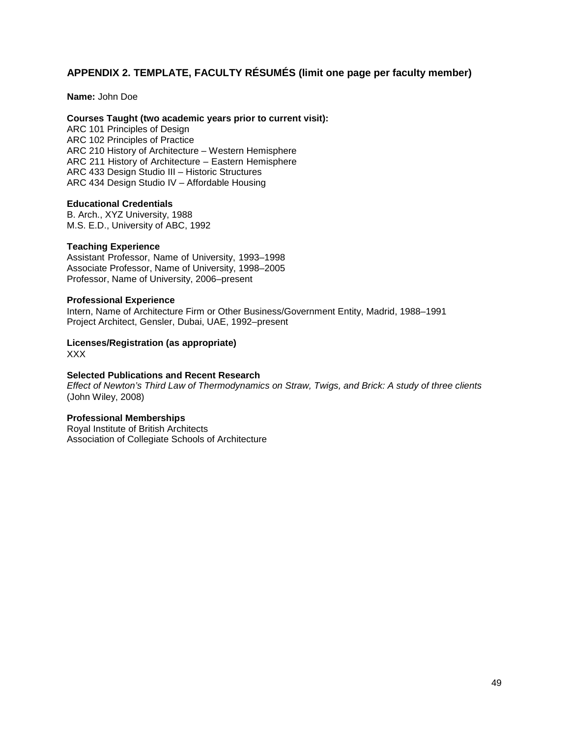## APPENDIX 2. TEMPLATE, FACULTY RÉSUMÉS (limit one page per faculty member)

**Name:** John Doe

**Courses Taught (two academic years prior to current visit):**
ARC 101 Principles of Design
ARC 102 Principles of Practice
ARC 210 History of Architecture – Western Hemisphere
ARC 211 History of Architecture – Eastern Hemisphere
ARC 433 Design Studio III – Historic Structures
ARC 434 Design Studio IV – Affordable Housing

**Educational Credentials**
B. Arch., XYZ University, 1988
M.S. E.D., University of ABC, 1992

**Teaching Experience**
Assistant Professor, Name of University, 1993–1998
Associate Professor, Name of University, 1998–2005
Professor, Name of University, 2006–present

**Professional Experience**
Intern, Name of Architecture Firm or Other Business/Government Entity, Madrid, 1988–1991
Project Architect, Gensler, Dubai, UAE, 1992–present

**Licenses/Registration (as appropriate)**
XXX

**Selected Publications and Recent Research**
*Effect of Newton's Third Law of Thermodynamics on Straw, Twigs, and Brick: A study of three clients* (John Wiley, 2008)

**Professional Memberships**
Royal Institute of British Architects
Association of Collegiate Schools of Architecture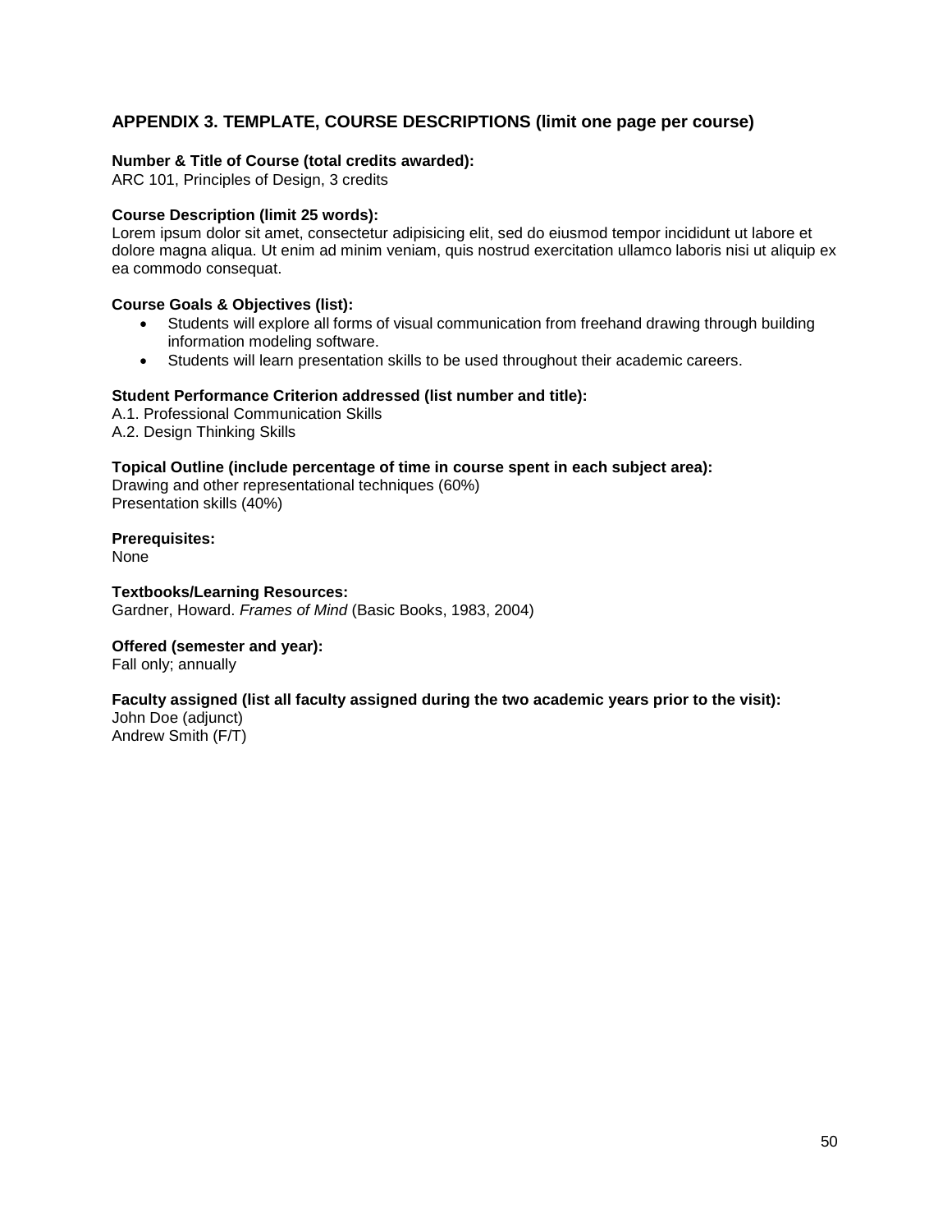## APPENDIX 3. TEMPLATE, COURSE DESCRIPTIONS (limit one page per course)

**Number & Title of Course (total credits awarded):**
ARC 101, Principles of Design, 3 credits

**Course Description (limit 25 words):**
Lorem ipsum dolor sit amet, consectetur adipisicing elit, sed do eiusmod tempor incididunt ut labore et dolore magna aliqua. Ut enim ad minim veniam, quis nostrud exercitation ullamco laboris nisi ut aliquip ex ea commodo consequat.

**Course Goals & Objectives (list):**

- Students will explore all forms of visual communication from freehand drawing through building information modeling software.
- Students will learn presentation skills to be used throughout their academic careers.

**Student Performance Criterion addressed (list number and title):**
A.1. Professional Communication Skills
A.2. Design Thinking Skills

**Topical Outline (include percentage of time in course spent in each subject area):**
Drawing and other representational techniques (60%)
Presentation skills (40%)

**Prerequisites:**
None

**Textbooks/Learning Resources:**
Gardner, Howard. *Frames of Mind* (Basic Books, 1983, 2004)

**Offered (semester and year):**
Fall only; annually

**Faculty assigned (list all faculty assigned during the two academic years prior to the visit):**
John Doe (adjunct)
Andrew Smith (F/T)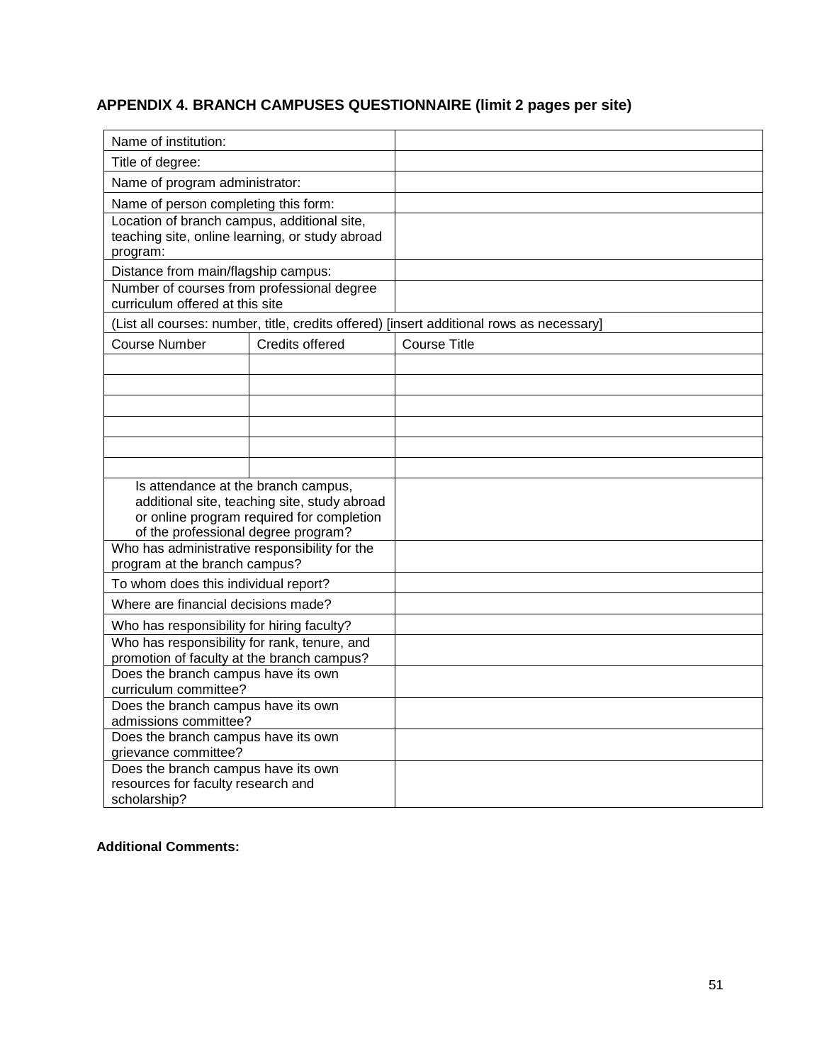## APPENDIX 4. BRANCH CAMPUSES QUESTIONNAIRE (limit 2 pages per site)

| | | |
|---|---|---|
| Name of institution: | | |
| Title of degree: | | |
| Name of program administrator: | | |
| Name of person completing this form: | | |
| Location of branch campus, additional site, teaching site, online learning, or study abroad program: | | |
| Distance from main/flagship campus: | | |
| Number of courses from professional degree curriculum offered at this site | | |
| (List all courses: number, title, credits offered) [insert additional rows as necessary] | | |
| Course Number | Credits offered | Course Title |
| | | |
| | | |
| | | |
| | | |
| | | |
| | | |
| Is attendance at the branch campus, additional site, teaching site, study abroad or online program required for completion of the professional degree program? | | |
| Who has administrative responsibility for the program at the branch campus? | | |
| To whom does this individual report? | | |
| Where are financial decisions made? | | |
| Who has responsibility for hiring faculty? | | |
| Who has responsibility for rank, tenure, and promotion of faculty at the branch campus? | | |
| Does the branch campus have its own curriculum committee? | | |
| Does the branch campus have its own admissions committee? | | |
| Does the branch campus have its own grievance committee? | | |
| Does the branch campus have its own resources for faculty research and scholarship? | | |

**Additional Comments:**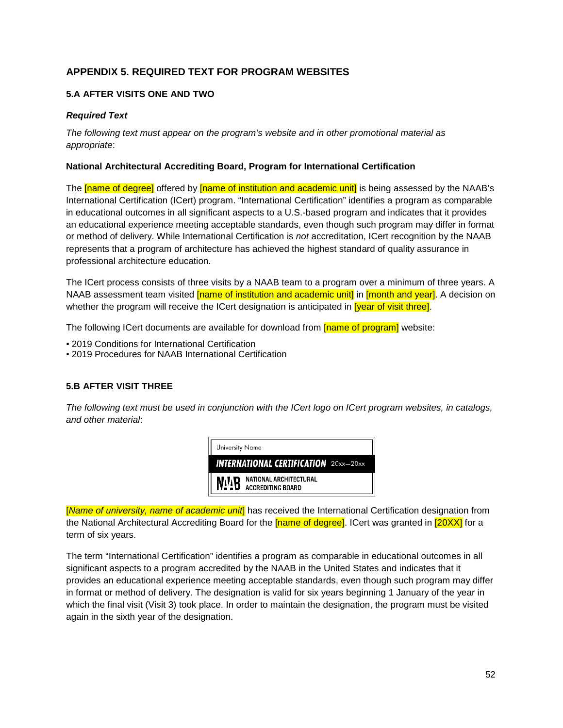## APPENDIX 5. REQUIRED TEXT FOR PROGRAM WEBSITES

### 5.A AFTER VISITS ONE AND TWO

***Required Text***

*The following text must appear on the program's website and in other promotional material as appropriate*:

**National Architectural Accrediting Board, Program for International Certification**

The [name of degree] offered by [name of institution and academic unit] is being assessed by the NAAB's International Certification (ICert) program. "International Certification" identifies a program as comparable in educational outcomes in all significant aspects to a U.S.-based program and indicates that it provides an educational experience meeting acceptable standards, even though such program may differ in format or method of delivery. While International Certification is *not* accreditation, ICert recognition by the NAAB represents that a program of architecture has achieved the highest standard of quality assurance in professional architecture education.

The ICert process consists of three visits by a NAAB team to a program over a minimum of three years. A NAAB assessment team visited [name of institution and academic unit] in [month and year]. A decision on whether the program will receive the ICert designation is anticipated in [year of visit three].

The following ICert documents are available for download from [name of program] website:

- 2019 Conditions for International Certification
- 2019 Procedures for NAAB International Certification

### 5.B AFTER VISIT THREE

*The following text must be used in conjunction with the ICert logo on ICert program websites, in catalogs, and other material*:

University Name
INTERNATIONAL CERTIFICATION 20xx–20xx
NAAB NATIONAL ARCHITECTURAL ACCREDITING BOARD

[*Name of university, name of academic unit*] has received the International Certification designation from the National Architectural Accrediting Board for the [name of degree]. ICert was granted in [20XX] for a term of six years.

The term "International Certification" identifies a program as comparable in educational outcomes in all significant aspects to a program accredited by the NAAB in the United States and indicates that it provides an educational experience meeting acceptable standards, even though such program may differ in format or method of delivery. The designation is valid for six years beginning 1 January of the year in which the final visit (Visit 3) took place. In order to maintain the designation, the program must be visited again in the sixth year of the designation.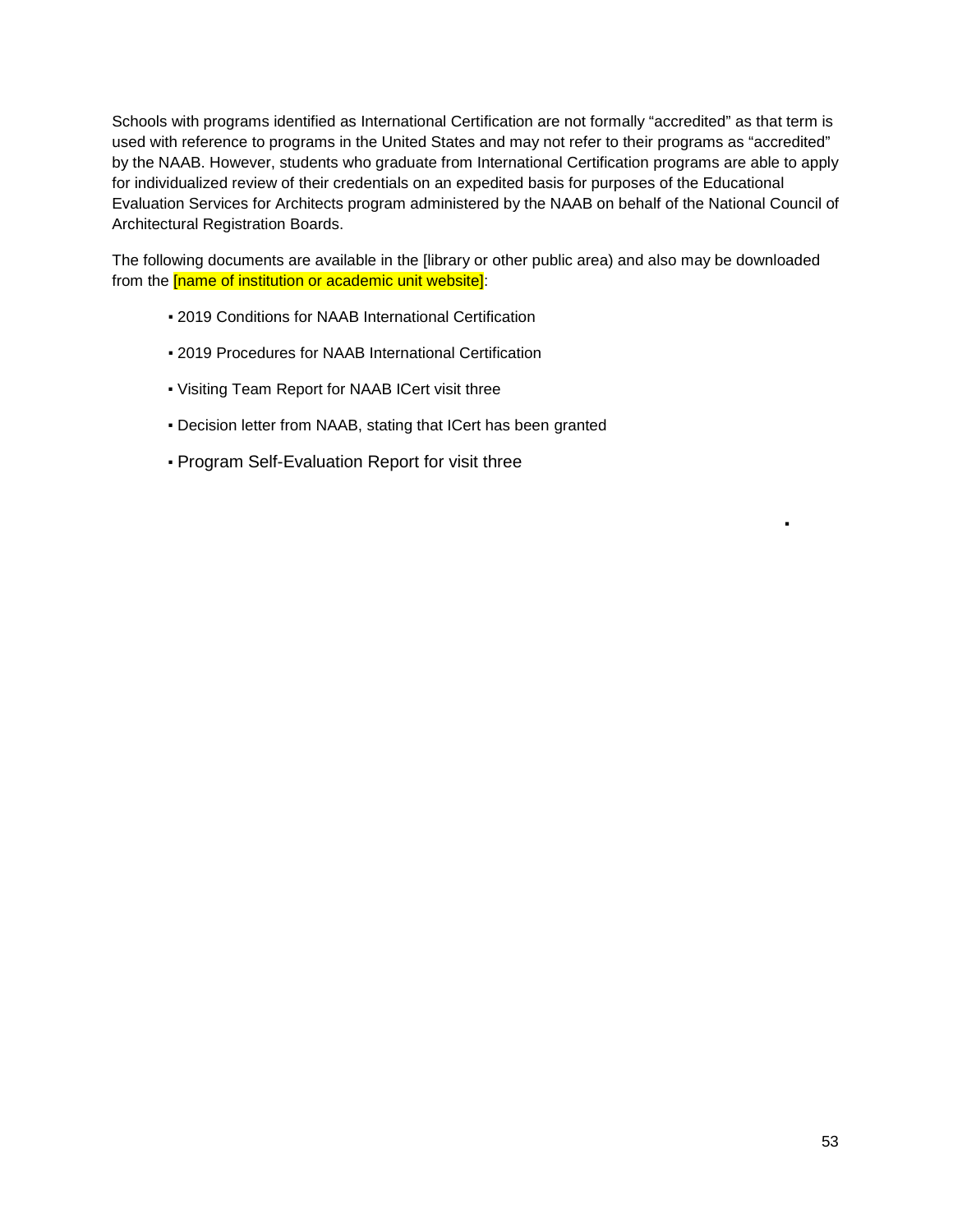Schools with programs identified as International Certification are not formally “accredited” as that term is used with reference to programs in the United States and may not refer to their programs as “accredited” by the NAAB. However, students who graduate from International Certification programs are able to apply for individualized review of their credentials on an expedited basis for purposes of the Educational Evaluation Services for Architects program administered by the NAAB on behalf of the National Council of Architectural Registration Boards.

The following documents are available in the [library or other public area) and also may be downloaded from the [name of institution or academic unit website]:

- 2019 Conditions for NAAB International Certification
- 2019 Procedures for NAAB International Certification
- Visiting Team Report for NAAB ICert visit three
- Decision letter from NAAB, stating that ICert has been granted
- Program Self-Evaluation Report for visit three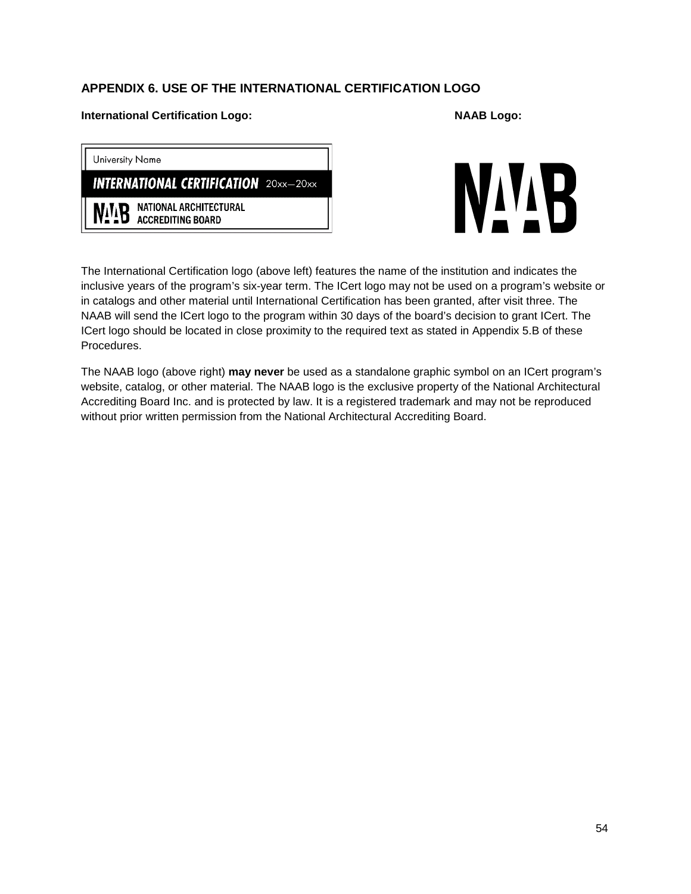## APPENDIX 6. USE OF THE INTERNATIONAL CERTIFICATION LOGO

**International Certification Logo:**

**NAAB Logo:**

The International Certification logo (above left) features the name of the institution and indicates the inclusive years of the program's six-year term. The ICert logo may not be used on a program's website or in catalogs and other material until International Certification has been granted, after visit three. The NAAB will send the ICert logo to the program within 30 days of the board's decision to grant ICert. The ICert logo should be located in close proximity to the required text as stated in Appendix 5.B of these Procedures.

The NAAB logo (above right) **may never** be used as a standalone graphic symbol on an ICert program's website, catalog, or other material. The NAAB logo is the exclusive property of the National Architectural Accrediting Board Inc. and is protected by law. It is a registered trademark and may not be reproduced without prior written permission from the National Architectural Accrediting Board.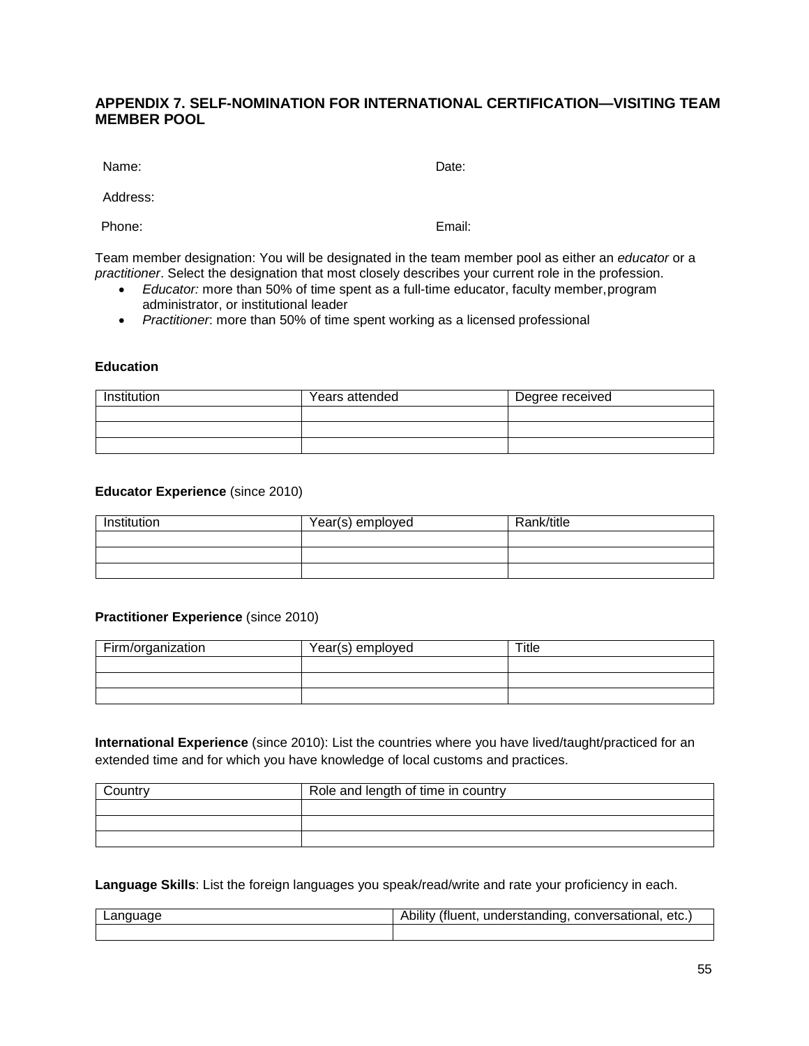## APPENDIX 7. SELF-NOMINATION FOR INTERNATIONAL CERTIFICATION—VISITING TEAM MEMBER POOL

Name: Date:

Address:

Phone: Email:

Team member designation: You will be designated in the team member pool as either an *educator* or a *practitioner*. Select the designation that most closely describes your current role in the profession.

- *Educator:* more than 50% of time spent as a full-time educator, faculty member, program administrator, or institutional leader
- *Practitioner*: more than 50% of time spent working as a licensed professional

**Education**

| Institution | Years attended | Degree received |
|---|---|---|
| | | |
| | | |
| | | |

**Educator Experience** (since 2010)

| Institution | Year(s) employed | Rank/title |
|---|---|---|
| | | |
| | | |
| | | |

**Practitioner Experience** (since 2010)

| Firm/organization | Year(s) employed | Title |
|---|---|---|
| | | |
| | | |
| | | |

**International Experience** (since 2010): List the countries where you have lived/taught/practiced for an extended time and for which you have knowledge of local customs and practices.

| Country | Role and length of time in country |
|---|---|
| | |
| | |
| | |

**Language Skills**: List the foreign languages you speak/read/write and rate your proficiency in each.

| Language | Ability (fluent, understanding, conversational, etc.) |
|---|---|
| | |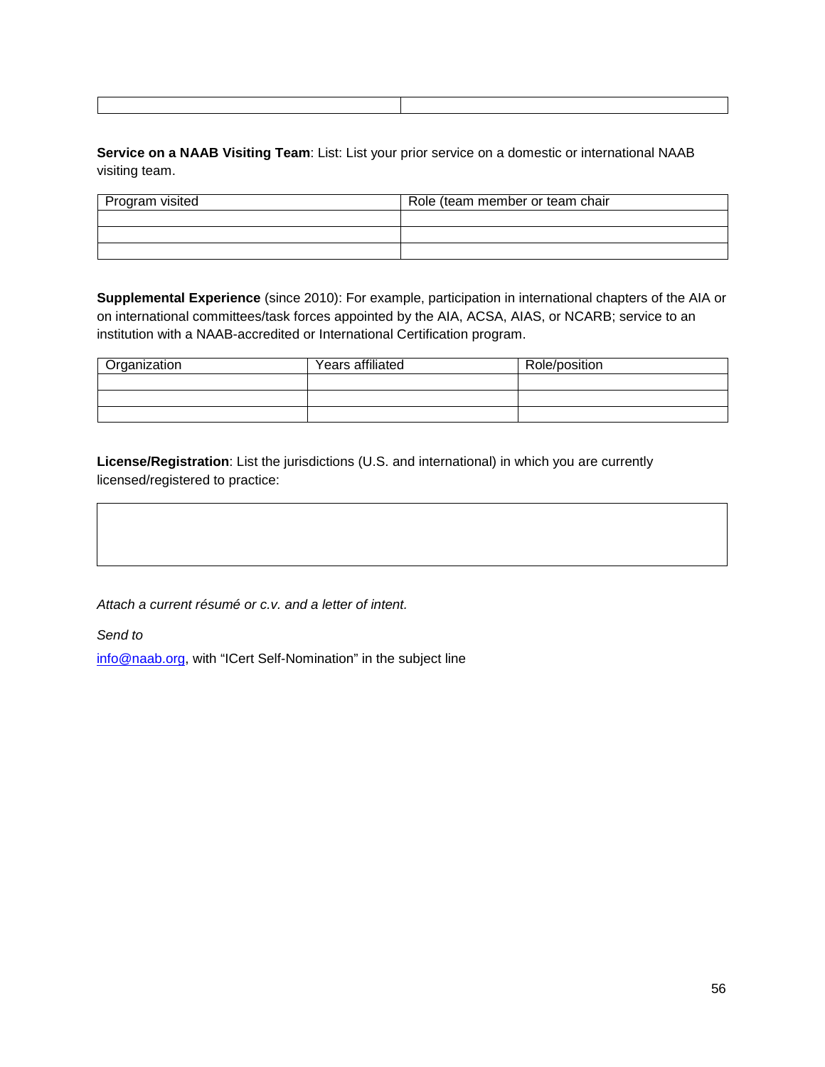| | |
|---|---|
| | |

**Service on a NAAB Visiting Team**: List: List your prior service on a domestic or international NAAB visiting team.

| Program visited | Role (team member or team chair |
|---|---|
| | |
| | |
| | |

**Supplemental Experience** (since 2010): For example, participation in international chapters of the AIA or on international committees/task forces appointed by the AIA, ACSA, AIAS, or NCARB; service to an institution with a NAAB-accredited or International Certification program.

| Organization | Years affiliated | Role/position |
|---|---|---|
| | | |
| | | |
| | | |

**License/Registration**: List the jurisdictions (U.S. and international) in which you are currently licensed/registered to practice:

| |
|---|
| |

*Attach a current résumé or c.v. and a letter of intent.*

*Send to*

info@naab.org, with "ICert Self-Nomination" in the subject line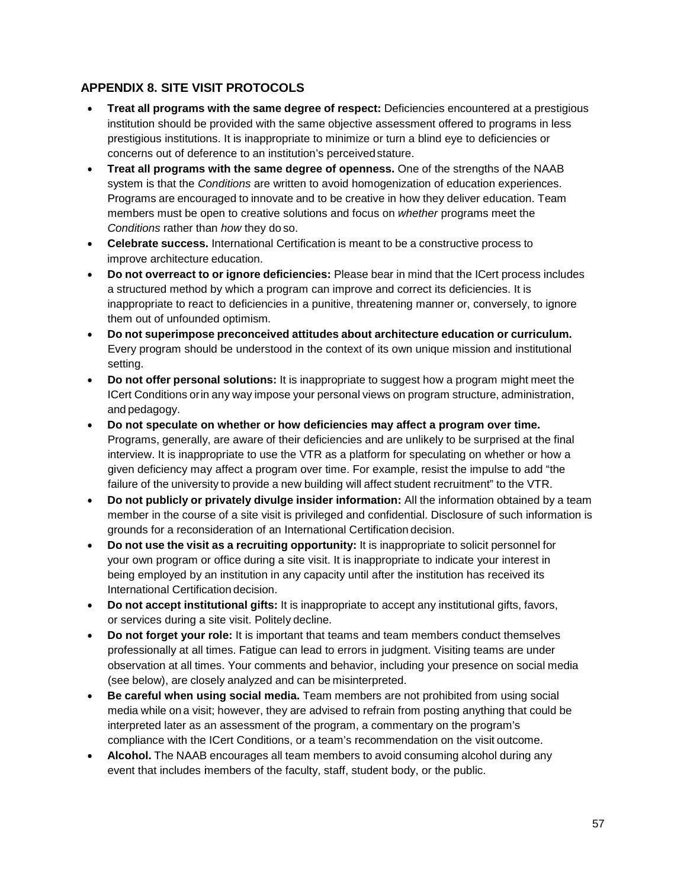## APPENDIX 8. SITE VISIT PROTOCOLS

- **Treat all programs with the same degree of respect:** Deficiencies encountered at a prestigious institution should be provided with the same objective assessment offered to programs in less prestigious institutions. It is inappropriate to minimize or turn a blind eye to deficiencies or concerns out of deference to an institution's perceived stature.
- **Treat all programs with the same degree of openness.** One of the strengths of the NAAB system is that the *Conditions* are written to avoid homogenization of education experiences. Programs are encouraged to innovate and to be creative in how they deliver education. Team members must be open to creative solutions and focus on *whether* programs meet the *Conditions* rather than *how* they do so.
- **Celebrate success.** International Certification is meant to be a constructive process to improve architecture education.
- **Do not overreact to or ignore deficiencies:** Please bear in mind that the ICert process includes a structured method by which a program can improve and correct its deficiencies. It is inappropriate to react to deficiencies in a punitive, threatening manner or, conversely, to ignore them out of unfounded optimism.
- **Do not superimpose preconceived attitudes about architecture education or curriculum.** Every program should be understood in the context of its own unique mission and institutional setting.
- **Do not offer personal solutions:** It is inappropriate to suggest how a program might meet the ICert Conditions or in any way impose your personal views on program structure, administration, and pedagogy.
- **Do not speculate on whether or how deficiencies may affect a program over time.** Programs, generally, are aware of their deficiencies and are unlikely to be surprised at the final interview. It is inappropriate to use the VTR as a platform for speculating on whether or how a given deficiency may affect a program over time. For example, resist the impulse to add "the failure of the university to provide a new building will affect student recruitment" to the VTR.
- **Do not publicly or privately divulge insider information:** All the information obtained by a team member in the course of a site visit is privileged and confidential. Disclosure of such information is grounds for a reconsideration of an International Certification decision.
- **Do not use the visit as a recruiting opportunity:** It is inappropriate to solicit personnel for your own program or office during a site visit. It is inappropriate to indicate your interest in being employed by an institution in any capacity until after the institution has received its International Certification decision.
- **Do not accept institutional gifts:** It is inappropriate to accept any institutional gifts, favors, or services during a site visit. Politely decline.
- **Do not forget your role:** It is important that teams and team members conduct themselves professionally at all times. Fatigue can lead to errors in judgment. Visiting teams are under observation at all times. Your comments and behavior, including your presence on social media (see below), are closely analyzed and can be misinterpreted.
- **Be careful when using social media.** Team members are not prohibited from using social media while on a visit; however, they are advised to refrain from posting anything that could be interpreted later as an assessment of the program, a commentary on the program's compliance with the ICert Conditions, or a team's recommendation on the visit outcome.
- **Alcohol.** The NAAB encourages all team members to avoid consuming alcohol during any event that includes members of the faculty, staff, student body, or the public.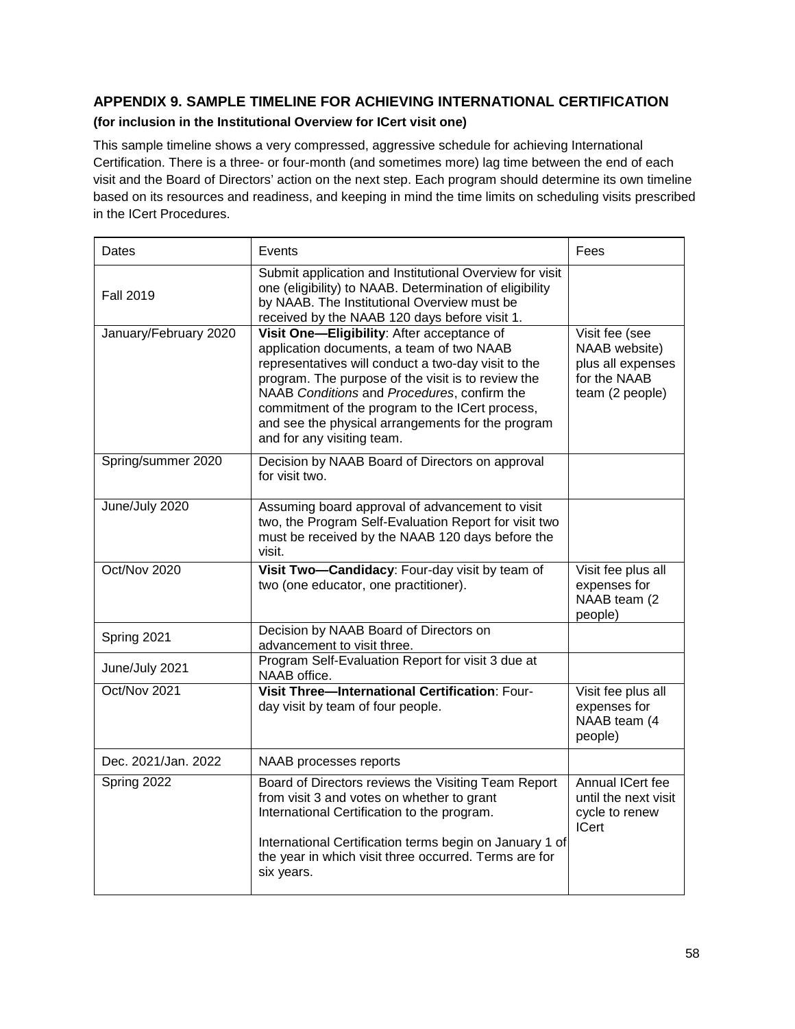## APPENDIX 9. SAMPLE TIMELINE FOR ACHIEVING INTERNATIONAL CERTIFICATION

### (for inclusion in the Institutional Overview for ICert visit one)

This sample timeline shows a very compressed, aggressive schedule for achieving International Certification. There is a three- or four-month (and sometimes more) lag time between the end of each visit and the Board of Directors' action on the next step. Each program should determine its own timeline based on its resources and readiness, and keeping in mind the time limits on scheduling visits prescribed in the ICert Procedures.

| Dates | Events | Fees |
|---|---|---|
| Fall 2019 | Submit application and Institutional Overview for visit one (eligibility) to NAAB. Determination of eligibility by NAAB. The Institutional Overview must be received by the NAAB 120 days before visit 1. | |
| January/February 2020 | **Visit One—Eligibility**: After acceptance of application documents, a team of two NAAB representatives will conduct a two-day visit to the program. The purpose of the visit is to review the NAAB *Conditions* and *Procedures*, confirm the commitment of the program to the ICert process, and see the physical arrangements for the program and for any visiting team. | Visit fee (see NAAB website) plus all expenses for the NAAB team (2 people) |
| Spring/summer 2020 | Decision by NAAB Board of Directors on approval for visit two. | |
| June/July 2020 | Assuming board approval of advancement to visit two, the Program Self-Evaluation Report for visit two must be received by the NAAB 120 days before the visit. | |
| Oct/Nov 2020 | **Visit Two—Candidacy**: Four-day visit by team of two (one educator, one practitioner). | Visit fee plus all expenses for NAAB team (2 people) |
| Spring 2021 | Decision by NAAB Board of Directors on advancement to visit three. | |
| June/July 2021 | Program Self-Evaluation Report for visit 3 due at NAAB office. | |
| Oct/Nov 2021 | **Visit Three—International Certification**: Four-day visit by team of four people. | Visit fee plus all expenses for NAAB team (4 people) |
| Dec. 2021/Jan. 2022 | NAAB processes reports | |
| Spring 2022 | Board of Directors reviews the Visiting Team Report from visit 3 and votes on whether to grant International Certification to the program.<br><br>International Certification terms begin on January 1 of the year in which visit three occurred. Terms are for six years. | Annual ICert fee until the next visit cycle to renew ICert |